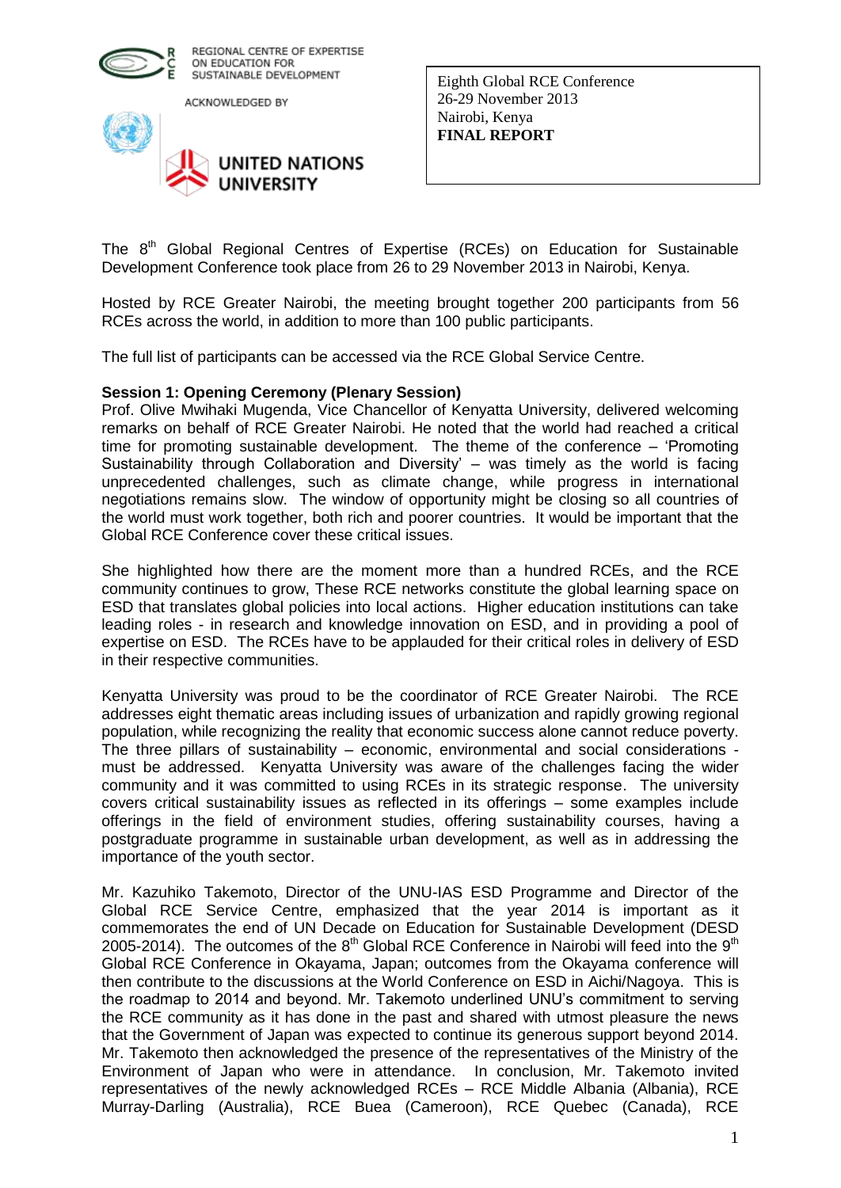REGIONAL CENTRE OF EXPERTISE ON EDUCATION FOR SUSTAINABLE DEVELOPMENT

ACKNOWLEDGED BY

UNITED NATIONS UNIVERSITY

Eighth Global RCE Conference
26-29 November 2013
Nairobi, Kenya
**FINAL REPORT**

The 8th Global Regional Centres of Expertise (RCEs) on Education for Sustainable Development Conference took place from 26 to 29 November 2013 in Nairobi, Kenya.

Hosted by RCE Greater Nairobi, the meeting brought together 200 participants from 56 RCEs across the world, in addition to more than 100 public participants.

The full list of participants can be accessed via the RCE Global Service Centre.

**Session 1: Opening Ceremony (Plenary Session)**

Prof. Olive Mwihaki Mugenda, Vice Chancellor of Kenyatta University, delivered welcoming remarks on behalf of RCE Greater Nairobi. He noted that the world had reached a critical time for promoting sustainable development. The theme of the conference – 'Promoting Sustainability through Collaboration and Diversity' – was timely as the world is facing unprecedented challenges, such as climate change, while progress in international negotiations remains slow. The window of opportunity might be closing so all countries of the world must work together, both rich and poorer countries. It would be important that the Global RCE Conference cover these critical issues.

She highlighted how there are the moment more than a hundred RCEs, and the RCE community continues to grow, These RCE networks constitute the global learning space on ESD that translates global policies into local actions. Higher education institutions can take leading roles - in research and knowledge innovation on ESD, and in providing a pool of expertise on ESD. The RCEs have to be applauded for their critical roles in delivery of ESD in their respective communities.

Kenyatta University was proud to be the coordinator of RCE Greater Nairobi. The RCE addresses eight thematic areas including issues of urbanization and rapidly growing regional population, while recognizing the reality that economic success alone cannot reduce poverty. The three pillars of sustainability – economic, environmental and social considerations - must be addressed. Kenyatta University was aware of the challenges facing the wider community and it was committed to using RCEs in its strategic response. The university covers critical sustainability issues as reflected in its offerings – some examples include offerings in the field of environment studies, offering sustainability courses, having a postgraduate programme in sustainable urban development, as well as in addressing the importance of the youth sector.

Mr. Kazuhiko Takemoto, Director of the UNU-IAS ESD Programme and Director of the Global RCE Service Centre, emphasized that the year 2014 is important as it commemorates the end of UN Decade on Education for Sustainable Development (DESD 2005-2014). The outcomes of the 8th Global RCE Conference in Nairobi will feed into the 9th Global RCE Conference in Okayama, Japan; outcomes from the Okayama conference will then contribute to the discussions at the World Conference on ESD in Aichi/Nagoya. This is the roadmap to 2014 and beyond. Mr. Takemoto underlined UNU's commitment to serving the RCE community as it has done in the past and shared with utmost pleasure the news that the Government of Japan was expected to continue its generous support beyond 2014. Mr. Takemoto then acknowledged the presence of the representatives of the Ministry of the Environment of Japan who were in attendance. In conclusion, Mr. Takemoto invited representatives of the newly acknowledged RCEs – RCE Middle Albania (Albania), RCE Murray-Darling (Australia), RCE Buea (Cameroon), RCE Quebec (Canada), RCE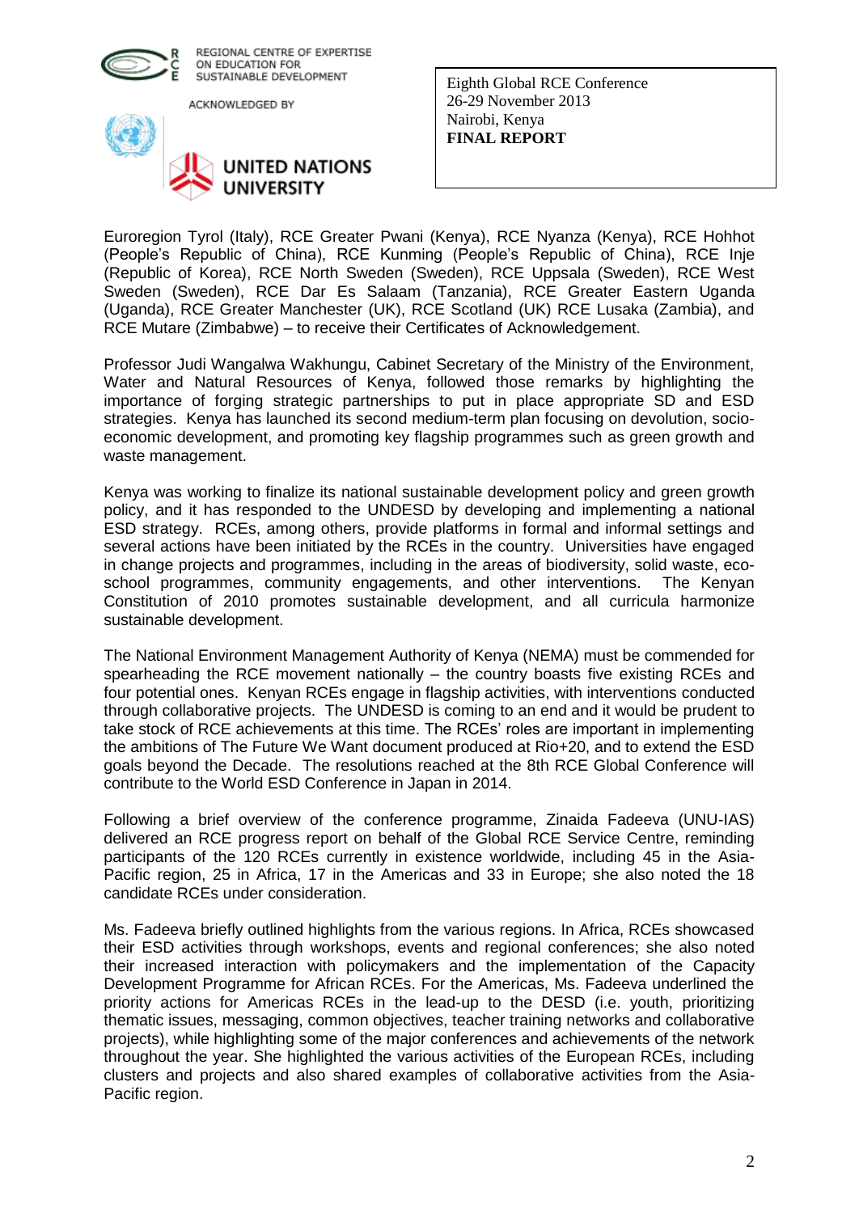Euroregion Tyrol (Italy), RCE Greater Pwani (Kenya), RCE Nyanza (Kenya), RCE Hohhot (People's Republic of China), RCE Kunming (People's Republic of China), RCE Inje (Republic of Korea), RCE North Sweden (Sweden), RCE Uppsala (Sweden), RCE West Sweden (Sweden), RCE Dar Es Salaam (Tanzania), RCE Greater Eastern Uganda (Uganda), RCE Greater Manchester (UK), RCE Scotland (UK) RCE Lusaka (Zambia), and RCE Mutare (Zimbabwe) – to receive their Certificates of Acknowledgement.

Professor Judi Wangalwa Wakhungu, Cabinet Secretary of the Ministry of the Environment, Water and Natural Resources of Kenya, followed those remarks by highlighting the importance of forging strategic partnerships to put in place appropriate SD and ESD strategies. Kenya has launched its second medium-term plan focusing on devolution, socio-economic development, and promoting key flagship programmes such as green growth and waste management.

Kenya was working to finalize its national sustainable development policy and green growth policy, and it has responded to the UNDESD by developing and implementing a national ESD strategy. RCEs, among others, provide platforms in formal and informal settings and several actions have been initiated by the RCEs in the country. Universities have engaged in change projects and programmes, including in the areas of biodiversity, solid waste, eco-school programmes, community engagements, and other interventions. The Kenyan Constitution of 2010 promotes sustainable development, and all curricula harmonize sustainable development.

The National Environment Management Authority of Kenya (NEMA) must be commended for spearheading the RCE movement nationally – the country boasts five existing RCEs and four potential ones. Kenyan RCEs engage in flagship activities, with interventions conducted through collaborative projects. The UNDESD is coming to an end and it would be prudent to take stock of RCE achievements at this time. The RCEs' roles are important in implementing the ambitions of The Future We Want document produced at Rio+20, and to extend the ESD goals beyond the Decade. The resolutions reached at the 8th RCE Global Conference will contribute to the World ESD Conference in Japan in 2014.

Following a brief overview of the conference programme, Zinaida Fadeeva (UNU-IAS) delivered an RCE progress report on behalf of the Global RCE Service Centre, reminding participants of the 120 RCEs currently in existence worldwide, including 45 in the Asia-Pacific region, 25 in Africa, 17 in the Americas and 33 in Europe; she also noted the 18 candidate RCEs under consideration.

Ms. Fadeeva briefly outlined highlights from the various regions. In Africa, RCEs showcased their ESD activities through workshops, events and regional conferences; she also noted their increased interaction with policymakers and the implementation of the Capacity Development Programme for African RCEs. For the Americas, Ms. Fadeeva underlined the priority actions for Americas RCEs in the lead-up to the DESD (i.e. youth, prioritizing thematic issues, messaging, common objectives, teacher training networks and collaborative projects), while highlighting some of the major conferences and achievements of the network throughout the year. She highlighted the various activities of the European RCEs, including clusters and projects and also shared examples of collaborative activities from the Asia-Pacific region.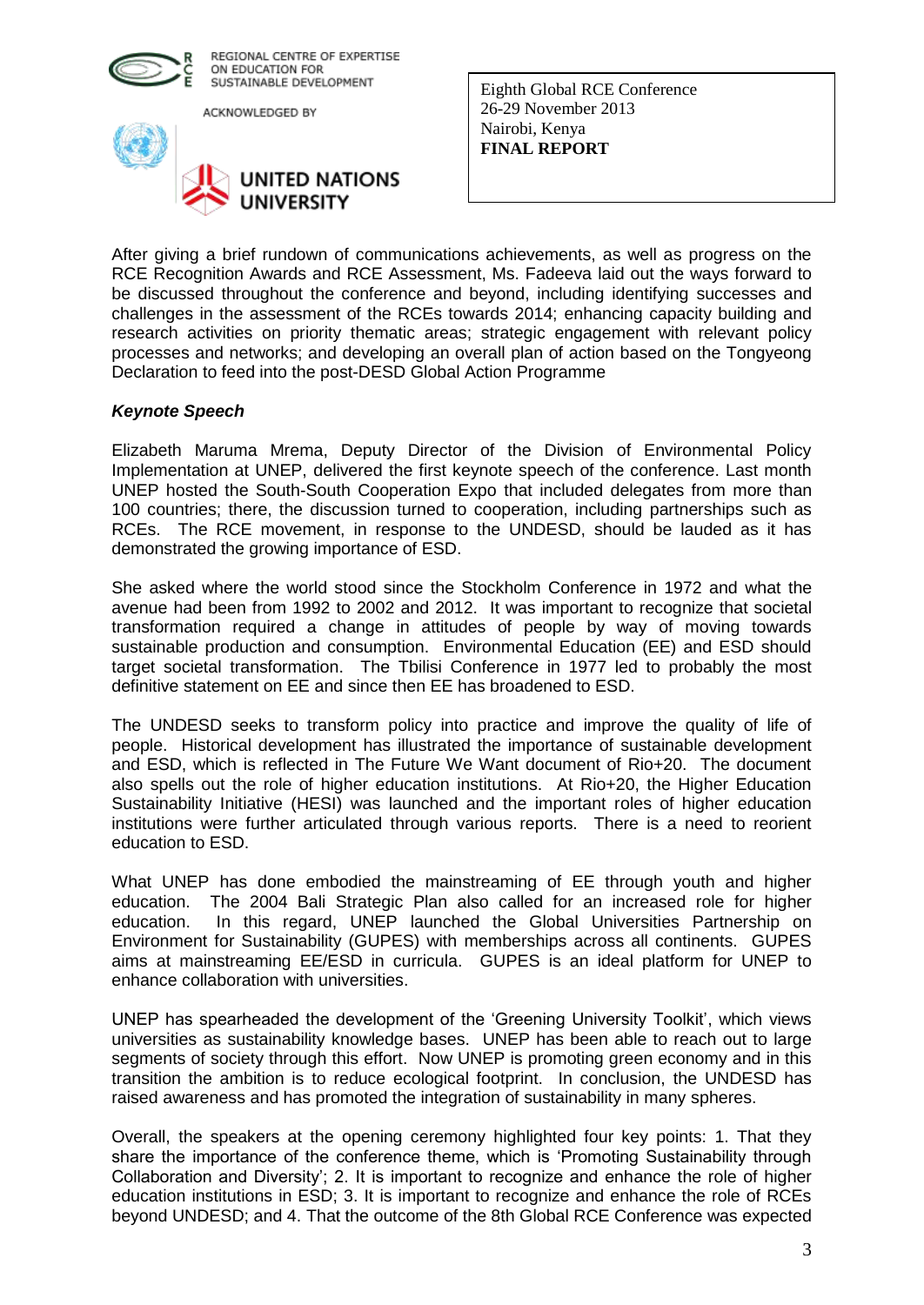After giving a brief rundown of communications achievements, as well as progress on the RCE Recognition Awards and RCE Assessment, Ms. Fadeeva laid out the ways forward to be discussed throughout the conference and beyond, including identifying successes and challenges in the assessment of the RCEs towards 2014; enhancing capacity building and research activities on priority thematic areas; strategic engagement with relevant policy processes and networks; and developing an overall plan of action based on the Tongyeong Declaration to feed into the post-DESD Global Action Programme

***Keynote Speech***

Elizabeth Maruma Mrema, Deputy Director of the Division of Environmental Policy Implementation at UNEP, delivered the first keynote speech of the conference. Last month UNEP hosted the South-South Cooperation Expo that included delegates from more than 100 countries; there, the discussion turned to cooperation, including partnerships such as RCEs. The RCE movement, in response to the UNDESD, should be lauded as it has demonstrated the growing importance of ESD.

She asked where the world stood since the Stockholm Conference in 1972 and what the avenue had been from 1992 to 2002 and 2012. It was important to recognize that societal transformation required a change in attitudes of people by way of moving towards sustainable production and consumption. Environmental Education (EE) and ESD should target societal transformation. The Tbilisi Conference in 1977 led to probably the most definitive statement on EE and since then EE has broadened to ESD.

The UNDESD seeks to transform policy into practice and improve the quality of life of people. Historical development has illustrated the importance of sustainable development and ESD, which is reflected in The Future We Want document of Rio+20. The document also spells out the role of higher education institutions. At Rio+20, the Higher Education Sustainability Initiative (HESI) was launched and the important roles of higher education institutions were further articulated through various reports. There is a need to reorient education to ESD.

What UNEP has done embodied the mainstreaming of EE through youth and higher education. The 2004 Bali Strategic Plan also called for an increased role for higher education. In this regard, UNEP launched the Global Universities Partnership on Environment for Sustainability (GUPES) with memberships across all continents. GUPES aims at mainstreaming EE/ESD in curricula. GUPES is an ideal platform for UNEP to enhance collaboration with universities.

UNEP has spearheaded the development of the 'Greening University Toolkit', which views universities as sustainability knowledge bases. UNEP has been able to reach out to large segments of society through this effort. Now UNEP is promoting green economy and in this transition the ambition is to reduce ecological footprint. In conclusion, the UNDESD has raised awareness and has promoted the integration of sustainability in many spheres.

Overall, the speakers at the opening ceremony highlighted four key points: 1. That they share the importance of the conference theme, which is 'Promoting Sustainability through Collaboration and Diversity'; 2. It is important to recognize and enhance the role of higher education institutions in ESD; 3. It is important to recognize and enhance the role of RCEs beyond UNDESD; and 4. That the outcome of the 8th Global RCE Conference was expected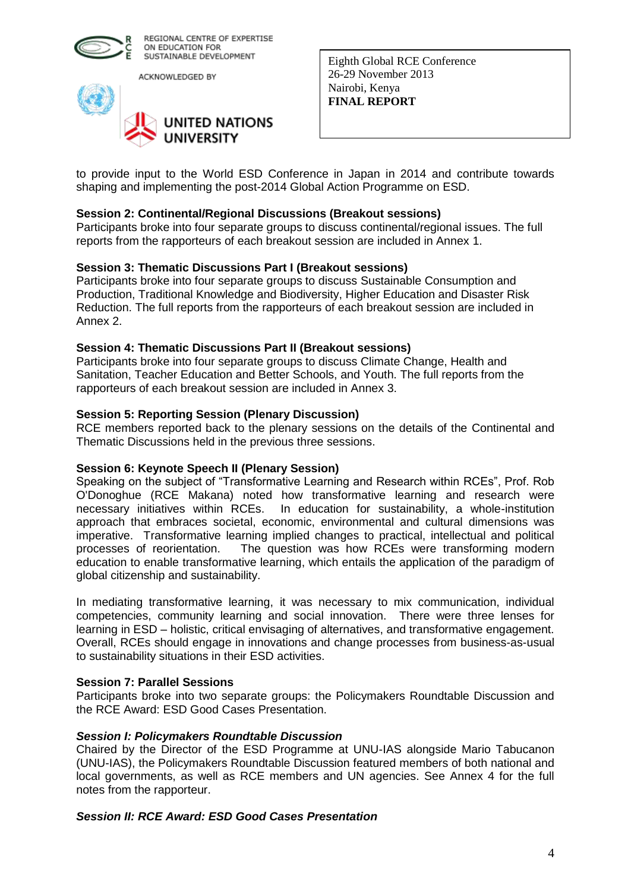to provide input to the World ESD Conference in Japan in 2014 and contribute towards shaping and implementing the post-2014 Global Action Programme on ESD.

**Session 2: Continental/Regional Discussions (Breakout sessions)**
Participants broke into four separate groups to discuss continental/regional issues. The full reports from the rapporteurs of each breakout session are included in Annex 1.

**Session 3: Thematic Discussions Part I (Breakout sessions)**
Participants broke into four separate groups to discuss Sustainable Consumption and Production, Traditional Knowledge and Biodiversity, Higher Education and Disaster Risk Reduction. The full reports from the rapporteurs of each breakout session are included in Annex 2.

**Session 4: Thematic Discussions Part II (Breakout sessions)**
Participants broke into four separate groups to discuss Climate Change, Health and Sanitation, Teacher Education and Better Schools, and Youth. The full reports from the rapporteurs of each breakout session are included in Annex 3.

**Session 5: Reporting Session (Plenary Discussion)**
RCE members reported back to the plenary sessions on the details of the Continental and Thematic Discussions held in the previous three sessions.

**Session 6: Keynote Speech II (Plenary Session)**
Speaking on the subject of "Transformative Learning and Research within RCEs", Prof. Rob O'Donoghue (RCE Makana) noted how transformative learning and research were necessary initiatives within RCEs. In education for sustainability, a whole-institution approach that embraces societal, economic, environmental and cultural dimensions was imperative. Transformative learning implied changes to practical, intellectual and political processes of reorientation. The question was how RCEs were transforming modern education to enable transformative learning, which entails the application of the paradigm of global citizenship and sustainability.

In mediating transformative learning, it was necessary to mix communication, individual competencies, community learning and social innovation. There were three lenses for learning in ESD – holistic, critical envisaging of alternatives, and transformative engagement. Overall, RCEs should engage in innovations and change processes from business-as-usual to sustainability situations in their ESD activities.

**Session 7: Parallel Sessions**
Participants broke into two separate groups: the Policymakers Roundtable Discussion and the RCE Award: ESD Good Cases Presentation.

***Session I: Policymakers Roundtable Discussion***
Chaired by the Director of the ESD Programme at UNU-IAS alongside Mario Tabucanon (UNU-IAS), the Policymakers Roundtable Discussion featured members of both national and local governments, as well as RCE members and UN agencies. See Annex 4 for the full notes from the rapporteur.

***Session II: RCE Award: ESD Good Cases Presentation***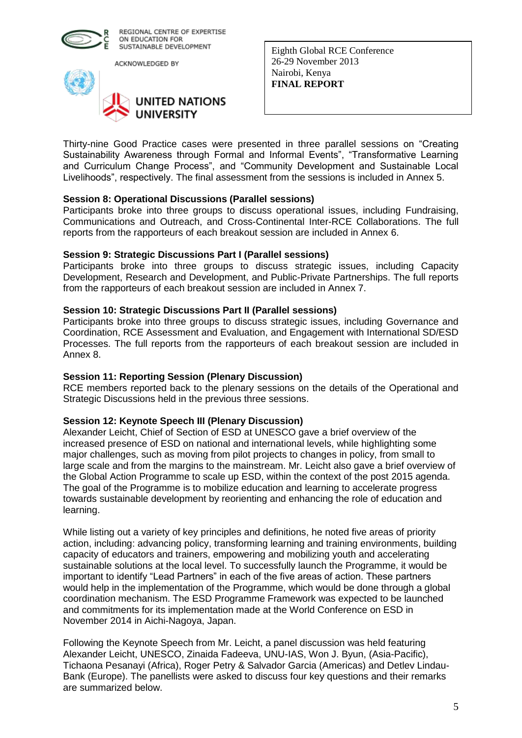Thirty-nine Good Practice cases were presented in three parallel sessions on "Creating Sustainability Awareness through Formal and Informal Events", "Transformative Learning and Curriculum Change Process", and "Community Development and Sustainable Local Livelihoods", respectively. The final assessment from the sessions is included in Annex 5.

**Session 8: Operational Discussions (Parallel sessions)**
Participants broke into three groups to discuss operational issues, including Fundraising, Communications and Outreach, and Cross-Continental Inter-RCE Collaborations. The full reports from the rapporteurs of each breakout session are included in Annex 6.

**Session 9: Strategic Discussions Part I (Parallel sessions)**
Participants broke into three groups to discuss strategic issues, including Capacity Development, Research and Development, and Public-Private Partnerships. The full reports from the rapporteurs of each breakout session are included in Annex 7.

**Session 10: Strategic Discussions Part II (Parallel sessions)**
Participants broke into three groups to discuss strategic issues, including Governance and Coordination, RCE Assessment and Evaluation, and Engagement with International SD/ESD Processes. The full reports from the rapporteurs of each breakout session are included in Annex 8.

**Session 11: Reporting Session (Plenary Discussion)**
RCE members reported back to the plenary sessions on the details of the Operational and Strategic Discussions held in the previous three sessions.

**Session 12: Keynote Speech III (Plenary Discussion)**
Alexander Leicht, Chief of Section of ESD at UNESCO gave a brief overview of the increased presence of ESD on national and international levels, while highlighting some major challenges, such as moving from pilot projects to changes in policy, from small to large scale and from the margins to the mainstream. Mr. Leicht also gave a brief overview of the Global Action Programme to scale up ESD, within the context of the post 2015 agenda. The goal of the Programme is to mobilize education and learning to accelerate progress towards sustainable development by reorienting and enhancing the role of education and learning.

While listing out a variety of key principles and definitions, he noted five areas of priority action, including: advancing policy, transforming learning and training environments, building capacity of educators and trainers, empowering and mobilizing youth and accelerating sustainable solutions at the local level. To successfully launch the Programme, it would be important to identify "Lead Partners" in each of the five areas of action. These partners would help in the implementation of the Programme, which would be done through a global coordination mechanism. The ESD Programme Framework was expected to be launched and commitments for its implementation made at the World Conference on ESD in November 2014 in Aichi-Nagoya, Japan.

Following the Keynote Speech from Mr. Leicht, a panel discussion was held featuring Alexander Leicht, UNESCO, Zinaida Fadeeva, UNU-IAS, Won J. Byun, (Asia-Pacific), Tichaona Pesanayi (Africa), Roger Petry & Salvador Garcia (Americas) and Detlev Lindau-Bank (Europe). The panellists were asked to discuss four key questions and their remarks are summarized below.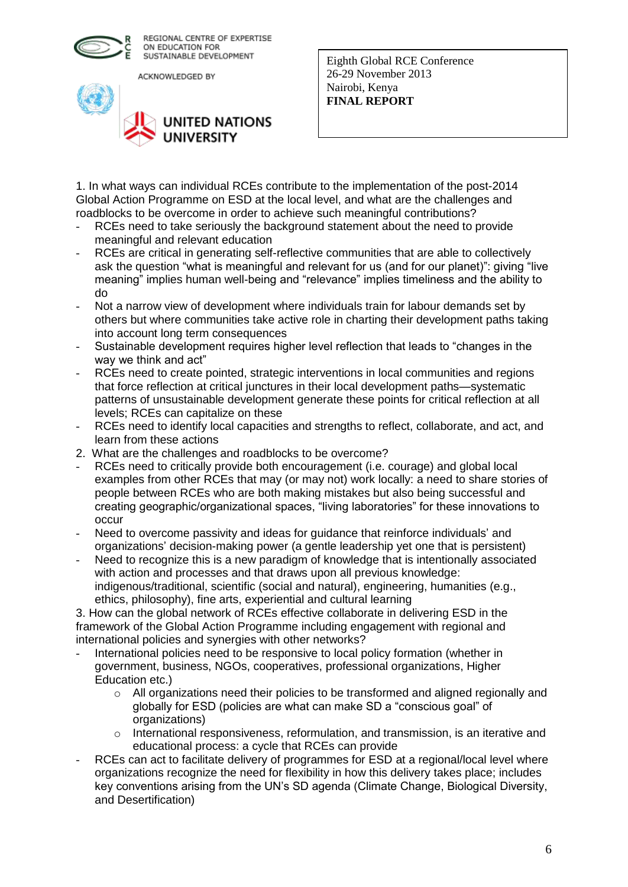1. In what ways can individual RCEs contribute to the implementation of the post-2014 Global Action Programme on ESD at the local level, and what are the challenges and roadblocks to be overcome in order to achieve such meaningful contributions?

- RCEs need to take seriously the background statement about the need to provide meaningful and relevant education
- RCEs are critical in generating self-reflective communities that are able to collectively ask the question "what is meaningful and relevant for us (and for our planet)": giving "live meaning" implies human well-being and "relevance" implies timeliness and the ability to do
- Not a narrow view of development where individuals train for labour demands set by others but where communities take active role in charting their development paths taking into account long term consequences
- Sustainable development requires higher level reflection that leads to "changes in the way we think and act"
- RCEs need to create pointed, strategic interventions in local communities and regions that force reflection at critical junctures in their local development paths—systematic patterns of unsustainable development generate these points for critical reflection at all levels; RCEs can capitalize on these
- RCEs need to identify local capacities and strengths to reflect, collaborate, and act, and learn from these actions

2. What are the challenges and roadblocks to be overcome?

- RCEs need to critically provide both encouragement (i.e. courage) and global local examples from other RCEs that may (or may not) work locally: a need to share stories of people between RCEs who are both making mistakes but also being successful and creating geographic/organizational spaces, "living laboratories" for these innovations to occur
- Need to overcome passivity and ideas for guidance that reinforce individuals' and organizations' decision-making power (a gentle leadership yet one that is persistent)
- Need to recognize this is a new paradigm of knowledge that is intentionally associated with action and processes and that draws upon all previous knowledge: indigenous/traditional, scientific (social and natural), engineering, humanities (e.g., ethics, philosophy), fine arts, experiential and cultural learning

3. How can the global network of RCEs effective collaborate in delivering ESD in the framework of the Global Action Programme including engagement with regional and international policies and synergies with other networks?

- International policies need to be responsive to local policy formation (whether in government, business, NGOs, cooperatives, professional organizations, Higher Education etc.)
    - All organizations need their policies to be transformed and aligned regionally and globally for ESD (policies are what can make SD a "conscious goal" of organizations)
    - International responsiveness, reformulation, and transmission, is an iterative and educational process: a cycle that RCEs can provide
- RCEs can act to facilitate delivery of programmes for ESD at a regional/local level where organizations recognize the need for flexibility in how this delivery takes place; includes key conventions arising from the UN's SD agenda (Climate Change, Biological Diversity, and Desertification)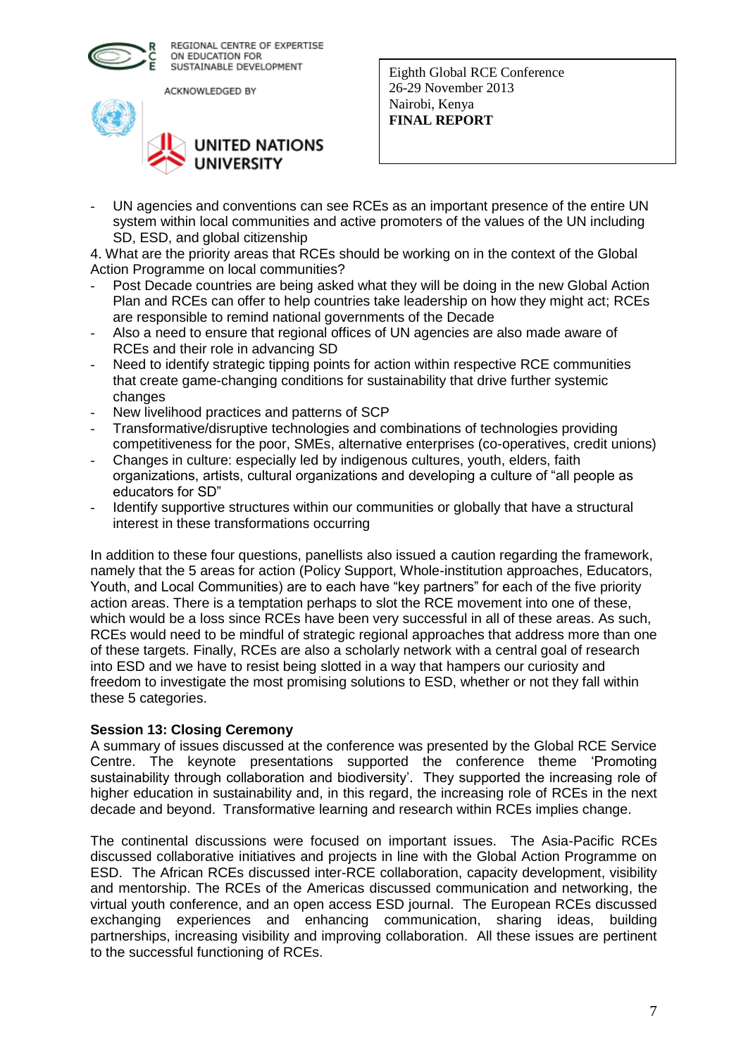- UN agencies and conventions can see RCEs as an important presence of the entire UN system within local communities and active promoters of the values of the UN including SD, ESD, and global citizenship

4. What are the priority areas that RCEs should be working on in the context of the Global Action Programme on local communities?

- Post Decade countries are being asked what they will be doing in the new Global Action Plan and RCEs can offer to help countries take leadership on how they might act; RCEs are responsible to remind national governments of the Decade
- Also a need to ensure that regional offices of UN agencies are also made aware of RCEs and their role in advancing SD
- Need to identify strategic tipping points for action within respective RCE communities that create game-changing conditions for sustainability that drive further systemic changes
- New livelihood practices and patterns of SCP
- Transformative/disruptive technologies and combinations of technologies providing competitiveness for the poor, SMEs, alternative enterprises (co-operatives, credit unions)
- Changes in culture: especially led by indigenous cultures, youth, elders, faith organizations, artists, cultural organizations and developing a culture of "all people as educators for SD"
- Identify supportive structures within our communities or globally that have a structural interest in these transformations occurring

In addition to these four questions, panellists also issued a caution regarding the framework, namely that the 5 areas for action (Policy Support, Whole-institution approaches, Educators, Youth, and Local Communities) are to each have "key partners" for each of the five priority action areas. There is a temptation perhaps to slot the RCE movement into one of these, which would be a loss since RCEs have been very successful in all of these areas. As such, RCEs would need to be mindful of strategic regional approaches that address more than one of these targets. Finally, RCEs are also a scholarly network with a central goal of research into ESD and we have to resist being slotted in a way that hampers our curiosity and freedom to investigate the most promising solutions to ESD, whether or not they fall within these 5 categories.

**Session 13: Closing Ceremony**

A summary of issues discussed at the conference was presented by the Global RCE Service Centre. The keynote presentations supported the conference theme 'Promoting sustainability through collaboration and biodiversity'. They supported the increasing role of higher education in sustainability and, in this regard, the increasing role of RCEs in the next decade and beyond. Transformative learning and research within RCEs implies change.

The continental discussions were focused on important issues. The Asia-Pacific RCEs discussed collaborative initiatives and projects in line with the Global Action Programme on ESD. The African RCEs discussed inter-RCE collaboration, capacity development, visibility and mentorship. The RCEs of the Americas discussed communication and networking, the virtual youth conference, and an open access ESD journal. The European RCEs discussed exchanging experiences and enhancing communication, sharing ideas, building partnerships, increasing visibility and improving collaboration. All these issues are pertinent to the successful functioning of RCEs.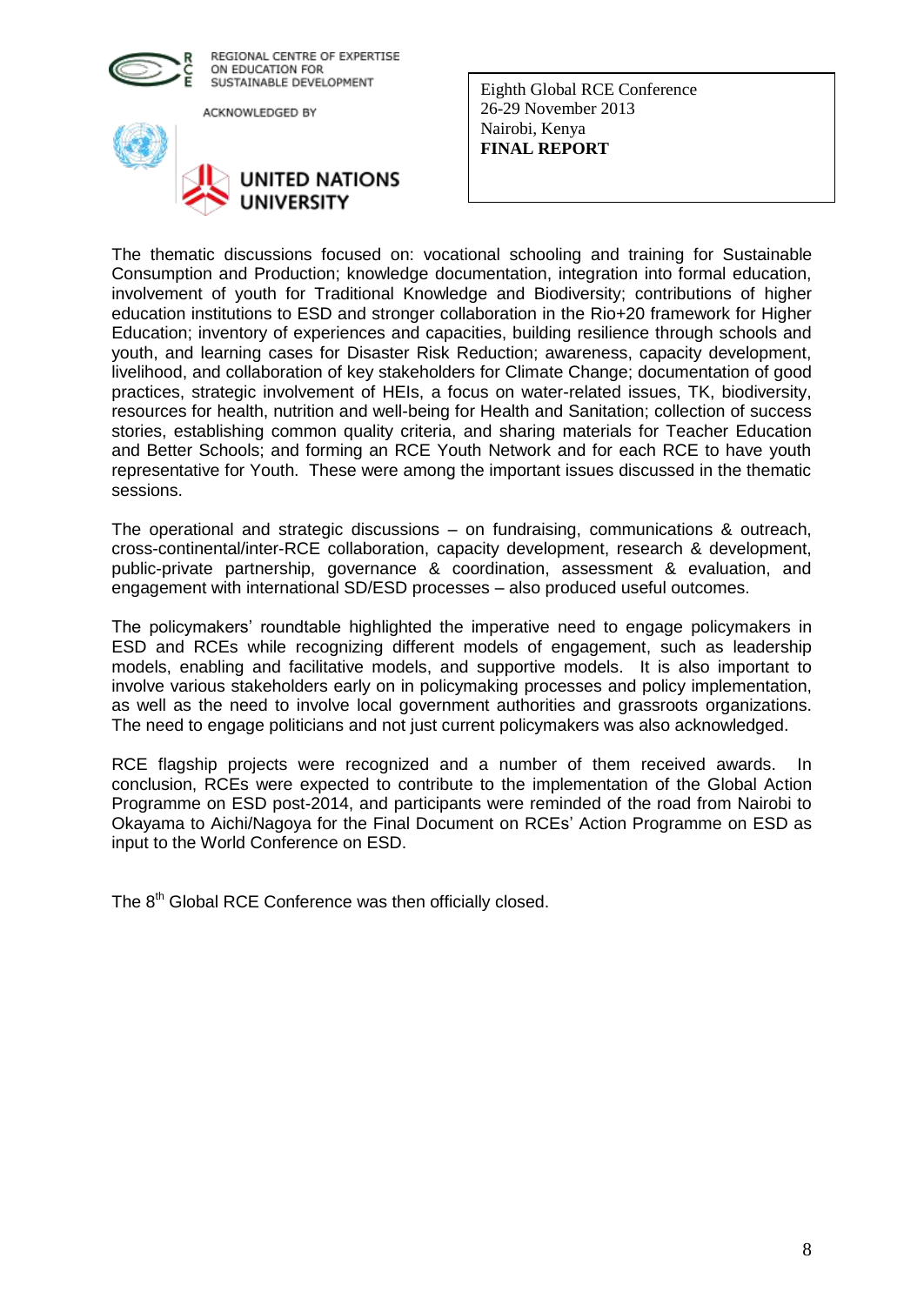The thematic discussions focused on: vocational schooling and training for Sustainable Consumption and Production; knowledge documentation, integration into formal education, involvement of youth for Traditional Knowledge and Biodiversity; contributions of higher education institutions to ESD and stronger collaboration in the Rio+20 framework for Higher Education; inventory of experiences and capacities, building resilience through schools and youth, and learning cases for Disaster Risk Reduction; awareness, capacity development, livelihood, and collaboration of key stakeholders for Climate Change; documentation of good practices, strategic involvement of HEIs, a focus on water-related issues, TK, biodiversity, resources for health, nutrition and well-being for Health and Sanitation; collection of success stories, establishing common quality criteria, and sharing materials for Teacher Education and Better Schools; and forming an RCE Youth Network and for each RCE to have youth representative for Youth. These were among the important issues discussed in the thematic sessions.

The operational and strategic discussions – on fundraising, communications & outreach, cross-continental/inter-RCE collaboration, capacity development, research & development, public-private partnership, governance & coordination, assessment & evaluation, and engagement with international SD/ESD processes – also produced useful outcomes.

The policymakers' roundtable highlighted the imperative need to engage policymakers in ESD and RCEs while recognizing different models of engagement, such as leadership models, enabling and facilitative models, and supportive models. It is also important to involve various stakeholders early on in policymaking processes and policy implementation, as well as the need to involve local government authorities and grassroots organizations. The need to engage politicians and not just current policymakers was also acknowledged.

RCE flagship projects were recognized and a number of them received awards. In conclusion, RCEs were expected to contribute to the implementation of the Global Action Programme on ESD post-2014, and participants were reminded of the road from Nairobi to Okayama to Aichi/Nagoya for the Final Document on RCEs' Action Programme on ESD as input to the World Conference on ESD.

The 8th Global RCE Conference was then officially closed.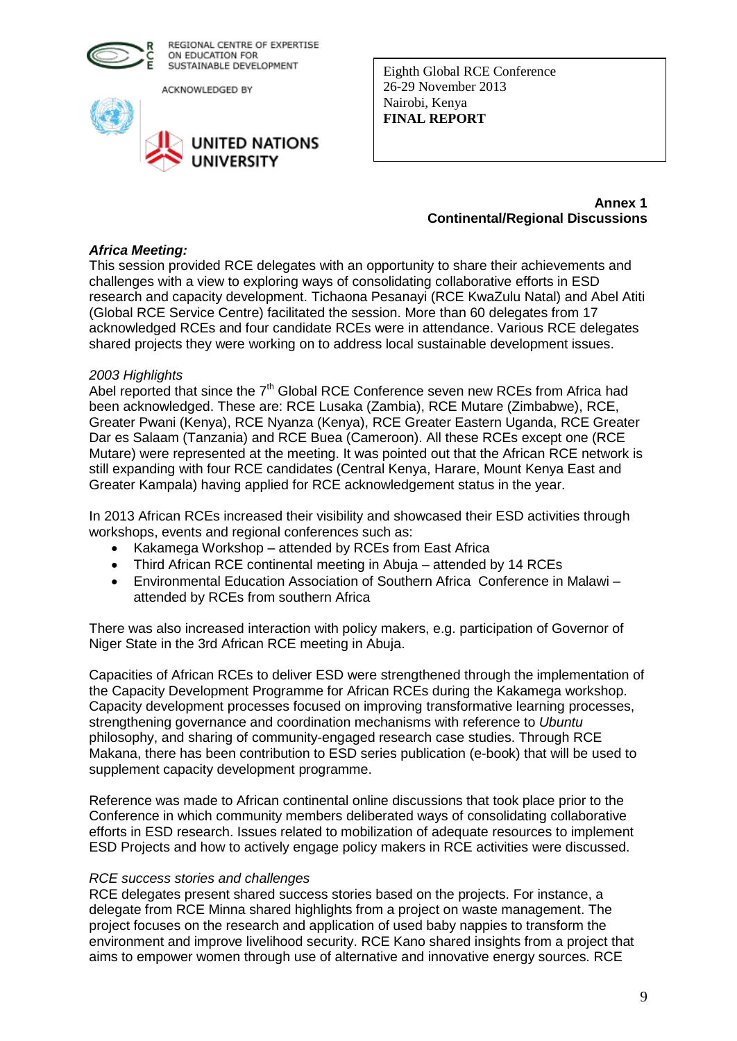## Annex 1
## Continental/Regional Discussions

### *Africa Meeting:*

This session provided RCE delegates with an opportunity to share their achievements and challenges with a view to exploring ways of consolidating collaborative efforts in ESD research and capacity development. Tichaona Pesanayi (RCE KwaZulu Natal) and Abel Atiti (Global RCE Service Centre) facilitated the session. More than 60 delegates from 17 acknowledged RCEs and four candidate RCEs were in attendance. Various RCE delegates shared projects they were working on to address local sustainable development issues.

*2003 Highlights*

Abel reported that since the 7th Global RCE Conference seven new RCEs from Africa had been acknowledged. These are: RCE Lusaka (Zambia), RCE Mutare (Zimbabwe), RCE, Greater Pwani (Kenya), RCE Nyanza (Kenya), RCE Greater Eastern Uganda, RCE Greater Dar es Salaam (Tanzania) and RCE Buea (Cameroon). All these RCEs except one (RCE Mutare) were represented at the meeting. It was pointed out that the African RCE network is still expanding with four RCE candidates (Central Kenya, Harare, Mount Kenya East and Greater Kampala) having applied for RCE acknowledgement status in the year.

In 2013 African RCEs increased their visibility and showcased their ESD activities through workshops, events and regional conferences such as:

- Kakamega Workshop – attended by RCEs from East Africa
- Third African RCE continental meeting in Abuja – attended by 14 RCEs
- Environmental Education Association of Southern Africa Conference in Malawi – attended by RCEs from southern Africa

There was also increased interaction with policy makers, e.g. participation of Governor of Niger State in the 3rd African RCE meeting in Abuja.

Capacities of African RCEs to deliver ESD were strengthened through the implementation of the Capacity Development Programme for African RCEs during the Kakamega workshop. Capacity development processes focused on improving transformative learning processes, strengthening governance and coordination mechanisms with reference to *Ubuntu* philosophy, and sharing of community-engaged research case studies. Through RCE Makana, there has been contribution to ESD series publication (e-book) that will be used to supplement capacity development programme.

Reference was made to African continental online discussions that took place prior to the Conference in which community members deliberated ways of consolidating collaborative efforts in ESD research. Issues related to mobilization of adequate resources to implement ESD Projects and how to actively engage policy makers in RCE activities were discussed.

*RCE success stories and challenges*

RCE delegates present shared success stories based on the projects. For instance, a delegate from RCE Minna shared highlights from a project on waste management. The project focuses on the research and application of used baby nappies to transform the environment and improve livelihood security. RCE Kano shared insights from a project that aims to empower women through use of alternative and innovative energy sources. RCE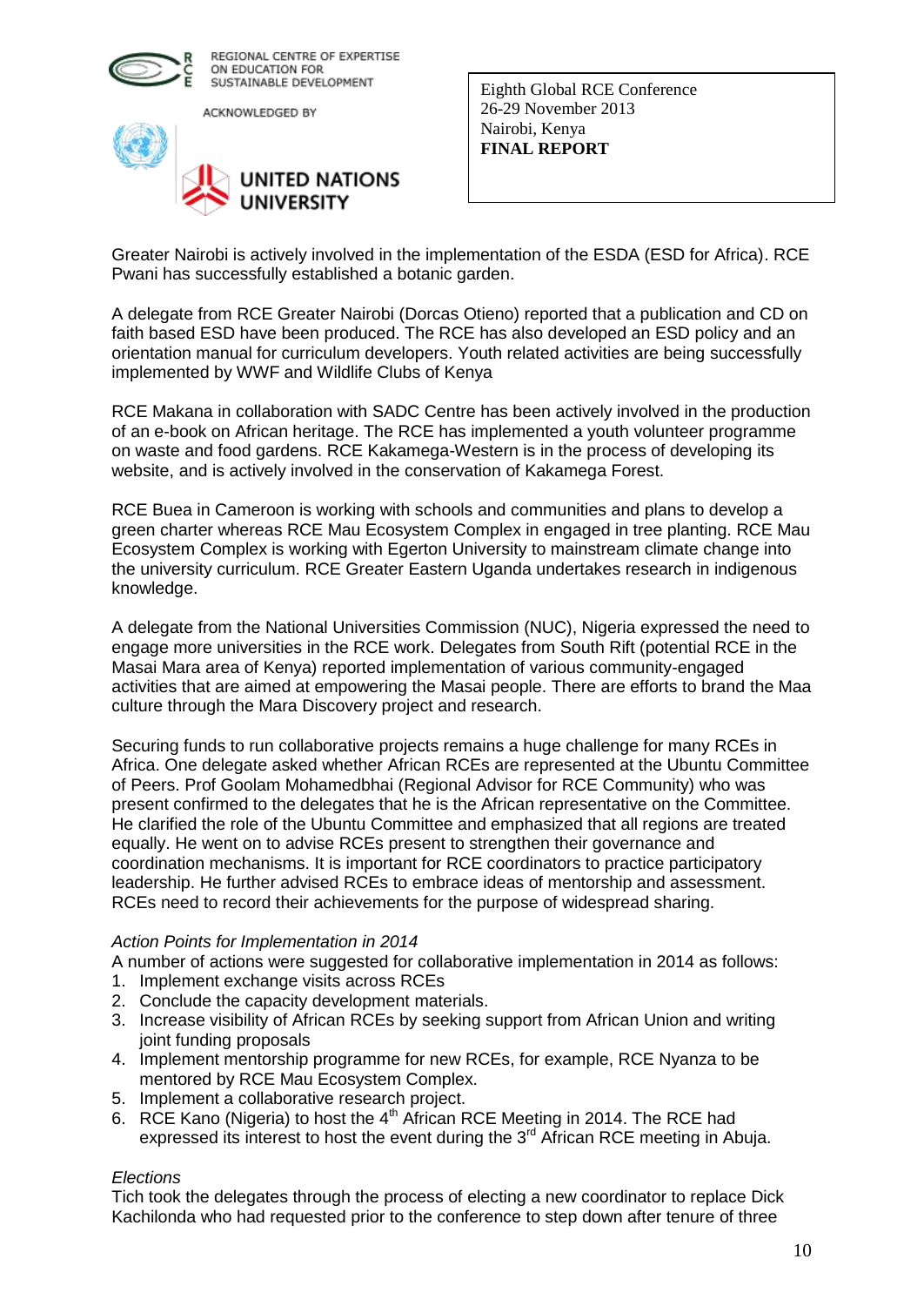Greater Nairobi is actively involved in the implementation of the ESDA (ESD for Africa). RCE Pwani has successfully established a botanic garden.

A delegate from RCE Greater Nairobi (Dorcas Otieno) reported that a publication and CD on faith based ESD have been produced. The RCE has also developed an ESD policy and an orientation manual for curriculum developers. Youth related activities are being successfully implemented by WWF and Wildlife Clubs of Kenya

RCE Makana in collaboration with SADC Centre has been actively involved in the production of an e-book on African heritage. The RCE has implemented a youth volunteer programme on waste and food gardens. RCE Kakamega-Western is in the process of developing its website, and is actively involved in the conservation of Kakamega Forest.

RCE Buea in Cameroon is working with schools and communities and plans to develop a green charter whereas RCE Mau Ecosystem Complex in engaged in tree planting. RCE Mau Ecosystem Complex is working with Egerton University to mainstream climate change into the university curriculum. RCE Greater Eastern Uganda undertakes research in indigenous knowledge.

A delegate from the National Universities Commission (NUC), Nigeria expressed the need to engage more universities in the RCE work. Delegates from South Rift (potential RCE in the Masai Mara area of Kenya) reported implementation of various community-engaged activities that are aimed at empowering the Masai people. There are efforts to brand the Maa culture through the Mara Discovery project and research.

Securing funds to run collaborative projects remains a huge challenge for many RCEs in Africa. One delegate asked whether African RCEs are represented at the Ubuntu Committee of Peers. Prof Goolam Mohamedbhai (Regional Advisor for RCE Community) who was present confirmed to the delegates that he is the African representative on the Committee. He clarified the role of the Ubuntu Committee and emphasized that all regions are treated equally. He went on to advise RCEs present to strengthen their governance and coordination mechanisms. It is important for RCE coordinators to practice participatory leadership. He further advised RCEs to embrace ideas of mentorship and assessment. RCEs need to record their achievements for the purpose of widespread sharing.

*Action Points for Implementation in 2014*

A number of actions were suggested for collaborative implementation in 2014 as follows:

1. Implement exchange visits across RCEs
2. Conclude the capacity development materials.
3. Increase visibility of African RCEs by seeking support from African Union and writing joint funding proposals
4. Implement mentorship programme for new RCEs, for example, RCE Nyanza to be mentored by RCE Mau Ecosystem Complex.
5. Implement a collaborative research project.
6. RCE Kano (Nigeria) to host the 4th African RCE Meeting in 2014. The RCE had expressed its interest to host the event during the 3rd African RCE meeting in Abuja.

*Elections*

Tich took the delegates through the process of electing a new coordinator to replace Dick Kachilonda who had requested prior to the conference to step down after tenure of three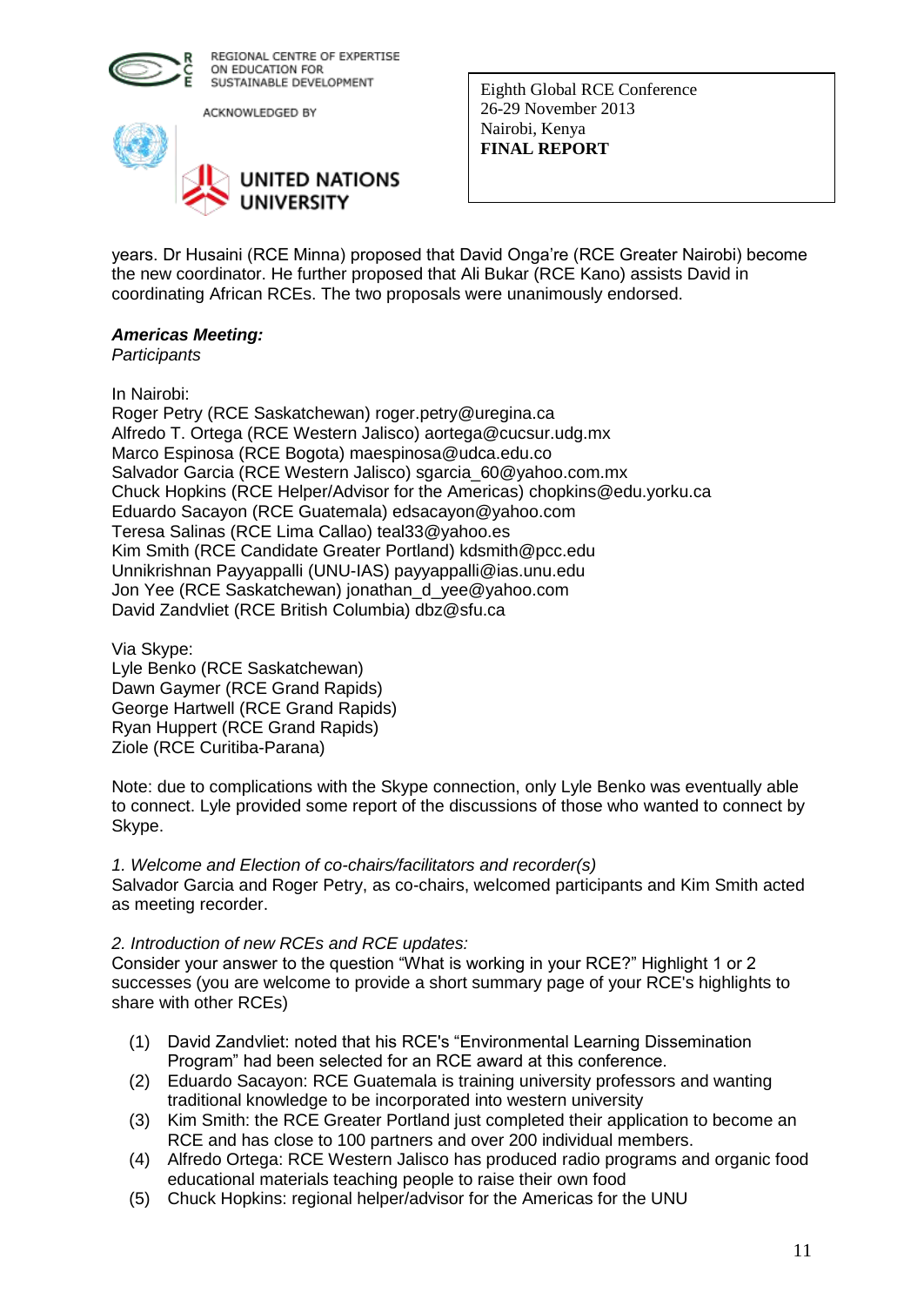years. Dr Husaini (RCE Minna) proposed that David Onga're (RCE Greater Nairobi) become the new coordinator. He further proposed that Ali Bukar (RCE Kano) assists David in coordinating African RCEs. The two proposals were unanimously endorsed.

***Americas Meeting:***

*Participants*

In Nairobi:
Roger Petry (RCE Saskatchewan) roger.petry@uregina.ca
Alfredo T. Ortega (RCE Western Jalisco) aortega@cucsur.udg.mx
Marco Espinosa (RCE Bogota) maespinosa@udca.edu.co
Salvador Garcia (RCE Western Jalisco) sgarcia_60@yahoo.com.mx
Chuck Hopkins (RCE Helper/Advisor for the Americas) chopkins@edu.yorku.ca
Eduardo Sacayon (RCE Guatemala) edsacayon@yahoo.com
Teresa Salinas (RCE Lima Callao) teal33@yahoo.es
Kim Smith (RCE Candidate Greater Portland) kdsmith@pcc.edu
Unnikrishnan Payyappalli (UNU-IAS) payyappalli@ias.unu.edu
Jon Yee (RCE Saskatchewan) jonathan_d_yee@yahoo.com
David Zandvliet (RCE British Columbia) dbz@sfu.ca

Via Skype:
Lyle Benko (RCE Saskatchewan)
Dawn Gaymer (RCE Grand Rapids)
George Hartwell (RCE Grand Rapids)
Ryan Huppert (RCE Grand Rapids)
Ziole (RCE Curitiba-Parana)

Note: due to complications with the Skype connection, only Lyle Benko was eventually able to connect. Lyle provided some report of the discussions of those who wanted to connect by Skype.

*1. Welcome and Election of co-chairs/facilitators and recorder(s)*

Salvador Garcia and Roger Petry, as co-chairs, welcomed participants and Kim Smith acted as meeting recorder.

*2. Introduction of new RCEs and RCE updates:*

Consider your answer to the question "What is working in your RCE?" Highlight 1 or 2 successes (you are welcome to provide a short summary page of your RCE's highlights to share with other RCEs)

(1) David Zandvliet: noted that his RCE's "Environmental Learning Dissemination Program" had been selected for an RCE award at this conference.
(2) Eduardo Sacayon: RCE Guatemala is training university professors and wanting traditional knowledge to be incorporated into western university
(3) Kim Smith: the RCE Greater Portland just completed their application to become an RCE and has close to 100 partners and over 200 individual members.
(4) Alfredo Ortega: RCE Western Jalisco has produced radio programs and organic food educational materials teaching people to raise their own food
(5) Chuck Hopkins: regional helper/advisor for the Americas for the UNU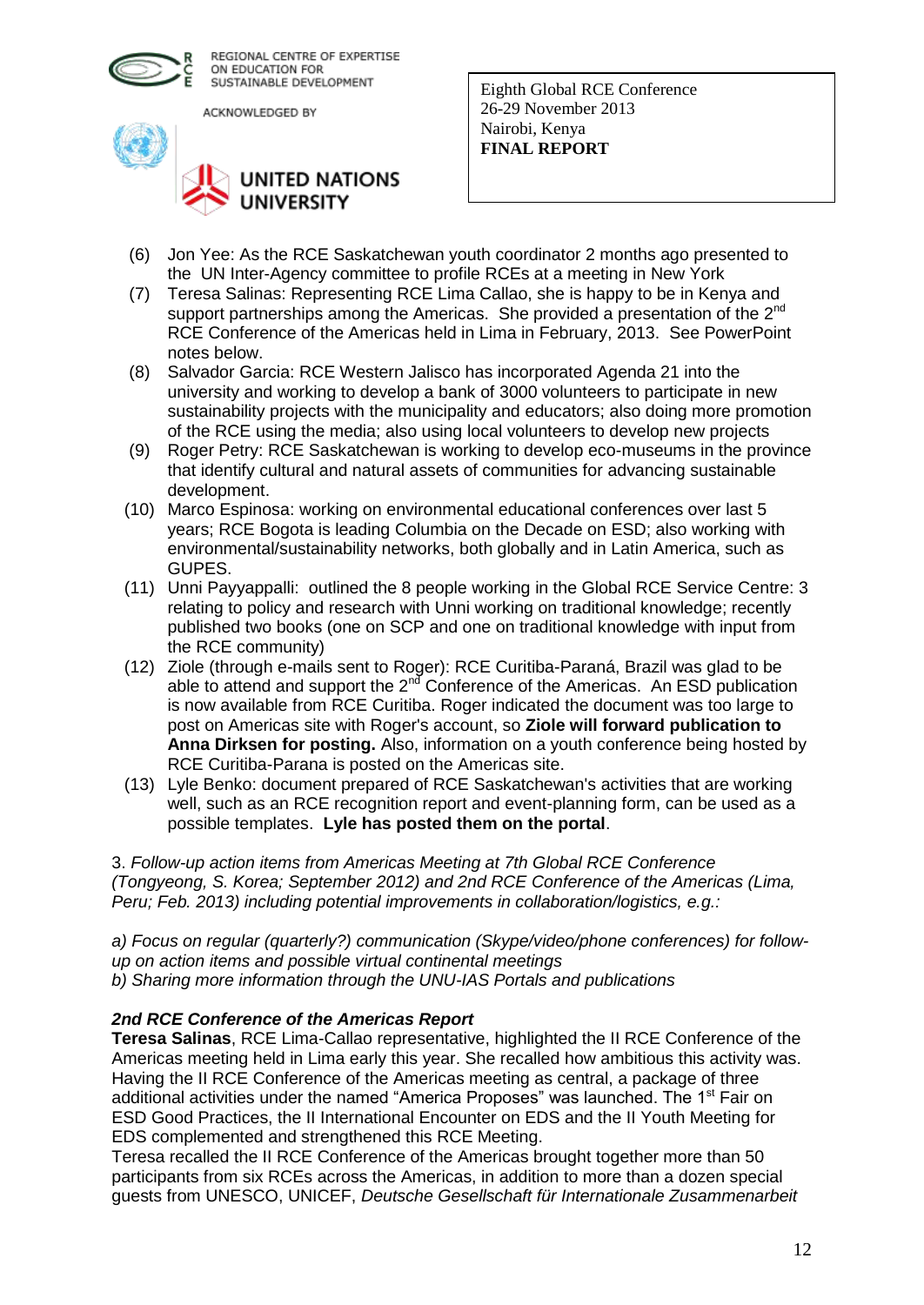(6) Jon Yee: As the RCE Saskatchewan youth coordinator 2 months ago presented to the UN Inter-Agency committee to profile RCEs at a meeting in New York

(7) Teresa Salinas: Representing RCE Lima Callao, she is happy to be in Kenya and support partnerships among the Americas. She provided a presentation of the 2nd RCE Conference of the Americas held in Lima in February, 2013. See PowerPoint notes below.

(8) Salvador Garcia: RCE Western Jalisco has incorporated Agenda 21 into the university and working to develop a bank of 3000 volunteers to participate in new sustainability projects with the municipality and educators; also doing more promotion of the RCE using the media; also using local volunteers to develop new projects

(9) Roger Petry: RCE Saskatchewan is working to develop eco-museums in the province that identify cultural and natural assets of communities for advancing sustainable development.

(10) Marco Espinosa: working on environmental educational conferences over last 5 years; RCE Bogota is leading Columbia on the Decade on ESD; also working with environmental/sustainability networks, both globally and in Latin America, such as GUPES.

(11) Unni Payyappalli: outlined the 8 people working in the Global RCE Service Centre: 3 relating to policy and research with Unni working on traditional knowledge; recently published two books (one on SCP and one on traditional knowledge with input from the RCE community)

(12) Ziole (through e-mails sent to Roger): RCE Curitiba-Paraná, Brazil was glad to be able to attend and support the 2nd Conference of the Americas. An ESD publication is now available from RCE Curitiba. Roger indicated the document was too large to post on Americas site with Roger's account, so **Ziole will forward publication to Anna Dirksen for posting.** Also, information on a youth conference being hosted by RCE Curitiba-Parana is posted on the Americas site.

(13) Lyle Benko: document prepared of RCE Saskatchewan's activities that are working well, such as an RCE recognition report and event-planning form, can be used as a possible templates. **Lyle has posted them on the portal**.

3. *Follow-up action items from Americas Meeting at 7th Global RCE Conference (Tongyeong, S. Korea; September 2012) and 2nd RCE Conference of the Americas (Lima, Peru; Feb. 2013) including potential improvements in collaboration/logistics, e.g.:*

*a) Focus on regular (quarterly?) communication (Skype/video/phone conferences) for follow-up on action items and possible virtual continental meetings*
*b) Sharing more information through the UNU-IAS Portals and publications*

***2nd RCE Conference of the Americas Report***

**Teresa Salinas**, RCE Lima-Callao representative, highlighted the II RCE Conference of the Americas meeting held in Lima early this year. She recalled how ambitious this activity was. Having the II RCE Conference of the Americas meeting as central, a package of three additional activities under the named "America Proposes" was launched. The 1st Fair on ESD Good Practices, the II International Encounter on EDS and the II Youth Meeting for EDS complemented and strengthened this RCE Meeting.

Teresa recalled the II RCE Conference of the Americas brought together more than 50 participants from six RCEs across the Americas, in addition to more than a dozen special guests from UNESCO, UNICEF, *Deutsche Gesellschaft für Internationale Zusammenarbeit*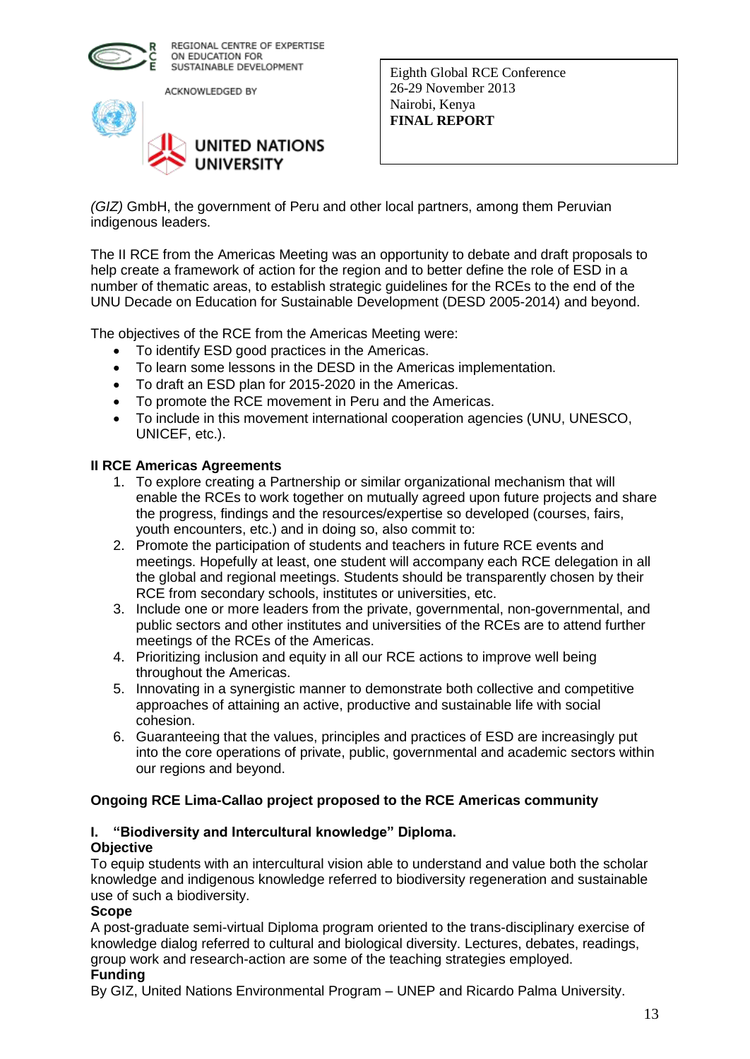*(GIZ)* GmbH, the government of Peru and other local partners, among them Peruvian indigenous leaders.

The II RCE from the Americas Meeting was an opportunity to debate and draft proposals to help create a framework of action for the region and to better define the role of ESD in a number of thematic areas, to establish strategic guidelines for the RCEs to the end of the UNU Decade on Education for Sustainable Development (DESD 2005-2014) and beyond.

The objectives of the RCE from the Americas Meeting were:

- To identify ESD good practices in the Americas.
- To learn some lessons in the DESD in the Americas implementation.
- To draft an ESD plan for 2015-2020 in the Americas.
- To promote the RCE movement in Peru and the Americas.
- To include in this movement international cooperation agencies (UNU, UNESCO, UNICEF, etc.).

**II RCE Americas Agreements**

1. To explore creating a Partnership or similar organizational mechanism that will enable the RCEs to work together on mutually agreed upon future projects and share the progress, findings and the resources/expertise so developed (courses, fairs, youth encounters, etc.) and in doing so, also commit to:
2. Promote the participation of students and teachers in future RCE events and meetings. Hopefully at least, one student will accompany each RCE delegation in all the global and regional meetings. Students should be transparently chosen by their RCE from secondary schools, institutes or universities, etc.
3. Include one or more leaders from the private, governmental, non-governmental, and public sectors and other institutes and universities of the RCEs are to attend further meetings of the RCEs of the Americas.
4. Prioritizing inclusion and equity in all our RCE actions to improve well being throughout the Americas.
5. Innovating in a synergistic manner to demonstrate both collective and competitive approaches of attaining an active, productive and sustainable life with social cohesion.
6. Guaranteeing that the values, principles and practices of ESD are increasingly put into the core operations of private, public, governmental and academic sectors within our regions and beyond.

**Ongoing RCE Lima-Callao project proposed to the RCE Americas community**

**I. "Biodiversity and Intercultural knowledge" Diploma.**

**Objective**

To equip students with an intercultural vision able to understand and value both the scholar knowledge and indigenous knowledge referred to biodiversity regeneration and sustainable use of such a biodiversity.

**Scope**

A post-graduate semi-virtual Diploma program oriented to the trans-disciplinary exercise of knowledge dialog referred to cultural and biological diversity. Lectures, debates, readings, group work and research-action are some of the teaching strategies employed.

**Funding**

By GIZ, United Nations Environmental Program – UNEP and Ricardo Palma University.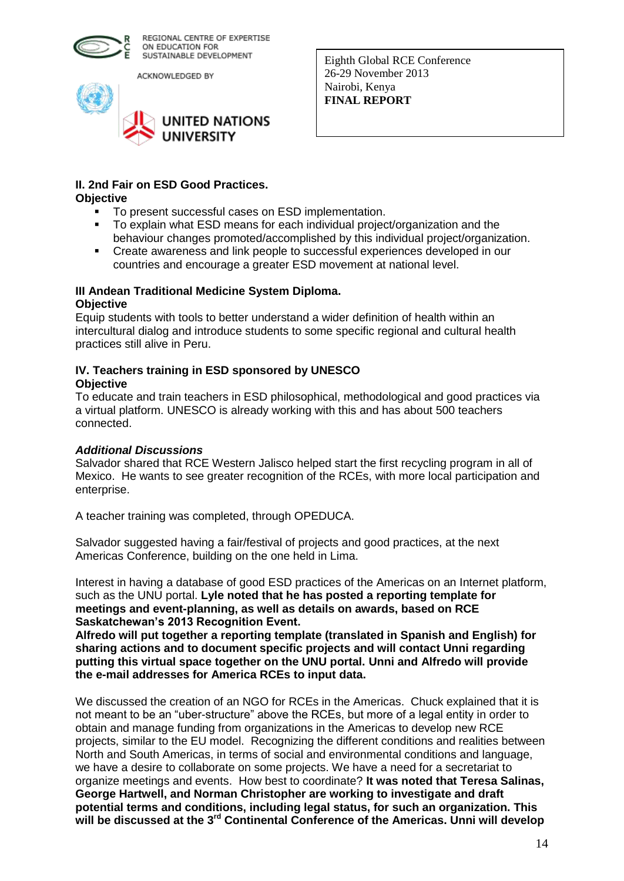**II. 2nd Fair on ESD Good Practices.**
**Objective**

- To present successful cases on ESD implementation.
- To explain what ESD means for each individual project/organization and the behaviour changes promoted/accomplished by this individual project/organization.
- Create awareness and link people to successful experiences developed in our countries and encourage a greater ESD movement at national level.

**III Andean Traditional Medicine System Diploma.**
**Objective**

Equip students with tools to better understand a wider definition of health within an intercultural dialog and introduce students to some specific regional and cultural health practices still alive in Peru.

**IV. Teachers training in ESD sponsored by UNESCO**
**Objective**

To educate and train teachers in ESD philosophical, methodological and good practices via a virtual platform. UNESCO is already working with this and has about 500 teachers connected.

***Additional Discussions***

Salvador shared that RCE Western Jalisco helped start the first recycling program in all of Mexico. He wants to see greater recognition of the RCEs, with more local participation and enterprise.

A teacher training was completed, through OPEDUCA.

Salvador suggested having a fair/festival of projects and good practices, at the next Americas Conference, building on the one held in Lima.

Interest in having a database of good ESD practices of the Americas on an Internet platform, such as the UNU portal. **Lyle noted that he has posted a reporting template for meetings and event-planning, as well as details on awards, based on RCE Saskatchewan's 2013 Recognition Event.**
**Alfredo will put together a reporting template (translated in Spanish and English) for sharing actions and to document specific projects and will contact Unni regarding putting this virtual space together on the UNU portal. Unni and Alfredo will provide the e-mail addresses for America RCEs to input data.**

We discussed the creation of an NGO for RCEs in the Americas. Chuck explained that it is not meant to be an "uber-structure" above the RCEs, but more of a legal entity in order to obtain and manage funding from organizations in the Americas to develop new RCE projects, similar to the EU model. Recognizing the different conditions and realities between North and South Americas, in terms of social and environmental conditions and language, we have a desire to collaborate on some projects. We have a need for a secretariat to organize meetings and events. How best to coordinate? **It was noted that Teresa Salinas, George Hartwell, and Norman Christopher are working to investigate and draft potential terms and conditions, including legal status, for such an organization. This will be discussed at the 3rd Continental Conference of the Americas. Unni will develop**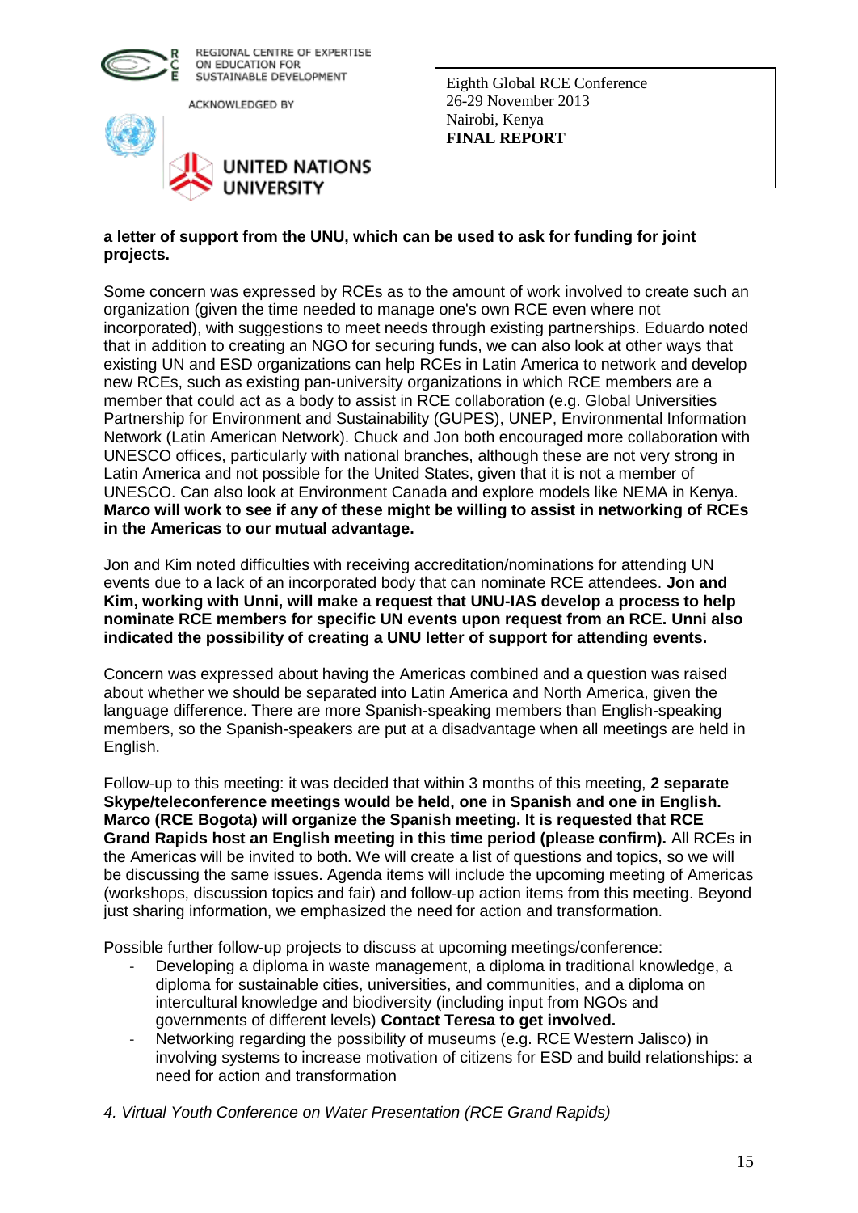**a letter of support from the UNU, which can be used to ask for funding for joint projects.**

Some concern was expressed by RCEs as to the amount of work involved to create such an organization (given the time needed to manage one's own RCE even where not incorporated), with suggestions to meet needs through existing partnerships. Eduardo noted that in addition to creating an NGO for securing funds, we can also look at other ways that existing UN and ESD organizations can help RCEs in Latin America to network and develop new RCEs, such as existing pan-university organizations in which RCE members are a member that could act as a body to assist in RCE collaboration (e.g. Global Universities Partnership for Environment and Sustainability (GUPES), UNEP, Environmental Information Network (Latin American Network). Chuck and Jon both encouraged more collaboration with UNESCO offices, particularly with national branches, although these are not very strong in Latin America and not possible for the United States, given that it is not a member of UNESCO. Can also look at Environment Canada and explore models like NEMA in Kenya. **Marco will work to see if any of these might be willing to assist in networking of RCEs in the Americas to our mutual advantage.**

Jon and Kim noted difficulties with receiving accreditation/nominations for attending UN events due to a lack of an incorporated body that can nominate RCE attendees. **Jon and Kim, working with Unni, will make a request that UNU-IAS develop a process to help nominate RCE members for specific UN events upon request from an RCE. Unni also indicated the possibility of creating a UNU letter of support for attending events.**

Concern was expressed about having the Americas combined and a question was raised about whether we should be separated into Latin America and North America, given the language difference. There are more Spanish-speaking members than English-speaking members, so the Spanish-speakers are put at a disadvantage when all meetings are held in English.

Follow-up to this meeting: it was decided that within 3 months of this meeting, **2 separate Skype/teleconference meetings would be held, one in Spanish and one in English. Marco (RCE Bogota) will organize the Spanish meeting. It is requested that RCE Grand Rapids host an English meeting in this time period (please confirm).** All RCEs in the Americas will be invited to both. We will create a list of questions and topics, so we will be discussing the same issues. Agenda items will include the upcoming meeting of Americas (workshops, discussion topics and fair) and follow-up action items from this meeting. Beyond just sharing information, we emphasized the need for action and transformation.

Possible further follow-up projects to discuss at upcoming meetings/conference:

- Developing a diploma in waste management, a diploma in traditional knowledge, a diploma for sustainable cities, universities, and communities, and a diploma on intercultural knowledge and biodiversity (including input from NGOs and governments of different levels) **Contact Teresa to get involved.**
- Networking regarding the possibility of museums (e.g. RCE Western Jalisco) in involving systems to increase motivation of citizens for ESD and build relationships: a need for action and transformation

*4. Virtual Youth Conference on Water Presentation (RCE Grand Rapids)*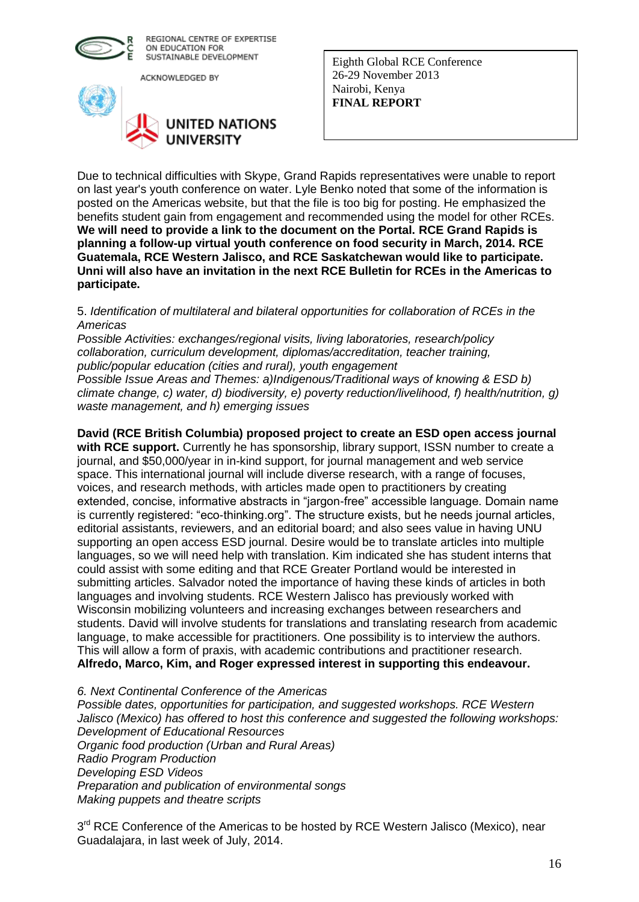Due to technical difficulties with Skype, Grand Rapids representatives were unable to report on last year's youth conference on water. Lyle Benko noted that some of the information is posted on the Americas website, but that the file is too big for posting. He emphasized the benefits student gain from engagement and recommended using the model for other RCEs. **We will need to provide a link to the document on the Portal. RCE Grand Rapids is planning a follow-up virtual youth conference on food security in March, 2014. RCE Guatemala, RCE Western Jalisco, and RCE Saskatchewan would like to participate. Unni will also have an invitation in the next RCE Bulletin for RCEs in the Americas to participate.**

5. *Identification of multilateral and bilateral opportunities for collaboration of RCEs in the Americas*
*Possible Activities: exchanges/regional visits, living laboratories, research/policy collaboration, curriculum development, diplomas/accreditation, teacher training, public/popular education (cities and rural), youth engagement*
*Possible Issue Areas and Themes: a)Indigenous/Traditional ways of knowing & ESD b) climate change, c) water, d) biodiversity, e) poverty reduction/livelihood, f) health/nutrition, g) waste management, and h) emerging issues*

**David (RCE British Columbia) proposed project to create an ESD open access journal with RCE support.** Currently he has sponsorship, library support, ISSN number to create a journal, and $50,000/year in in-kind support, for journal management and web service space. This international journal will include diverse research, with a range of focuses, voices, and research methods, with articles made open to practitioners by creating extended, concise, informative abstracts in "jargon-free" accessible language. Domain name is currently registered: "eco-thinking.org". The structure exists, but he needs journal articles, editorial assistants, reviewers, and an editorial board; and also sees value in having UNU supporting an open access ESD journal. Desire would be to translate articles into multiple languages, so we will need help with translation. Kim indicated she has student interns that could assist with some editing and that RCE Greater Portland would be interested in submitting articles. Salvador noted the importance of having these kinds of articles in both languages and involving students. RCE Western Jalisco has previously worked with Wisconsin mobilizing volunteers and increasing exchanges between researchers and students. David will involve students for translations and translating research from academic language, to make accessible for practitioners. One possibility is to interview the authors. This will allow a form of praxis, with academic contributions and practitioner research. **Alfredo, Marco, Kim, and Roger expressed interest in supporting this endeavour.**

*6. Next Continental Conference of the Americas*
*Possible dates, opportunities for participation, and suggested workshops. RCE Western Jalisco (Mexico) has offered to host this conference and suggested the following workshops:*
*Development of Educational Resources*
*Organic food production (Urban and Rural Areas)*
*Radio Program Production*
*Developing ESD Videos*
*Preparation and publication of environmental songs*
*Making puppets and theatre scripts*

3rd RCE Conference of the Americas to be hosted by RCE Western Jalisco (Mexico), near Guadalajara, in last week of July, 2014.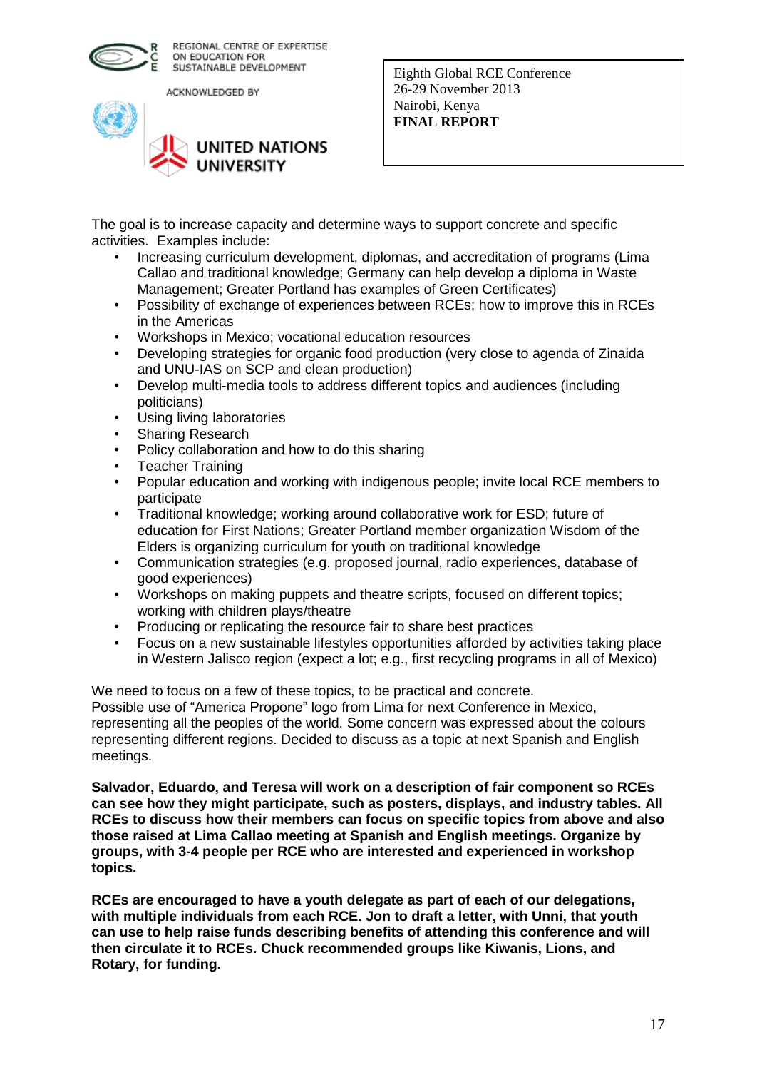The goal is to increase capacity and determine ways to support concrete and specific activities. Examples include:

- Increasing curriculum development, diplomas, and accreditation of programs (Lima Callao and traditional knowledge; Germany can help develop a diploma in Waste Management; Greater Portland has examples of Green Certificates)
- Possibility of exchange of experiences between RCEs; how to improve this in RCEs in the Americas
- Workshops in Mexico; vocational education resources
- Developing strategies for organic food production (very close to agenda of Zinaida and UNU-IAS on SCP and clean production)
- Develop multi-media tools to address different topics and audiences (including politicians)
- Using living laboratories
- Sharing Research
- Policy collaboration and how to do this sharing
- Teacher Training
- Popular education and working with indigenous people; invite local RCE members to participate
- Traditional knowledge; working around collaborative work for ESD; future of education for First Nations; Greater Portland member organization Wisdom of the Elders is organizing curriculum for youth on traditional knowledge
- Communication strategies (e.g. proposed journal, radio experiences, database of good experiences)
- Workshops on making puppets and theatre scripts, focused on different topics; working with children plays/theatre
- Producing or replicating the resource fair to share best practices
- Focus on a new sustainable lifestyles opportunities afforded by activities taking place in Western Jalisco region (expect a lot; e.g., first recycling programs in all of Mexico)

We need to focus on a few of these topics, to be practical and concrete.
Possible use of "America Propone" logo from Lima for next Conference in Mexico, representing all the peoples of the world. Some concern was expressed about the colours representing different regions. Decided to discuss as a topic at next Spanish and English meetings.

**Salvador, Eduardo, and Teresa will work on a description of fair component so RCEs can see how they might participate, such as posters, displays, and industry tables. All RCEs to discuss how their members can focus on specific topics from above and also those raised at Lima Callao meeting at Spanish and English meetings. Organize by groups, with 3-4 people per RCE who are interested and experienced in workshop topics.**

**RCEs are encouraged to have a youth delegate as part of each of our delegations, with multiple individuals from each RCE. Jon to draft a letter, with Unni, that youth can use to help raise funds describing benefits of attending this conference and will then circulate it to RCEs. Chuck recommended groups like Kiwanis, Lions, and Rotary, for funding.**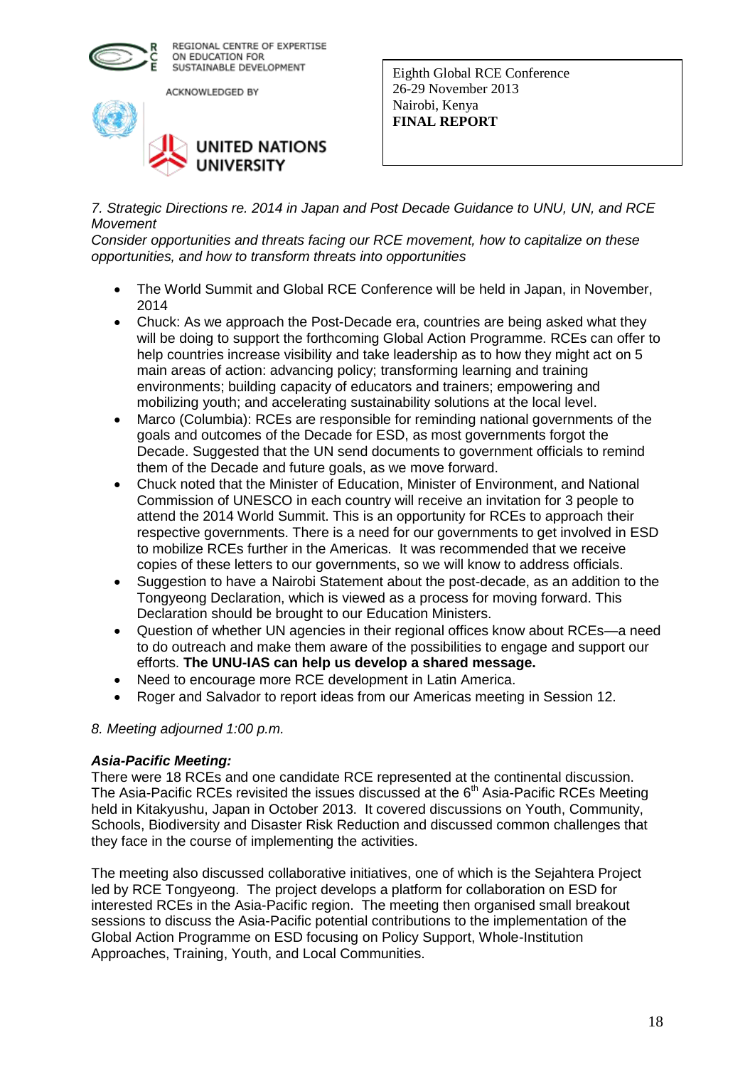*7. Strategic Directions re. 2014 in Japan and Post Decade Guidance to UNU, UN, and RCE Movement*
*Consider opportunities and threats facing our RCE movement, how to capitalize on these opportunities, and how to transform threats into opportunities*

- The World Summit and Global RCE Conference will be held in Japan, in November, 2014
- Chuck: As we approach the Post-Decade era, countries are being asked what they will be doing to support the forthcoming Global Action Programme. RCEs can offer to help countries increase visibility and take leadership as to how they might act on 5 main areas of action: advancing policy; transforming learning and training environments; building capacity of educators and trainers; empowering and mobilizing youth; and accelerating sustainability solutions at the local level.
- Marco (Columbia): RCEs are responsible for reminding national governments of the goals and outcomes of the Decade for ESD, as most governments forgot the Decade. Suggested that the UN send documents to government officials to remind them of the Decade and future goals, as we move forward.
- Chuck noted that the Minister of Education, Minister of Environment, and National Commission of UNESCO in each country will receive an invitation for 3 people to attend the 2014 World Summit. This is an opportunity for RCEs to approach their respective governments. There is a need for our governments to get involved in ESD to mobilize RCEs further in the Americas. It was recommended that we receive copies of these letters to our governments, so we will know to address officials.
- Suggestion to have a Nairobi Statement about the post-decade, as an addition to the Tongyeong Declaration, which is viewed as a process for moving forward. This Declaration should be brought to our Education Ministers.
- Question of whether UN agencies in their regional offices know about RCEs—a need to do outreach and make them aware of the possibilities to engage and support our efforts. **The UNU-IAS can help us develop a shared message.**
- Need to encourage more RCE development in Latin America.
- Roger and Salvador to report ideas from our Americas meeting in Session 12.

*8. Meeting adjourned 1:00 p.m.*

***Asia-Pacific Meeting:***
There were 18 RCEs and one candidate RCE represented at the continental discussion. The Asia-Pacific RCEs revisited the issues discussed at the 6th Asia-Pacific RCEs Meeting held in Kitakyushu, Japan in October 2013. It covered discussions on Youth, Community, Schools, Biodiversity and Disaster Risk Reduction and discussed common challenges that they face in the course of implementing the activities.

The meeting also discussed collaborative initiatives, one of which is the Sejahtera Project led by RCE Tongyeong. The project develops a platform for collaboration on ESD for interested RCEs in the Asia-Pacific region. The meeting then organised small breakout sessions to discuss the Asia-Pacific potential contributions to the implementation of the Global Action Programme on ESD focusing on Policy Support, Whole-Institution Approaches, Training, Youth, and Local Communities.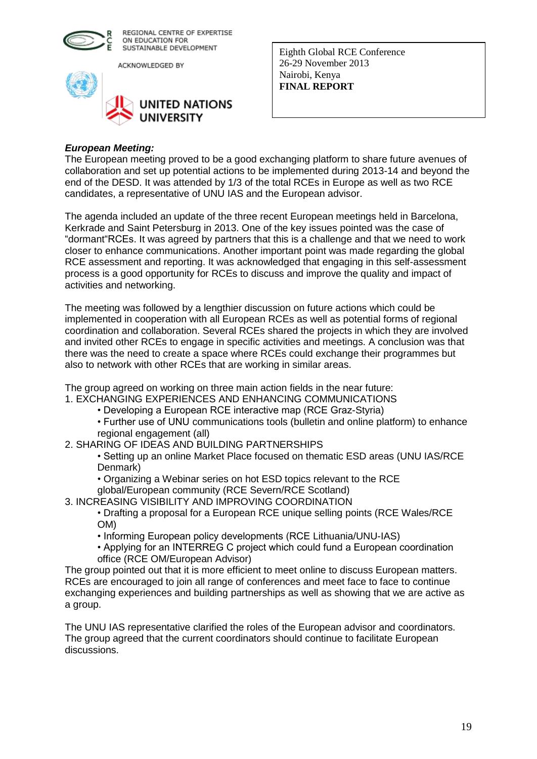***European Meeting:***

The European meeting proved to be a good exchanging platform to share future avenues of collaboration and set up potential actions to be implemented during 2013-14 and beyond the end of the DESD. It was attended by 1/3 of the total RCEs in Europe as well as two RCE candidates, a representative of UNU IAS and the European advisor.

The agenda included an update of the three recent European meetings held in Barcelona, Kerkrade and Saint Petersburg in 2013. One of the key issues pointed was the case of "dormant"RCEs. It was agreed by partners that this is a challenge and that we need to work closer to enhance communications. Another important point was made regarding the global RCE assessment and reporting. It was acknowledged that engaging in this self-assessment process is a good opportunity for RCEs to discuss and improve the quality and impact of activities and networking.

The meeting was followed by a lengthier discussion on future actions which could be implemented in cooperation with all European RCEs as well as potential forms of regional coordination and collaboration. Several RCEs shared the projects in which they are involved and invited other RCEs to engage in specific activities and meetings. A conclusion was that there was the need to create a space where RCEs could exchange their programmes but also to network with other RCEs that are working in similar areas.

The group agreed on working on three main action fields in the near future:

1. EXCHANGING EXPERIENCES AND ENHANCING COMMUNICATIONS
   - Developing a European RCE interactive map (RCE Graz-Styria)
   - Further use of UNU communications tools (bulletin and online platform) to enhance regional engagement (all)
2. SHARING OF IDEAS AND BUILDING PARTNERSHIPS
   - Setting up an online Market Place focused on thematic ESD areas (UNU IAS/RCE Denmark)
   - Organizing a Webinar series on hot ESD topics relevant to the RCE global/European community (RCE Severn/RCE Scotland)
3. INCREASING VISIBILITY AND IMPROVING COORDINATION
   - Drafting a proposal for a European RCE unique selling points (RCE Wales/RCE OM)
   - Informing European policy developments (RCE Lithuania/UNU-IAS)
   - Applying for an INTERREG C project which could fund a European coordination office (RCE OM/European Advisor)

The group pointed out that it is more efficient to meet online to discuss European matters. RCEs are encouraged to join all range of conferences and meet face to face to continue exchanging experiences and building partnerships as well as showing that we are active as a group.

The UNU IAS representative clarified the roles of the European advisor and coordinators. The group agreed that the current coordinators should continue to facilitate European discussions.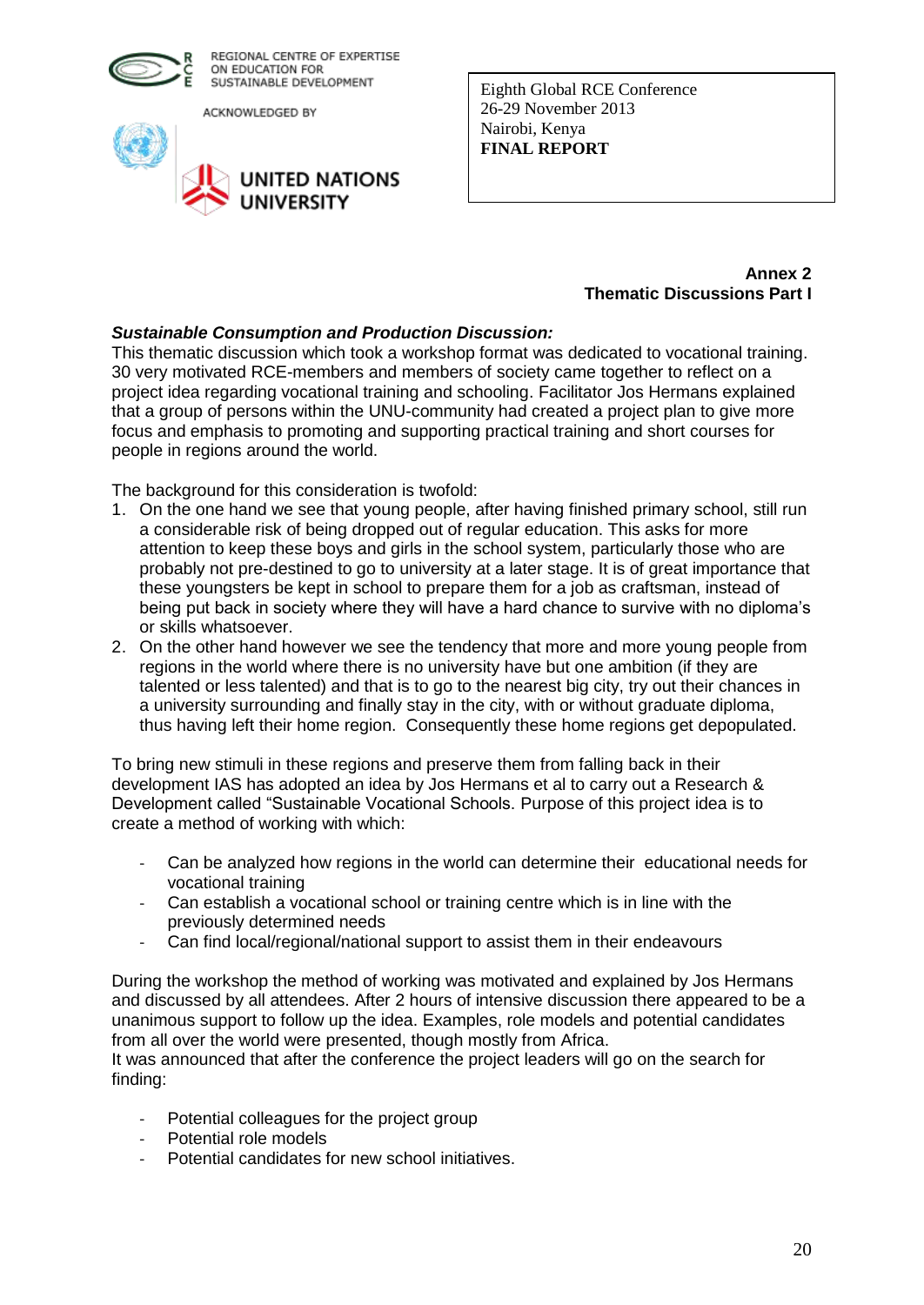**Annex 2**
**Thematic Discussions Part I**

***Sustainable Consumption and Production Discussion:***

This thematic discussion which took a workshop format was dedicated to vocational training. 30 very motivated RCE-members and members of society came together to reflect on a project idea regarding vocational training and schooling. Facilitator Jos Hermans explained that a group of persons within the UNU-community had created a project plan to give more focus and emphasis to promoting and supporting practical training and short courses for people in regions around the world.

The background for this consideration is twofold:

1. On the one hand we see that young people, after having finished primary school, still run a considerable risk of being dropped out of regular education. This asks for more attention to keep these boys and girls in the school system, particularly those who are probably not pre-destined to go to university at a later stage. It is of great importance that these youngsters be kept in school to prepare them for a job as craftsman, instead of being put back in society where they will have a hard chance to survive with no diploma's or skills whatsoever.
2. On the other hand however we see the tendency that more and more young people from regions in the world where there is no university have but one ambition (if they are talented or less talented) and that is to go to the nearest big city, try out their chances in a university surrounding and finally stay in the city, with or without graduate diploma, thus having left their home region. Consequently these home regions get depopulated.

To bring new stimuli in these regions and preserve them from falling back in their development IAS has adopted an idea by Jos Hermans et al to carry out a Research & Development called "Sustainable Vocational Schools. Purpose of this project idea is to create a method of working with which:

- Can be analyzed how regions in the world can determine their educational needs for vocational training
- Can establish a vocational school or training centre which is in line with the previously determined needs
- Can find local/regional/national support to assist them in their endeavours

During the workshop the method of working was motivated and explained by Jos Hermans and discussed by all attendees. After 2 hours of intensive discussion there appeared to be a unanimous support to follow up the idea. Examples, role models and potential candidates from all over the world were presented, though mostly from Africa.
It was announced that after the conference the project leaders will go on the search for finding:

- Potential colleagues for the project group
- Potential role models
- Potential candidates for new school initiatives.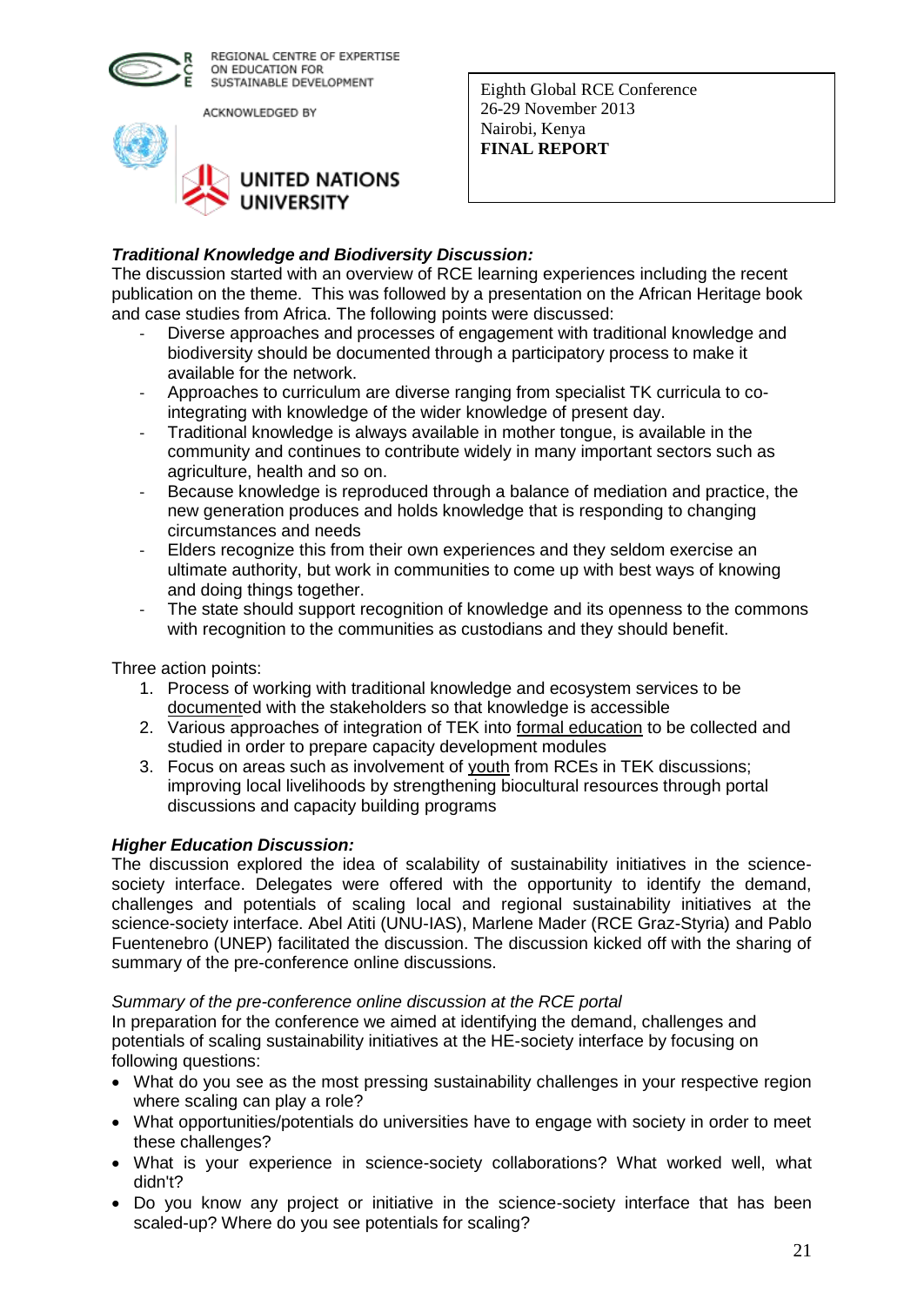***Traditional Knowledge and Biodiversity Discussion:***

The discussion started with an overview of RCE learning experiences including the recent publication on the theme. This was followed by a presentation on the African Heritage book and case studies from Africa. The following points were discussed:

- Diverse approaches and processes of engagement with traditional knowledge and biodiversity should be documented through a participatory process to make it available for the network.
- Approaches to curriculum are diverse ranging from specialist TK curricula to co-integrating with knowledge of the wider knowledge of present day.
- Traditional knowledge is always available in mother tongue, is available in the community and continues to contribute widely in many important sectors such as agriculture, health and so on.
- Because knowledge is reproduced through a balance of mediation and practice, the new generation produces and holds knowledge that is responding to changing circumstances and needs
- Elders recognize this from their own experiences and they seldom exercise an ultimate authority, but work in communities to come up with best ways of knowing and doing things together.
- The state should support recognition of knowledge and its openness to the commons with recognition to the communities as custodians and they should benefit.

Three action points:

1. Process of working with traditional knowledge and ecosystem services to be documented with the stakeholders so that knowledge is accessible
2. Various approaches of integration of TEK into formal education to be collected and studied in order to prepare capacity development modules
3. Focus on areas such as involvement of youth from RCEs in TEK discussions; improving local livelihoods by strengthening biocultural resources through portal discussions and capacity building programs

***Higher Education Discussion:***

The discussion explored the idea of scalability of sustainability initiatives in the science-society interface. Delegates were offered with the opportunity to identify the demand, challenges and potentials of scaling local and regional sustainability initiatives at the science-society interface. Abel Atiti (UNU-IAS), Marlene Mader (RCE Graz-Styria) and Pablo Fuentenebro (UNEP) facilitated the discussion. The discussion kicked off with the sharing of summary of the pre-conference online discussions.

*Summary of the pre-conference online discussion at the RCE portal*

In preparation for the conference we aimed at identifying the demand, challenges and potentials of scaling sustainability initiatives at the HE-society interface by focusing on following questions:

- What do you see as the most pressing sustainability challenges in your respective region where scaling can play a role?
- What opportunities/potentials do universities have to engage with society in order to meet these challenges?
- What is your experience in science-society collaborations? What worked well, what didn't?
- Do you know any project or initiative in the science-society interface that has been scaled-up? Where do you see potentials for scaling?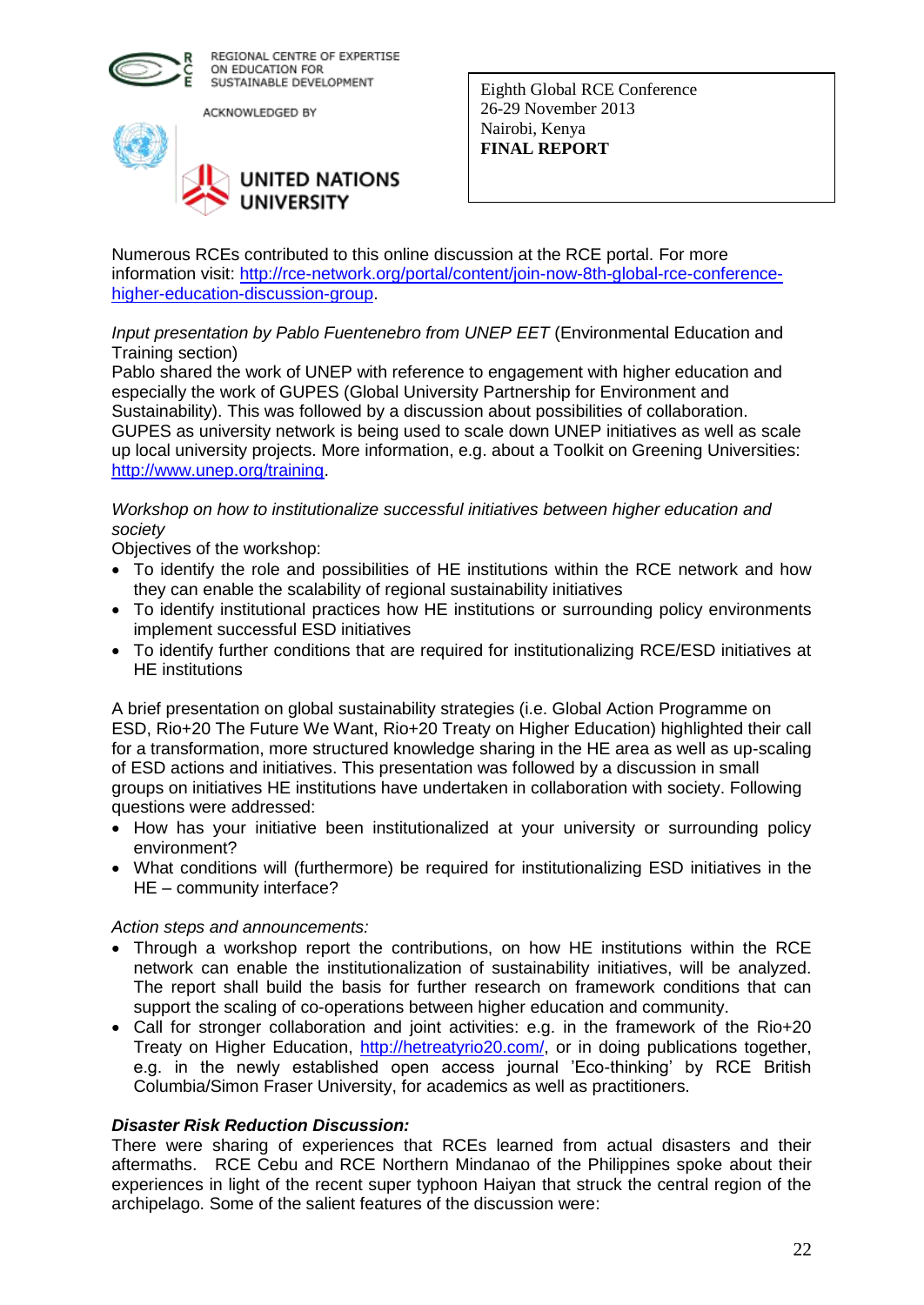Numerous RCEs contributed to this online discussion at the RCE portal. For more information visit: [http://rce-network.org/portal/content/join-now-8th-global-rce-conference-higher-education-discussion-group](http://rce-network.org/portal/content/join-now-8th-global-rce-conference-higher-education-discussion-group).

*Input presentation by Pablo Fuentenebro from UNEP EET* (Environmental Education and Training section)

Pablo shared the work of UNEP with reference to engagement with higher education and especially the work of GUPES (Global University Partnership for Environment and Sustainability). This was followed by a discussion about possibilities of collaboration. GUPES as university network is being used to scale down UNEP initiatives as well as scale up local university projects. More information, e.g. about a Toolkit on Greening Universities: [http://www.unep.org/training](http://www.unep.org/training).

*Workshop on how to institutionalize successful initiatives between higher education and society*

Objectives of the workshop:

- To identify the role and possibilities of HE institutions within the RCE network and how they can enable the scalability of regional sustainability initiatives
- To identify institutional practices how HE institutions or surrounding policy environments implement successful ESD initiatives
- To identify further conditions that are required for institutionalizing RCE/ESD initiatives at HE institutions

A brief presentation on global sustainability strategies (i.e. Global Action Programme on ESD, Rio+20 The Future We Want, Rio+20 Treaty on Higher Education) highlighted their call for a transformation, more structured knowledge sharing in the HE area as well as up-scaling of ESD actions and initiatives. This presentation was followed by a discussion in small groups on initiatives HE institutions have undertaken in collaboration with society. Following questions were addressed:

- How has your initiative been institutionalized at your university or surrounding policy environment?
- What conditions will (furthermore) be required for institutionalizing ESD initiatives in the HE – community interface?

*Action steps and announcements:*

- Through a workshop report the contributions, on how HE institutions within the RCE network can enable the institutionalization of sustainability initiatives, will be analyzed. The report shall build the basis for further research on framework conditions that can support the scaling of co-operations between higher education and community.
- Call for stronger collaboration and joint activities: e.g. in the framework of the Rio+20 Treaty on Higher Education, [http://hetreatyrio20.com/](http://hetreatyrio20.com/), or in doing publications together, e.g. in the newly established open access journal 'Eco-thinking' by RCE British Columbia/Simon Fraser University, for academics as well as practitioners.

***Disaster Risk Reduction Discussion:***

There were sharing of experiences that RCEs learned from actual disasters and their aftermaths. RCE Cebu and RCE Northern Mindanao of the Philippines spoke about their experiences in light of the recent super typhoon Haiyan that struck the central region of the archipelago. Some of the salient features of the discussion were: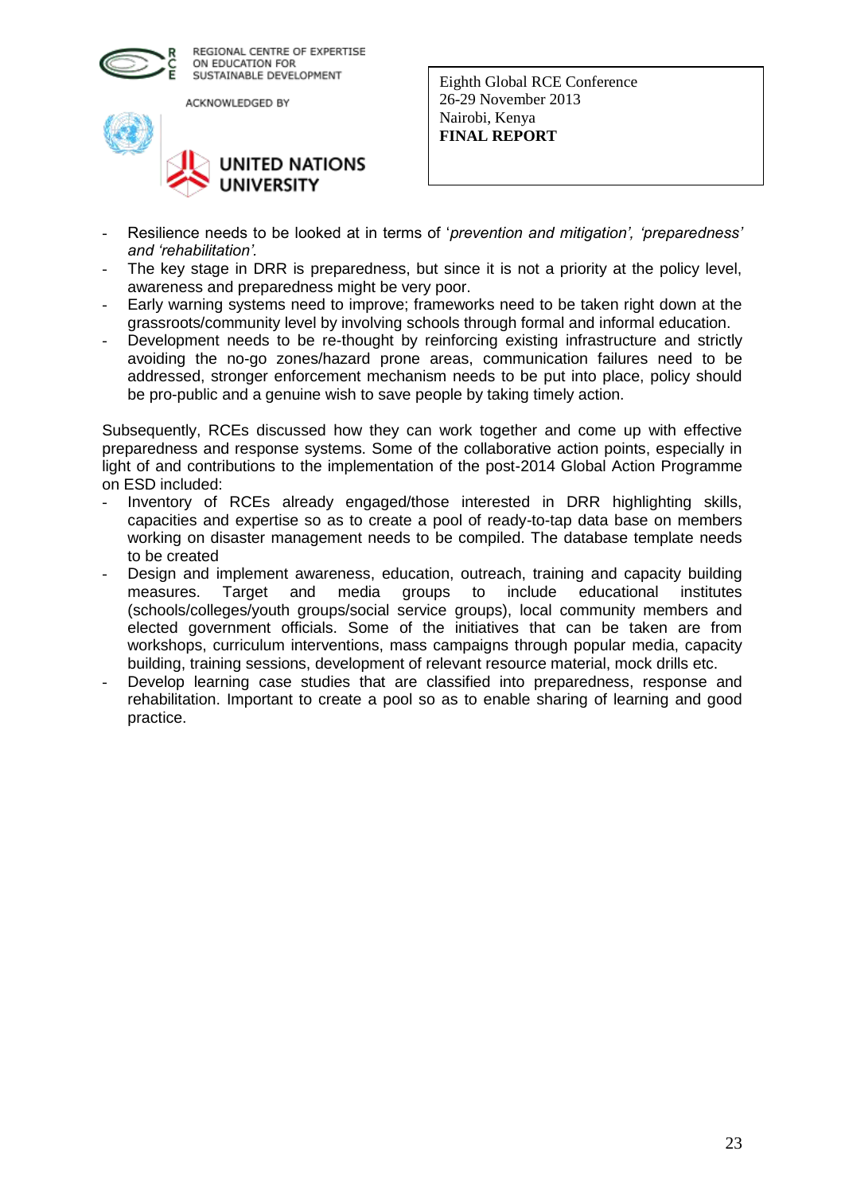- Resilience needs to be looked at in terms of '*prevention and mitigation', 'preparedness' and 'rehabilitation'.*
- The key stage in DRR is preparedness, but since it is not a priority at the policy level, awareness and preparedness might be very poor.
- Early warning systems need to improve; frameworks need to be taken right down at the grassroots/community level by involving schools through formal and informal education.
- Development needs to be re-thought by reinforcing existing infrastructure and strictly avoiding the no-go zones/hazard prone areas, communication failures need to be addressed, stronger enforcement mechanism needs to be put into place, policy should be pro-public and a genuine wish to save people by taking timely action.

Subsequently, RCEs discussed how they can work together and come up with effective preparedness and response systems. Some of the collaborative action points, especially in light of and contributions to the implementation of the post-2014 Global Action Programme on ESD included:

- Inventory of RCEs already engaged/those interested in DRR highlighting skills, capacities and expertise so as to create a pool of ready-to-tap data base on members working on disaster management needs to be compiled. The database template needs to be created
- Design and implement awareness, education, outreach, training and capacity building measures. Target and media groups to include educational institutes (schools/colleges/youth groups/social service groups), local community members and elected government officials. Some of the initiatives that can be taken are from workshops, curriculum interventions, mass campaigns through popular media, capacity building, training sessions, development of relevant resource material, mock drills etc.
- Develop learning case studies that are classified into preparedness, response and rehabilitation. Important to create a pool so as to enable sharing of learning and good practice.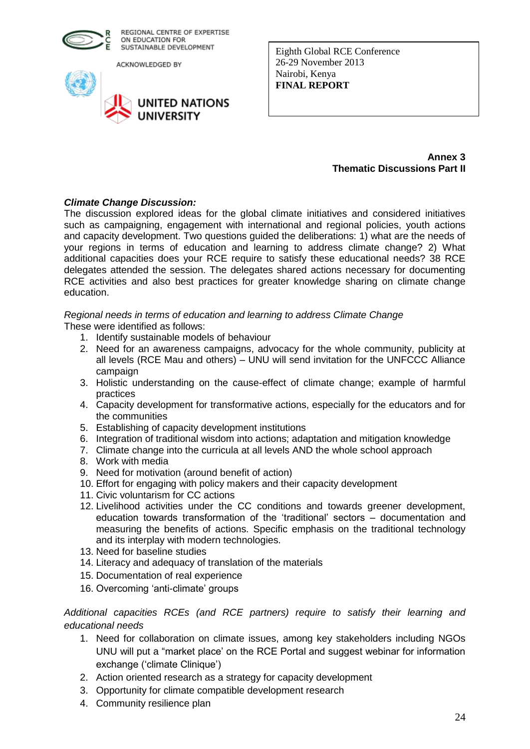## Annex 3
## Thematic Discussions Part II

***Climate Change Discussion:***

The discussion explored ideas for the global climate initiatives and considered initiatives such as campaigning, engagement with international and regional policies, youth actions and capacity development. Two questions guided the deliberations: 1) what are the needs of your regions in terms of education and learning to address climate change? 2) What additional capacities does your RCE require to satisfy these educational needs? 38 RCE delegates attended the session. The delegates shared actions necessary for documenting RCE activities and also best practices for greater knowledge sharing on climate change education.

*Regional needs in terms of education and learning to address Climate Change*

These were identified as follows:

1. Identify sustainable models of behaviour
2. Need for an awareness campaigns, advocacy for the whole community, publicity at all levels (RCE Mau and others) – UNU will send invitation for the UNFCCC Alliance campaign
3. Holistic understanding on the cause-effect of climate change; example of harmful practices
4. Capacity development for transformative actions, especially for the educators and for the communities
5. Establishing of capacity development institutions
6. Integration of traditional wisdom into actions; adaptation and mitigation knowledge
7. Climate change into the curricula at all levels AND the whole school approach
8. Work with media
9. Need for motivation (around benefit of action)
10. Effort for engaging with policy makers and their capacity development
11. Civic voluntarism for CC actions
12. Livelihood activities under the CC conditions and towards greener development, education towards transformation of the 'traditional' sectors – documentation and measuring the benefits of actions. Specific emphasis on the traditional technology and its interplay with modern technologies.
13. Need for baseline studies
14. Literacy and adequacy of translation of the materials
15. Documentation of real experience
16. Overcoming 'anti-climate' groups

*Additional capacities RCEs (and RCE partners) require to satisfy their learning and educational needs*

1. Need for collaboration on climate issues, among key stakeholders including NGOs UNU will put a "market place' on the RCE Portal and suggest webinar for information exchange ('climate Clinique')
2. Action oriented research as a strategy for capacity development
3. Opportunity for climate compatible development research
4. Community resilience plan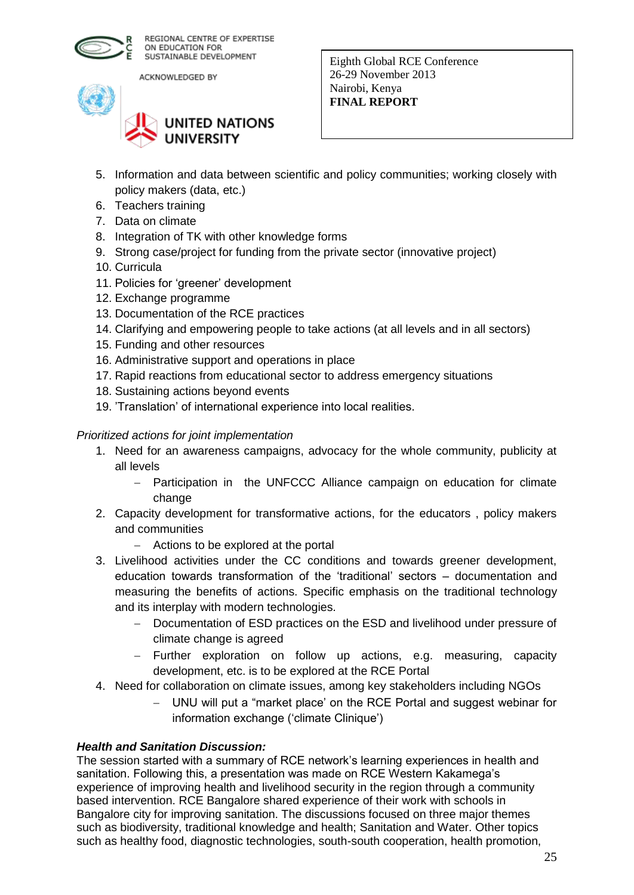5. Information and data between scientific and policy communities; working closely with policy makers (data, etc.)
6. Teachers training
7. Data on climate
8. Integration of TK with other knowledge forms
9. Strong case/project for funding from the private sector (innovative project)
10. Curricula
11. Policies for 'greener' development
12. Exchange programme
13. Documentation of the RCE practices
14. Clarifying and empowering people to take actions (at all levels and in all sectors)
15. Funding and other resources
16. Administrative support and operations in place
17. Rapid reactions from educational sector to address emergency situations
18. Sustaining actions beyond events
19. 'Translation' of international experience into local realities.

*Prioritized actions for joint implementation*

1. Need for an awareness campaigns, advocacy for the whole community, publicity at all levels
   - Participation in the UNFCCC Alliance campaign on education for climate change
2. Capacity development for transformative actions, for the educators , policy makers and communities
   - Actions to be explored at the portal
3. Livelihood activities under the CC conditions and towards greener development, education towards transformation of the 'traditional' sectors – documentation and measuring the benefits of actions. Specific emphasis on the traditional technology and its interplay with modern technologies.
   - Documentation of ESD practices on the ESD and livelihood under pressure of climate change is agreed
   - Further exploration on follow up actions, e.g. measuring, capacity development, etc. is to be explored at the RCE Portal
4. Need for collaboration on climate issues, among key stakeholders including NGOs
   - UNU will put a "market place' on the RCE Portal and suggest webinar for information exchange ('climate Clinique')

***Health and Sanitation Discussion:***

The session started with a summary of RCE network's learning experiences in health and sanitation. Following this, a presentation was made on RCE Western Kakamega's experience of improving health and livelihood security in the region through a community based intervention. RCE Bangalore shared experience of their work with schools in Bangalore city for improving sanitation. The discussions focused on three major themes such as biodiversity, traditional knowledge and health; Sanitation and Water. Other topics such as healthy food, diagnostic technologies, south-south cooperation, health promotion,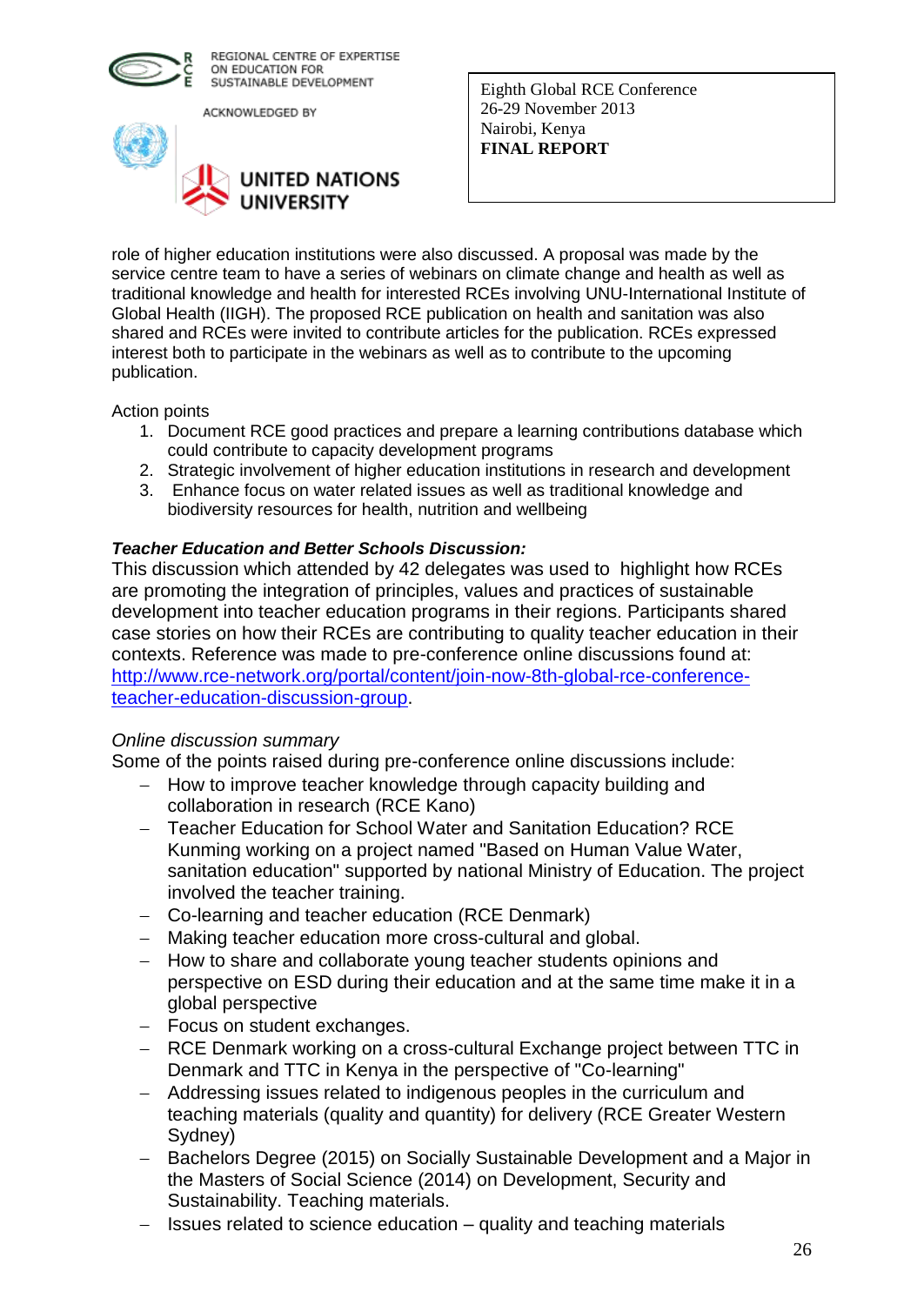role of higher education institutions were also discussed. A proposal was made by the service centre team to have a series of webinars on climate change and health as well as traditional knowledge and health for interested RCEs involving UNU-International Institute of Global Health (IIGH). The proposed RCE publication on health and sanitation was also shared and RCEs were invited to contribute articles for the publication. RCEs expressed interest both to participate in the webinars as well as to contribute to the upcoming publication.

Action points

1. Document RCE good practices and prepare a learning contributions database which could contribute to capacity development programs
2. Strategic involvement of higher education institutions in research and development
3. Enhance focus on water related issues as well as traditional knowledge and biodiversity resources for health, nutrition and wellbeing

***Teacher Education and Better Schools Discussion:***

This discussion which attended by 42 delegates was used to highlight how RCEs are promoting the integration of principles, values and practices of sustainable development into teacher education programs in their regions. Participants shared case stories on how their RCEs are contributing to quality teacher education in their contexts. Reference was made to pre-conference online discussions found at: [http://www.rce-network.org/portal/content/join-now-8th-global-rce-conference-teacher-education-discussion-group](http://www.rce-network.org/portal/content/join-now-8th-global-rce-conference-teacher-education-discussion-group).

*Online discussion summary*

Some of the points raised during pre-conference online discussions include:

- How to improve teacher knowledge through capacity building and collaboration in research (RCE Kano)
- Teacher Education for School Water and Sanitation Education? RCE Kunming working on a project named "Based on Human Value Water, sanitation education" supported by national Ministry of Education. The project involved the teacher training.
- Co-learning and teacher education (RCE Denmark)
- Making teacher education more cross-cultural and global.
- How to share and collaborate young teacher students opinions and perspective on ESD during their education and at the same time make it in a global perspective
- Focus on student exchanges.
- RCE Denmark working on a cross-cultural Exchange project between TTC in Denmark and TTC in Kenya in the perspective of "Co-learning"
- Addressing issues related to indigenous peoples in the curriculum and teaching materials (quality and quantity) for delivery (RCE Greater Western Sydney)
- Bachelors Degree (2015) on Socially Sustainable Development and a Major in the Masters of Social Science (2014) on Development, Security and Sustainability. Teaching materials.
- Issues related to science education – quality and teaching materials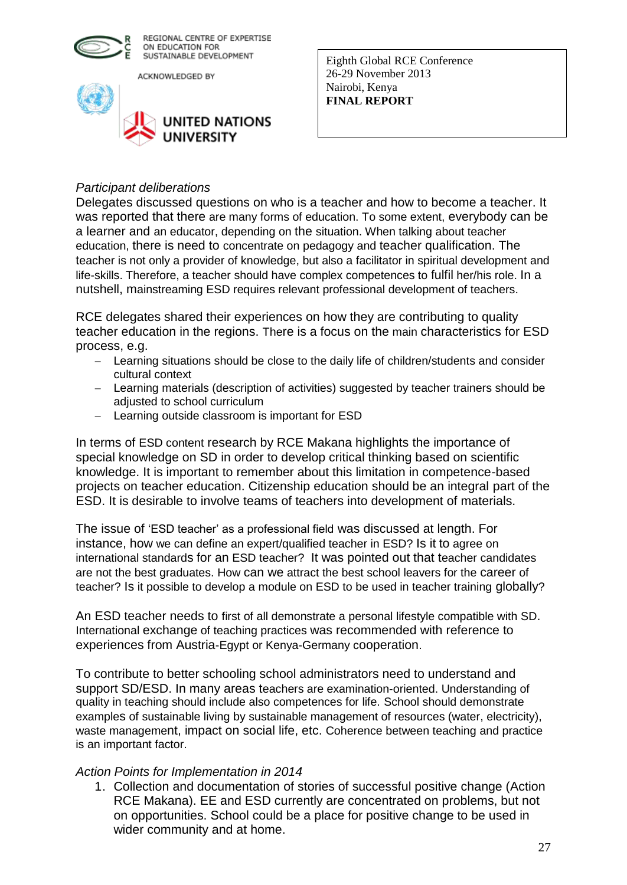*Participant deliberations*

Delegates discussed questions on who is a teacher and how to become a teacher. It was reported that there are many forms of education. To some extent, everybody can be a learner and an educator, depending on the situation. When talking about teacher education, there is need to concentrate on pedagogy and teacher qualification. The teacher is not only a provider of knowledge, but also a facilitator in spiritual development and life-skills. Therefore, a teacher should have complex competences to fulfil her/his role. In a nutshell, mainstreaming ESD requires relevant professional development of teachers.

RCE delegates shared their experiences on how they are contributing to quality teacher education in the regions. There is a focus on the main characteristics for ESD process, e.g.

- Learning situations should be close to the daily life of children/students and consider cultural context
- Learning materials (description of activities) suggested by teacher trainers should be adjusted to school curriculum
- Learning outside classroom is important for ESD

In terms of ESD content research by RCE Makana highlights the importance of special knowledge on SD in order to develop critical thinking based on scientific knowledge. It is important to remember about this limitation in competence-based projects on teacher education. Citizenship education should be an integral part of the ESD. It is desirable to involve teams of teachers into development of materials.

The issue of 'ESD teacher' as a professional field was discussed at length. For instance, how we can define an expert/qualified teacher in ESD? Is it to agree on international standards for an ESD teacher? It was pointed out that teacher candidates are not the best graduates. How can we attract the best school leavers for the career of teacher? Is it possible to develop a module on ESD to be used in teacher training globally?

An ESD teacher needs to first of all demonstrate a personal lifestyle compatible with SD. International exchange of teaching practices was recommended with reference to experiences from Austria-Egypt or Kenya-Germany cooperation.

To contribute to better schooling school administrators need to understand and support SD/ESD. In many areas teachers are examination-oriented. Understanding of quality in teaching should include also competences for life. School should demonstrate examples of sustainable living by sustainable management of resources (water, electricity), waste management, impact on social life, etc. Coherence between teaching and practice is an important factor.

*Action Points for Implementation in 2014*

1. Collection and documentation of stories of successful positive change (Action RCE Makana). EE and ESD currently are concentrated on problems, but not on opportunities. School could be a place for positive change to be used in wider community and at home.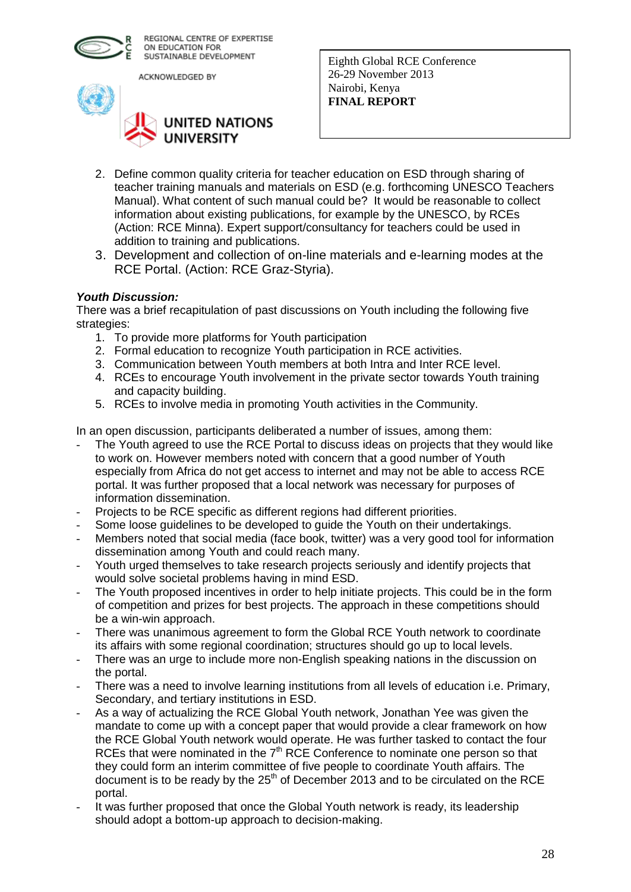2. Define common quality criteria for teacher education on ESD through sharing of teacher training manuals and materials on ESD (e.g. forthcoming UNESCO Teachers Manual). What content of such manual could be? It would be reasonable to collect information about existing publications, for example by the UNESCO, by RCEs (Action: RCE Minna). Expert support/consultancy for teachers could be used in addition to training and publications.
3. Development and collection of on-line materials and e-learning modes at the RCE Portal. (Action: RCE Graz-Styria).

***Youth Discussion:***

There was a brief recapitulation of past discussions on Youth including the following five strategies:

1. To provide more platforms for Youth participation
2. Formal education to recognize Youth participation in RCE activities.
3. Communication between Youth members at both Intra and Inter RCE level.
4. RCEs to encourage Youth involvement in the private sector towards Youth training and capacity building.
5. RCEs to involve media in promoting Youth activities in the Community.

In an open discussion, participants deliberated a number of issues, among them:

- The Youth agreed to use the RCE Portal to discuss ideas on projects that they would like to work on. However members noted with concern that a good number of Youth especially from Africa do not get access to internet and may not be able to access RCE portal. It was further proposed that a local network was necessary for purposes of information dissemination.
- Projects to be RCE specific as different regions had different priorities.
- Some loose guidelines to be developed to guide the Youth on their undertakings.
- Members noted that social media (face book, twitter) was a very good tool for information dissemination among Youth and could reach many.
- Youth urged themselves to take research projects seriously and identify projects that would solve societal problems having in mind ESD.
- The Youth proposed incentives in order to help initiate projects. This could be in the form of competition and prizes for best projects. The approach in these competitions should be a win-win approach.
- There was unanimous agreement to form the Global RCE Youth network to coordinate its affairs with some regional coordination; structures should go up to local levels.
- There was an urge to include more non-English speaking nations in the discussion on the portal.
- There was a need to involve learning institutions from all levels of education i.e. Primary, Secondary, and tertiary institutions in ESD.
- As a way of actualizing the RCE Global Youth network, Jonathan Yee was given the mandate to come up with a concept paper that would provide a clear framework on how the RCE Global Youth network would operate. He was further tasked to contact the four RCEs that were nominated in the 7th RCE Conference to nominate one person so that they could form an interim committee of five people to coordinate Youth affairs. The document is to be ready by the 25th of December 2013 and to be circulated on the RCE portal.
- It was further proposed that once the Global Youth network is ready, its leadership should adopt a bottom-up approach to decision-making.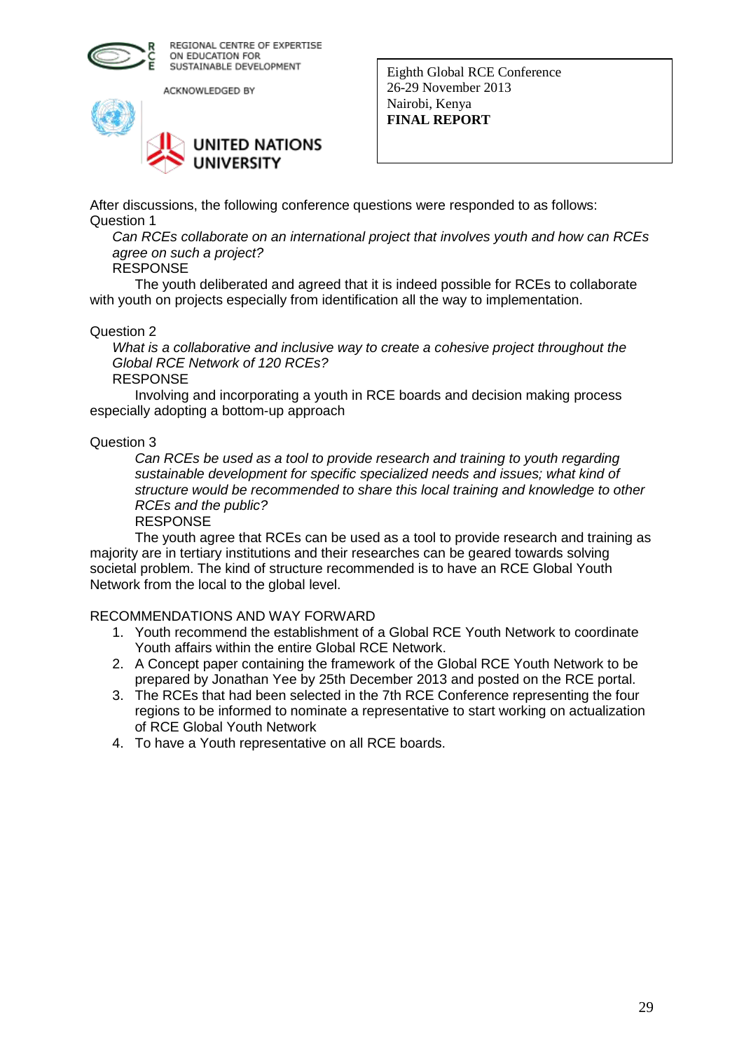After discussions, the following conference questions were responded to as follows:
Question 1

*Can RCEs collaborate on an international project that involves youth and how can RCEs agree on such a project?*

RESPONSE

The youth deliberated and agreed that it is indeed possible for RCEs to collaborate with youth on projects especially from identification all the way to implementation.

Question 2

*What is a collaborative and inclusive way to create a cohesive project throughout the Global RCE Network of 120 RCEs?*

RESPONSE

Involving and incorporating a youth in RCE boards and decision making process especially adopting a bottom-up approach

Question 3

*Can RCEs be used as a tool to provide research and training to youth regarding sustainable development for specific specialized needs and issues; what kind of structure would be recommended to share this local training and knowledge to other RCEs and the public?*

RESPONSE

The youth agree that RCEs can be used as a tool to provide research and training as majority are in tertiary institutions and their researches can be geared towards solving societal problem. The kind of structure recommended is to have an RCE Global Youth Network from the local to the global level.

RECOMMENDATIONS AND WAY FORWARD

1. Youth recommend the establishment of a Global RCE Youth Network to coordinate Youth affairs within the entire Global RCE Network.
2. A Concept paper containing the framework of the Global RCE Youth Network to be prepared by Jonathan Yee by 25th December 2013 and posted on the RCE portal.
3. The RCEs that had been selected in the 7th RCE Conference representing the four regions to be informed to nominate a representative to start working on actualization of RCE Global Youth Network
4. To have a Youth representative on all RCE boards.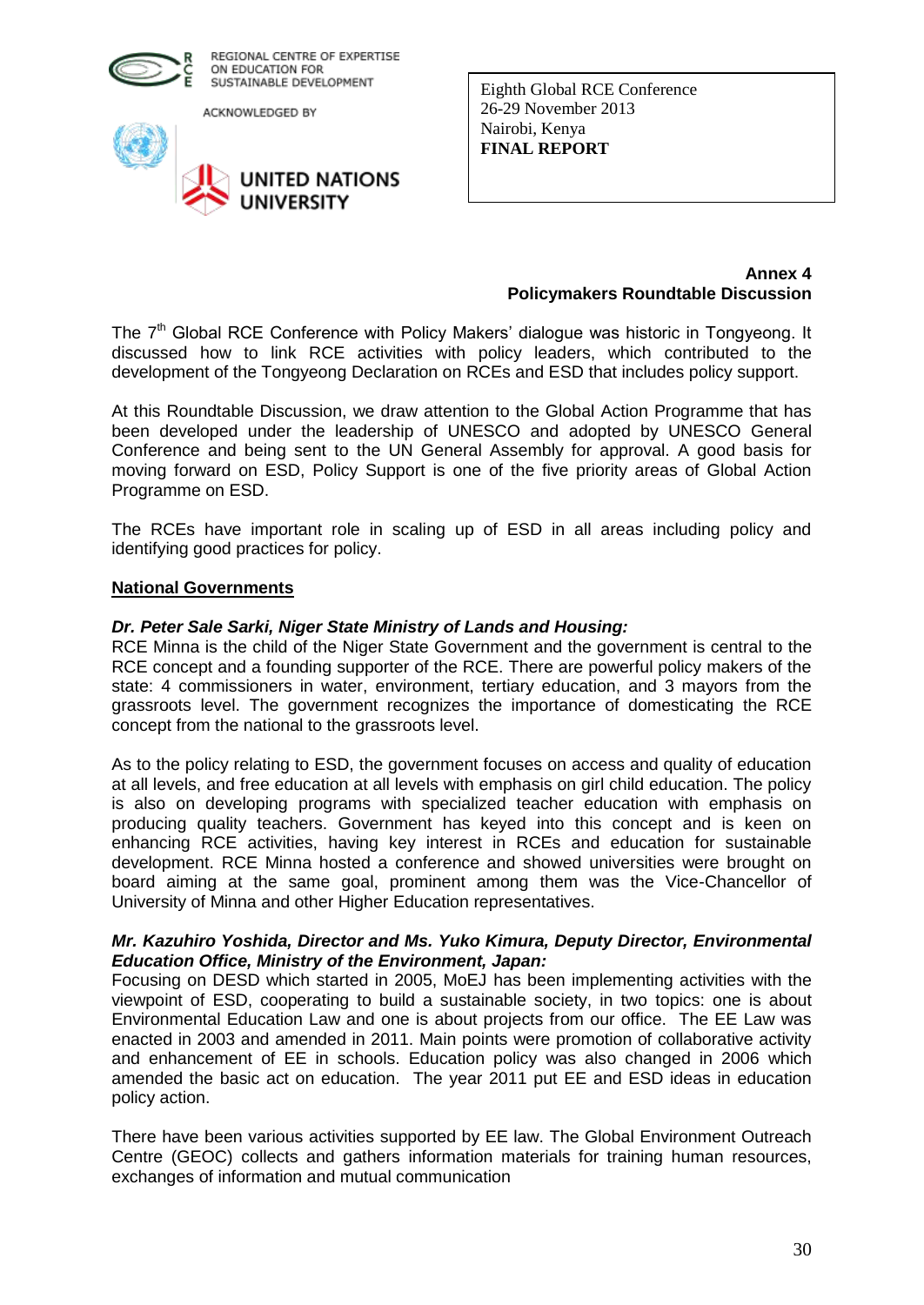**Annex 4**
**Policymakers Roundtable Discussion**

The 7th Global RCE Conference with Policy Makers' dialogue was historic in Tongyeong. It discussed how to link RCE activities with policy leaders, which contributed to the development of the Tongyeong Declaration on RCEs and ESD that includes policy support.

At this Roundtable Discussion, we draw attention to the Global Action Programme that has been developed under the leadership of UNESCO and adopted by UNESCO General Conference and being sent to the UN General Assembly for approval. A good basis for moving forward on ESD, Policy Support is one of the five priority areas of Global Action Programme on ESD.

The RCEs have important role in scaling up of ESD in all areas including policy and identifying good practices for policy.

**National Governments**

***Dr. Peter Sale Sarki, Niger State Ministry of Lands and Housing:***
RCE Minna is the child of the Niger State Government and the government is central to the RCE concept and a founding supporter of the RCE. There are powerful policy makers of the state: 4 commissioners in water, environment, tertiary education, and 3 mayors from the grassroots level. The government recognizes the importance of domesticating the RCE concept from the national to the grassroots level.

As to the policy relating to ESD, the government focuses on access and quality of education at all levels, and free education at all levels with emphasis on girl child education. The policy is also on developing programs with specialized teacher education with emphasis on producing quality teachers. Government has keyed into this concept and is keen on enhancing RCE activities, having key interest in RCEs and education for sustainable development. RCE Minna hosted a conference and showed universities were brought on board aiming at the same goal, prominent among them was the Vice-Chancellor of University of Minna and other Higher Education representatives.

***Mr. Kazuhiro Yoshida, Director and Ms. Yuko Kimura, Deputy Director, Environmental Education Office, Ministry of the Environment, Japan:***
Focusing on DESD which started in 2005, MoEJ has been implementing activities with the viewpoint of ESD, cooperating to build a sustainable society, in two topics: one is about Environmental Education Law and one is about projects from our office. The EE Law was enacted in 2003 and amended in 2011. Main points were promotion of collaborative activity and enhancement of EE in schools. Education policy was also changed in 2006 which amended the basic act on education. The year 2011 put EE and ESD ideas in education policy action.

There have been various activities supported by EE law. The Global Environment Outreach Centre (GEOC) collects and gathers information materials for training human resources, exchanges of information and mutual communication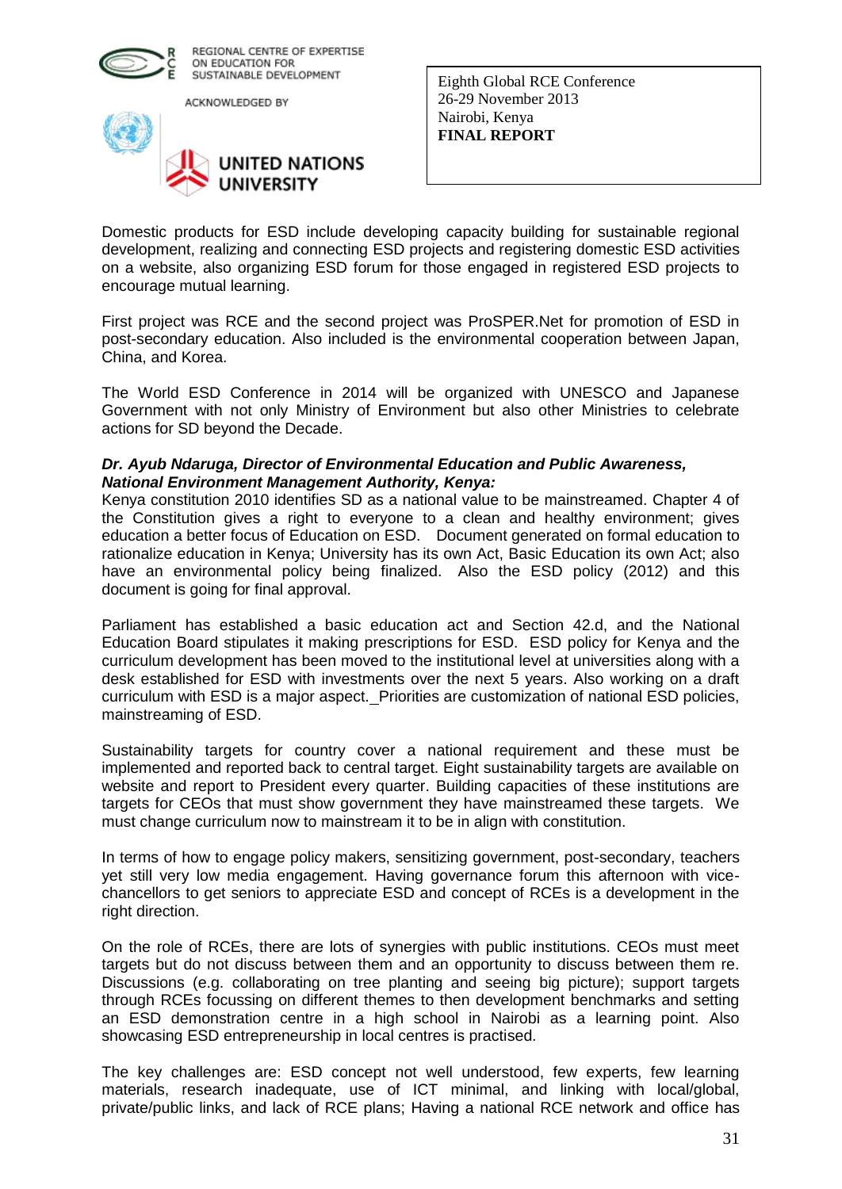Domestic products for ESD include developing capacity building for sustainable regional development, realizing and connecting ESD projects and registering domestic ESD activities on a website, also organizing ESD forum for those engaged in registered ESD projects to encourage mutual learning.

First project was RCE and the second project was ProSPER.Net for promotion of ESD in post-secondary education. Also included is the environmental cooperation between Japan, China, and Korea.

The World ESD Conference in 2014 will be organized with UNESCO and Japanese Government with not only Ministry of Environment but also other Ministries to celebrate actions for SD beyond the Decade.

***Dr. Ayub Ndaruga, Director of Environmental Education and Public Awareness, National Environment Management Authority, Kenya:***
Kenya constitution 2010 identifies SD as a national value to be mainstreamed. Chapter 4 of the Constitution gives a right to everyone to a clean and healthy environment; gives education a better focus of Education on ESD. Document generated on formal education to rationalize education in Kenya; University has its own Act, Basic Education its own Act; also have an environmental policy being finalized. Also the ESD policy (2012) and this document is going for final approval.

Parliament has established a basic education act and Section 42.d, and the National Education Board stipulates it making prescriptions for ESD. ESD policy for Kenya and the curriculum development has been moved to the institutional level at universities along with a desk established for ESD with investments over the next 5 years. Also working on a draft curriculum with ESD is a major aspect. Priorities are customization of national ESD policies, mainstreaming of ESD.

Sustainability targets for country cover a national requirement and these must be implemented and reported back to central target. Eight sustainability targets are available on website and report to President every quarter. Building capacities of these institutions are targets for CEOs that must show government they have mainstreamed these targets. We must change curriculum now to mainstream it to be in align with constitution.

In terms of how to engage policy makers, sensitizing government, post-secondary, teachers yet still very low media engagement. Having governance forum this afternoon with vice-chancellors to get seniors to appreciate ESD and concept of RCEs is a development in the right direction.

On the role of RCEs, there are lots of synergies with public institutions. CEOs must meet targets but do not discuss between them and an opportunity to discuss between them re. Discussions (e.g. collaborating on tree planting and seeing big picture); support targets through RCEs focussing on different themes to then development benchmarks and setting an ESD demonstration centre in a high school in Nairobi as a learning point. Also showcasing ESD entrepreneurship in local centres is practised.

The key challenges are: ESD concept not well understood, few experts, few learning materials, research inadequate, use of ICT minimal, and linking with local/global, private/public links, and lack of RCE plans; Having a national RCE network and office has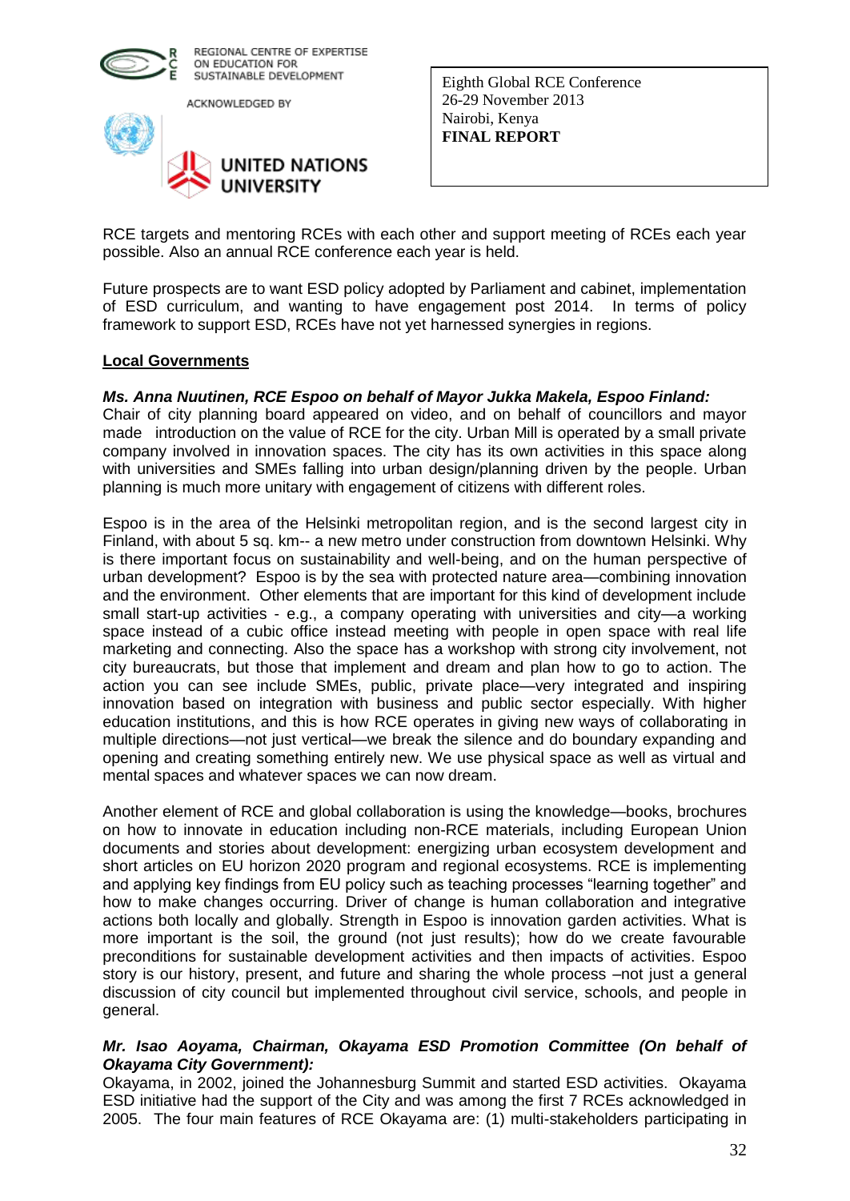RCE targets and mentoring RCEs with each other and support meeting of RCEs each year possible. Also an annual RCE conference each year is held.

Future prospects are to want ESD policy adopted by Parliament and cabinet, implementation of ESD curriculum, and wanting to have engagement post 2014. In terms of policy framework to support ESD, RCEs have not yet harnessed synergies in regions.

**Local Governments**

***Ms. Anna Nuutinen, RCE Espoo on behalf of Mayor Jukka Makela, Espoo Finland:***
Chair of city planning board appeared on video, and on behalf of councillors and mayor made introduction on the value of RCE for the city. Urban Mill is operated by a small private company involved in innovation spaces. The city has its own activities in this space along with universities and SMEs falling into urban design/planning driven by the people. Urban planning is much more unitary with engagement of citizens with different roles.

Espoo is in the area of the Helsinki metropolitan region, and is the second largest city in Finland, with about 5 sq. km-- a new metro under construction from downtown Helsinki. Why is there important focus on sustainability and well-being, and on the human perspective of urban development? Espoo is by the sea with protected nature area—combining innovation and the environment. Other elements that are important for this kind of development include small start-up activities - e.g., a company operating with universities and city—a working space instead of a cubic office instead meeting with people in open space with real life marketing and connecting. Also the space has a workshop with strong city involvement, not city bureaucrats, but those that implement and dream and plan how to go to action. The action you can see include SMEs, public, private place—very integrated and inspiring innovation based on integration with business and public sector especially. With higher education institutions, and this is how RCE operates in giving new ways of collaborating in multiple directions—not just vertical—we break the silence and do boundary expanding and opening and creating something entirely new. We use physical space as well as virtual and mental spaces and whatever spaces we can now dream.

Another element of RCE and global collaboration is using the knowledge—books, brochures on how to innovate in education including non-RCE materials, including European Union documents and stories about development: energizing urban ecosystem development and short articles on EU horizon 2020 program and regional ecosystems. RCE is implementing and applying key findings from EU policy such as teaching processes "learning together" and how to make changes occurring. Driver of change is human collaboration and integrative actions both locally and globally. Strength in Espoo is innovation garden activities. What is more important is the soil, the ground (not just results); how do we create favourable preconditions for sustainable development activities and then impacts of activities. Espoo story is our history, present, and future and sharing the whole process –not just a general discussion of city council but implemented throughout civil service, schools, and people in general.

***Mr. Isao Aoyama, Chairman, Okayama ESD Promotion Committee (On behalf of Okayama City Government):***
Okayama, in 2002, joined the Johannesburg Summit and started ESD activities. Okayama ESD initiative had the support of the City and was among the first 7 RCEs acknowledged in 2005. The four main features of RCE Okayama are: (1) multi-stakeholders participating in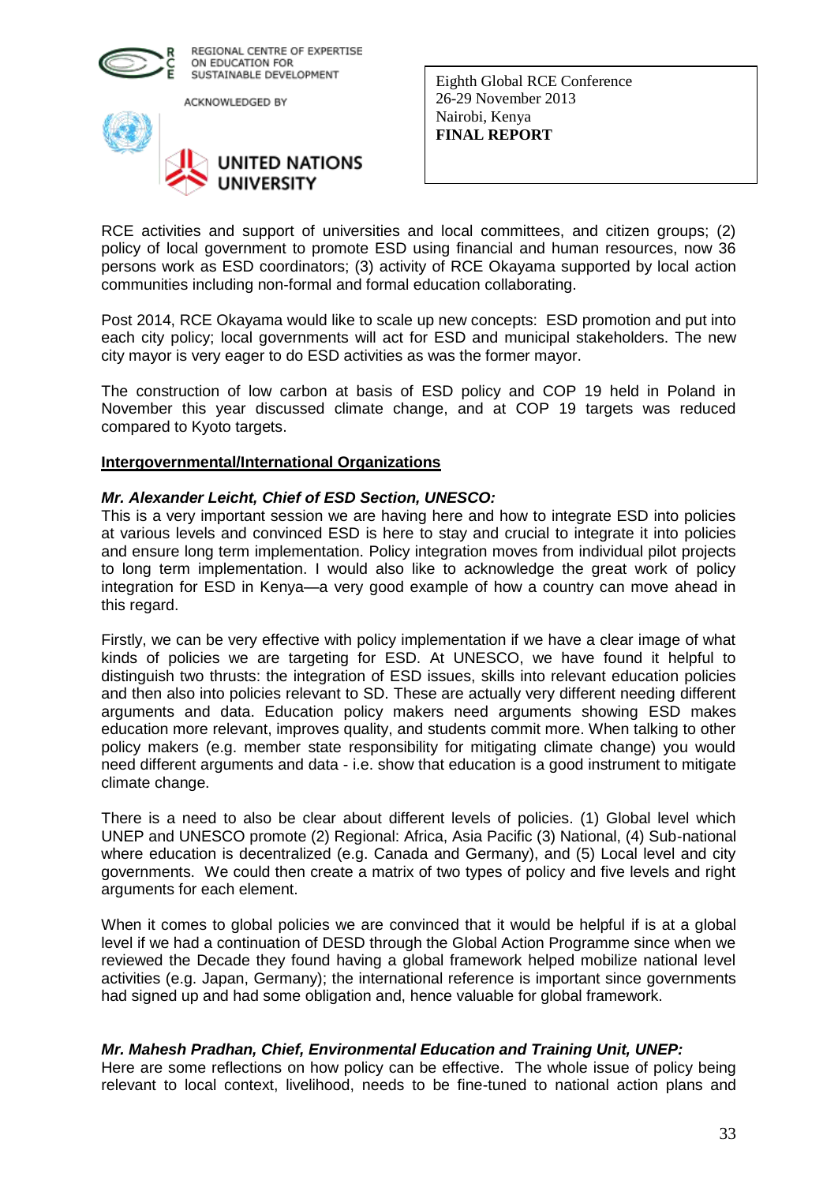RCE activities and support of universities and local committees, and citizen groups; (2) policy of local government to promote ESD using financial and human resources, now 36 persons work as ESD coordinators; (3) activity of RCE Okayama supported by local action communities including non-formal and formal education collaborating.

Post 2014, RCE Okayama would like to scale up new concepts: ESD promotion and put into each city policy; local governments will act for ESD and municipal stakeholders. The new city mayor is very eager to do ESD activities as was the former mayor.

The construction of low carbon at basis of ESD policy and COP 19 held in Poland in November this year discussed climate change, and at COP 19 targets was reduced compared to Kyoto targets.

**Intergovernmental/International Organizations**

***Mr. Alexander Leicht, Chief of ESD Section, UNESCO:***
This is a very important session we are having here and how to integrate ESD into policies at various levels and convinced ESD is here to stay and crucial to integrate it into policies and ensure long term implementation. Policy integration moves from individual pilot projects to long term implementation. I would also like to acknowledge the great work of policy integration for ESD in Kenya—a very good example of how a country can move ahead in this regard.

Firstly, we can be very effective with policy implementation if we have a clear image of what kinds of policies we are targeting for ESD. At UNESCO, we have found it helpful to distinguish two thrusts: the integration of ESD issues, skills into relevant education policies and then also into policies relevant to SD. These are actually very different needing different arguments and data. Education policy makers need arguments showing ESD makes education more relevant, improves quality, and students commit more. When talking to other policy makers (e.g. member state responsibility for mitigating climate change) you would need different arguments and data - i.e. show that education is a good instrument to mitigate climate change.

There is a need to also be clear about different levels of policies. (1) Global level which UNEP and UNESCO promote (2) Regional: Africa, Asia Pacific (3) National, (4) Sub-national where education is decentralized (e.g. Canada and Germany), and (5) Local level and city governments. We could then create a matrix of two types of policy and five levels and right arguments for each element.

When it comes to global policies we are convinced that it would be helpful if is at a global level if we had a continuation of DESD through the Global Action Programme since when we reviewed the Decade they found having a global framework helped mobilize national level activities (e.g. Japan, Germany); the international reference is important since governments had signed up and had some obligation and, hence valuable for global framework.

***Mr. Mahesh Pradhan, Chief, Environmental Education and Training Unit, UNEP:***
Here are some reflections on how policy can be effective. The whole issue of policy being relevant to local context, livelihood, needs to be fine-tuned to national action plans and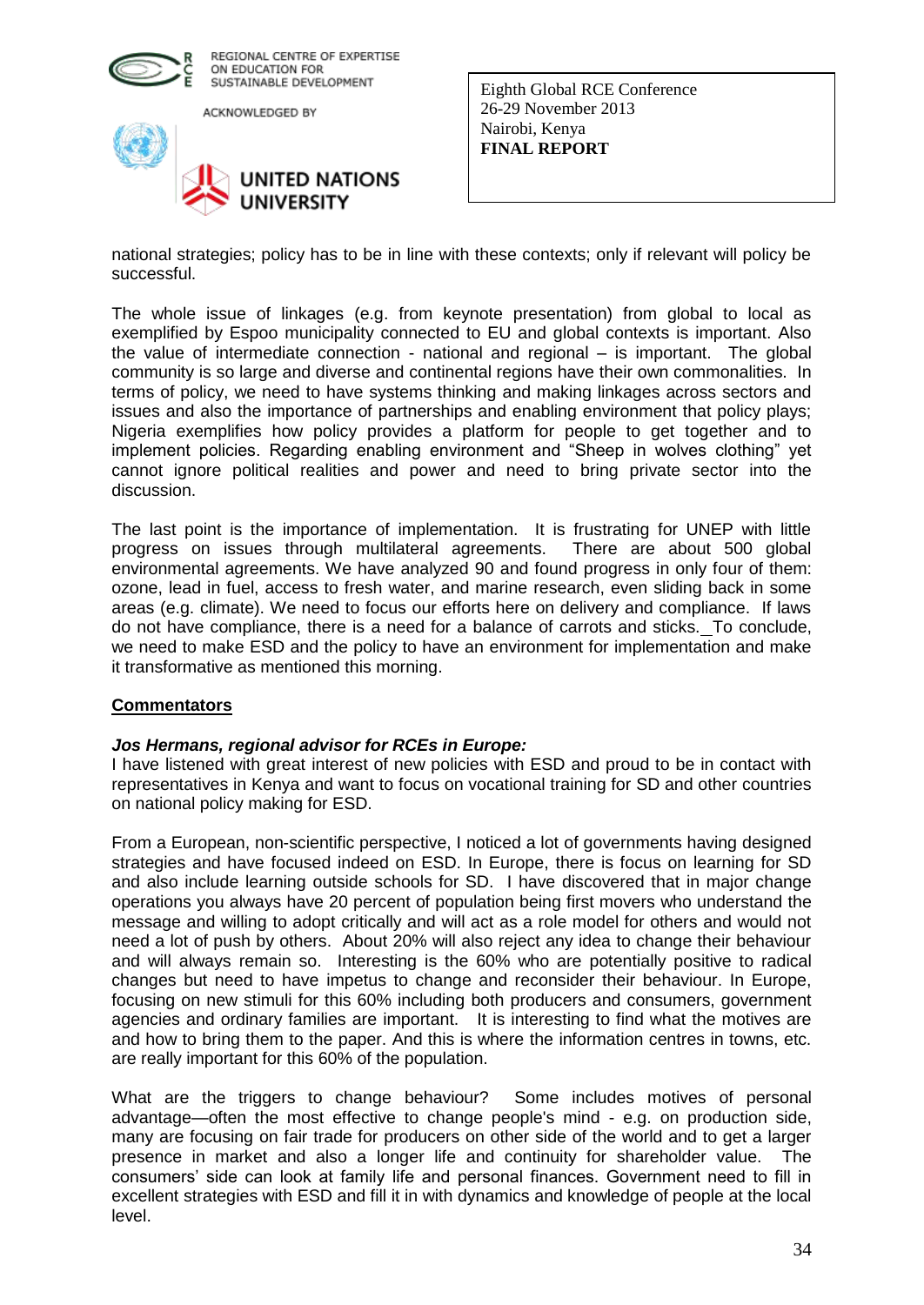national strategies; policy has to be in line with these contexts; only if relevant will policy be successful.

The whole issue of linkages (e.g. from keynote presentation) from global to local as exemplified by Espoo municipality connected to EU and global contexts is important. Also the value of intermediate connection - national and regional – is important. The global community is so large and diverse and continental regions have their own commonalities. In terms of policy, we need to have systems thinking and making linkages across sectors and issues and also the importance of partnerships and enabling environment that policy plays; Nigeria exemplifies how policy provides a platform for people to get together and to implement policies. Regarding enabling environment and "Sheep in wolves clothing" yet cannot ignore political realities and power and need to bring private sector into the discussion.

The last point is the importance of implementation. It is frustrating for UNEP with little progress on issues through multilateral agreements. There are about 500 global environmental agreements. We have analyzed 90 and found progress in only four of them: ozone, lead in fuel, access to fresh water, and marine research, even sliding back in some areas (e.g. climate). We need to focus our efforts here on delivery and compliance. If laws do not have compliance, there is a need for a balance of carrots and sticks. To conclude, we need to make ESD and the policy to have an environment for implementation and make it transformative as mentioned this morning.

## Commentators

***Jos Hermans, regional advisor for RCEs in Europe:***
I have listened with great interest of new policies with ESD and proud to be in contact with representatives in Kenya and want to focus on vocational training for SD and other countries on national policy making for ESD.

From a European, non-scientific perspective, I noticed a lot of governments having designed strategies and have focused indeed on ESD. In Europe, there is focus on learning for SD and also include learning outside schools for SD. I have discovered that in major change operations you always have 20 percent of population being first movers who understand the message and willing to adopt critically and will act as a role model for others and would not need a lot of push by others. About 20% will also reject any idea to change their behaviour and will always remain so. Interesting is the 60% who are potentially positive to radical changes but need to have impetus to change and reconsider their behaviour. In Europe, focusing on new stimuli for this 60% including both producers and consumers, government agencies and ordinary families are important. It is interesting to find what the motives are and how to bring them to the paper. And this is where the information centres in towns, etc. are really important for this 60% of the population.

What are the triggers to change behaviour? Some includes motives of personal advantage—often the most effective to change people's mind - e.g. on production side, many are focusing on fair trade for producers on other side of the world and to get a larger presence in market and also a longer life and continuity for shareholder value. The consumers' side can look at family life and personal finances. Government need to fill in excellent strategies with ESD and fill it in with dynamics and knowledge of people at the local level.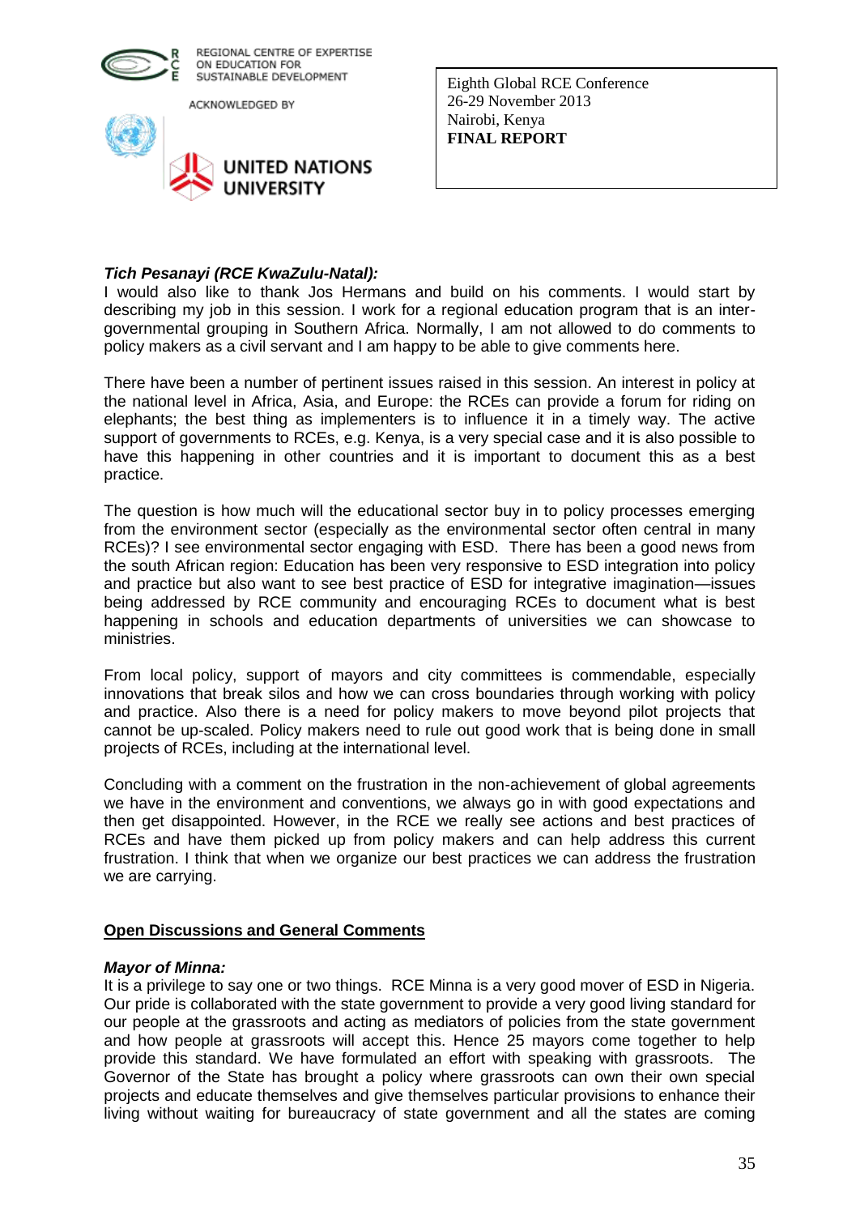***Tich Pesanayi (RCE KwaZulu-Natal):***

I would also like to thank Jos Hermans and build on his comments. I would start by describing my job in this session. I work for a regional education program that is an inter-governmental grouping in Southern Africa. Normally, I am not allowed to do comments to policy makers as a civil servant and I am happy to be able to give comments here.

There have been a number of pertinent issues raised in this session. An interest in policy at the national level in Africa, Asia, and Europe: the RCEs can provide a forum for riding on elephants; the best thing as implementers is to influence it in a timely way. The active support of governments to RCEs, e.g. Kenya, is a very special case and it is also possible to have this happening in other countries and it is important to document this as a best practice.

The question is how much will the educational sector buy in to policy processes emerging from the environment sector (especially as the environmental sector often central in many RCEs)? I see environmental sector engaging with ESD. There has been a good news from the south African region: Education has been very responsive to ESD integration into policy and practice but also want to see best practice of ESD for integrative imagination—issues being addressed by RCE community and encouraging RCEs to document what is best happening in schools and education departments of universities we can showcase to ministries.

From local policy, support of mayors and city committees is commendable, especially innovations that break silos and how we can cross boundaries through working with policy and practice. Also there is a need for policy makers to move beyond pilot projects that cannot be up-scaled. Policy makers need to rule out good work that is being done in small projects of RCEs, including at the international level.

Concluding with a comment on the frustration in the non-achievement of global agreements we have in the environment and conventions, we always go in with good expectations and then get disappointed. However, in the RCE we really see actions and best practices of RCEs and have them picked up from policy makers and can help address this current frustration. I think that when we organize our best practices we can address the frustration we are carrying.

## Open Discussions and General Comments

***Mayor of Minna:***

It is a privilege to say one or two things. RCE Minna is a very good mover of ESD in Nigeria. Our pride is collaborated with the state government to provide a very good living standard for our people at the grassroots and acting as mediators of policies from the state government and how people at grassroots will accept this. Hence 25 mayors come together to help provide this standard. We have formulated an effort with speaking with grassroots. The Governor of the State has brought a policy where grassroots can own their own special projects and educate themselves and give themselves particular provisions to enhance their living without waiting for bureaucracy of state government and all the states are coming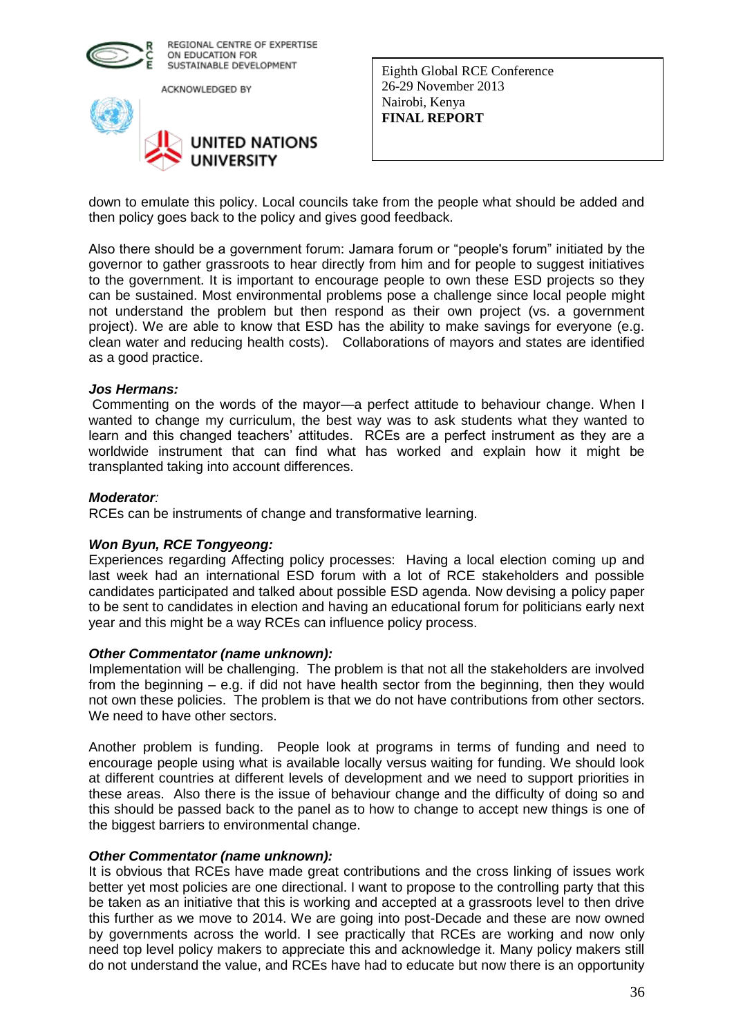down to emulate this policy. Local councils take from the people what should be added and then policy goes back to the policy and gives good feedback.

Also there should be a government forum: Jamara forum or "people's forum" initiated by the governor to gather grassroots to hear directly from him and for people to suggest initiatives to the government. It is important to encourage people to own these ESD projects so they can be sustained. Most environmental problems pose a challenge since local people might not understand the problem but then respond as their own project (vs. a government project). We are able to know that ESD has the ability to make savings for everyone (e.g. clean water and reducing health costs). Collaborations of mayors and states are identified as a good practice.

***Jos Hermans:***
Commenting on the words of the mayor—a perfect attitude to behaviour change. When I wanted to change my curriculum, the best way was to ask students what they wanted to learn and this changed teachers' attitudes. RCEs are a perfect instrument as they are a worldwide instrument that can find what has worked and explain how it might be transplanted taking into account differences.

***Moderator****:*
RCEs can be instruments of change and transformative learning.

***Won Byun, RCE Tongyeong:***
Experiences regarding Affecting policy processes: Having a local election coming up and last week had an international ESD forum with a lot of RCE stakeholders and possible candidates participated and talked about possible ESD agenda. Now devising a policy paper to be sent to candidates in election and having an educational forum for politicians early next year and this might be a way RCEs can influence policy process.

***Other Commentator (name unknown):***
Implementation will be challenging. The problem is that not all the stakeholders are involved from the beginning – e.g. if did not have health sector from the beginning, then they would not own these policies. The problem is that we do not have contributions from other sectors. We need to have other sectors.

Another problem is funding. People look at programs in terms of funding and need to encourage people using what is available locally versus waiting for funding. We should look at different countries at different levels of development and we need to support priorities in these areas. Also there is the issue of behaviour change and the difficulty of doing so and this should be passed back to the panel as to how to change to accept new things is one of the biggest barriers to environmental change.

***Other Commentator (name unknown):***
It is obvious that RCEs have made great contributions and the cross linking of issues work better yet most policies are one directional. I want to propose to the controlling party that this be taken as an initiative that this is working and accepted at a grassroots level to then drive this further as we move to 2014. We are going into post-Decade and these are now owned by governments across the world. I see practically that RCEs are working and now only need top level policy makers to appreciate this and acknowledge it. Many policy makers still do not understand the value, and RCEs have had to educate but now there is an opportunity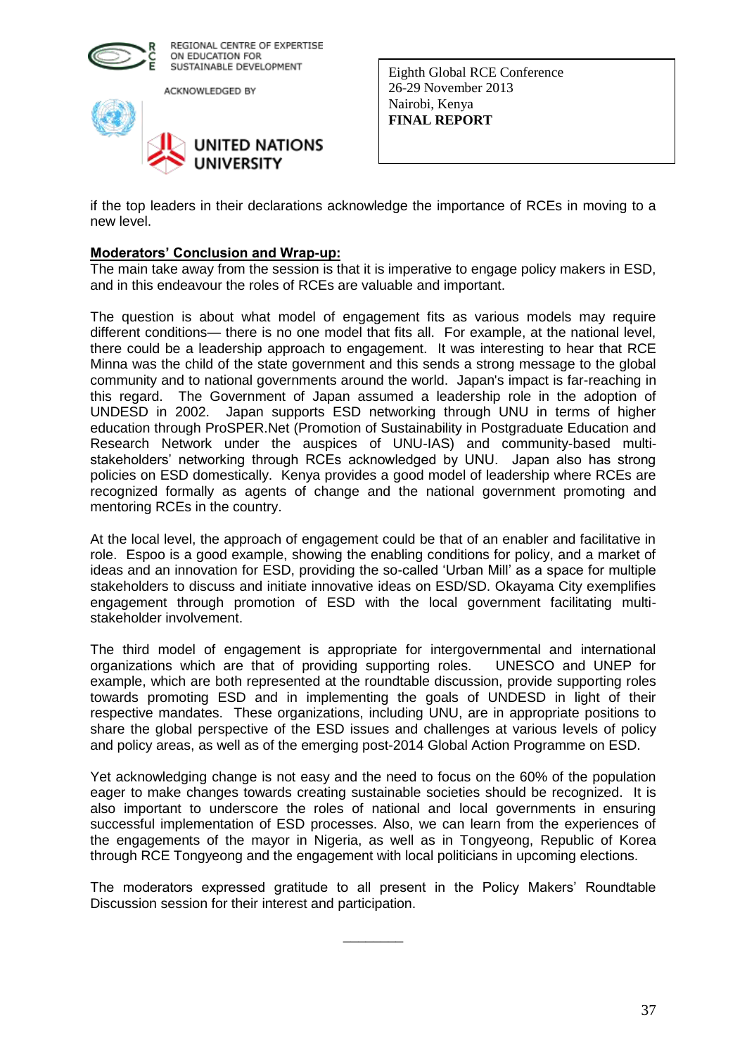if the top leaders in their declarations acknowledge the importance of RCEs in moving to a new level.

**Moderators' Conclusion and Wrap-up:**

The main take away from the session is that it is imperative to engage policy makers in ESD, and in this endeavour the roles of RCEs are valuable and important.

The question is about what model of engagement fits as various models may require different conditions— there is no one model that fits all. For example, at the national level, there could be a leadership approach to engagement. It was interesting to hear that RCE Minna was the child of the state government and this sends a strong message to the global community and to national governments around the world. Japan's impact is far-reaching in this regard. The Government of Japan assumed a leadership role in the adoption of UNDESD in 2002. Japan supports ESD networking through UNU in terms of higher education through ProSPER.Net (Promotion of Sustainability in Postgraduate Education and Research Network under the auspices of UNU-IAS) and community-based multi-stakeholders' networking through RCEs acknowledged by UNU. Japan also has strong policies on ESD domestically. Kenya provides a good model of leadership where RCEs are recognized formally as agents of change and the national government promoting and mentoring RCEs in the country.

At the local level, the approach of engagement could be that of an enabler and facilitative in role. Espoo is a good example, showing the enabling conditions for policy, and a market of ideas and an innovation for ESD, providing the so-called 'Urban Mill' as a space for multiple stakeholders to discuss and initiate innovative ideas on ESD/SD. Okayama City exemplifies engagement through promotion of ESD with the local government facilitating multi-stakeholder involvement.

The third model of engagement is appropriate for intergovernmental and international organizations which are that of providing supporting roles. UNESCO and UNEP for example, which are both represented at the roundtable discussion, provide supporting roles towards promoting ESD and in implementing the goals of UNDESD in light of their respective mandates. These organizations, including UNU, are in appropriate positions to share the global perspective of the ESD issues and challenges at various levels of policy and policy areas, as well as of the emerging post-2014 Global Action Programme on ESD.

Yet acknowledging change is not easy and the need to focus on the 60% of the population eager to make changes towards creating sustainable societies should be recognized. It is also important to underscore the roles of national and local governments in ensuring successful implementation of ESD processes. Also, we can learn from the experiences of the engagements of the mayor in Nigeria, as well as in Tongyeong, Republic of Korea through RCE Tongyeong and the engagement with local politicians in upcoming elections.

The moderators expressed gratitude to all present in the Policy Makers' Roundtable Discussion session for their interest and participation.

________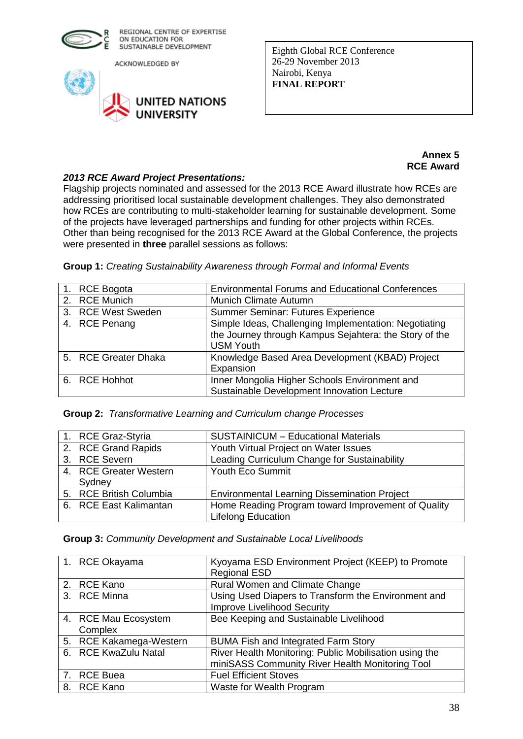REGIONAL CENTRE OF EXPERTISE ON EDUCATION FOR SUSTAINABLE DEVELOPMENT

ACKNOWLEDGED BY

UNITED NATIONS UNIVERSITY

Eighth Global RCE Conference
26-29 November 2013
Nairobi, Kenya
**FINAL REPORT**

**Annex 5**
**RCE Award**

***2013 RCE Award Project Presentations:***

Flagship projects nominated and assessed for the 2013 RCE Award illustrate how RCEs are addressing prioritised local sustainable development challenges. They also demonstrated how RCEs are contributing to multi-stakeholder learning for sustainable development. Some of the projects have leveraged partnerships and funding for other projects within RCEs. Other than being recognised for the 2013 RCE Award at the Global Conference, the projects were presented in **three** parallel sessions as follows:

**Group 1:** *Creating Sustainability Awareness through Formal and Informal Events*

| | |
|---|---|
| 1. RCE Bogota | Environmental Forums and Educational Conferences |
| 2. RCE Munich | Munich Climate Autumn |
| 3. RCE West Sweden | Summer Seminar: Futures Experience |
| 4. RCE Penang | Simple Ideas, Challenging Implementation: Negotiating the Journey through Kampus Sejahtera: the Story of the USM Youth |
| 5. RCE Greater Dhaka | Knowledge Based Area Development (KBAD) Project Expansion |
| 6. RCE Hohhot | Inner Mongolia Higher Schools Environment and Sustainable Development Innovation Lecture |

**Group 2:** *Transformative Learning and Curriculum change Processes*

| | |
|---|---|
| 1. RCE Graz-Styria | SUSTAINICUM – Educational Materials |
| 2. RCE Grand Rapids | Youth Virtual Project on Water Issues |
| 3. RCE Severn | Leading Curriculum Change for Sustainability |
| 4. RCE Greater Western Sydney | Youth Eco Summit |
| 5. RCE British Columbia | Environmental Learning Dissemination Project |
| 6. RCE East Kalimantan | Home Reading Program toward Improvement of Quality Lifelong Education |

**Group 3:** *Community Development and Sustainable Local Livelihoods*

| | |
|---|---|
| 1. RCE Okayama | Kyoyama ESD Environment Project (KEEP) to Promote Regional ESD |
| 2. RCE Kano | Rural Women and Climate Change |
| 3. RCE Minna | Using Used Diapers to Transform the Environment and Improve Livelihood Security |
| 4. RCE Mau Ecosystem Complex | Bee Keeping and Sustainable Livelihood |
| 5. RCE Kakamega-Western | BUMA Fish and Integrated Farm Story |
| 6. RCE KwaZulu Natal | River Health Monitoring: Public Mobilisation using the miniSASS Community River Health Monitoring Tool |
| 7. RCE Buea | Fuel Efficient Stoves |
| 8. RCE Kano | Waste for Wealth Program |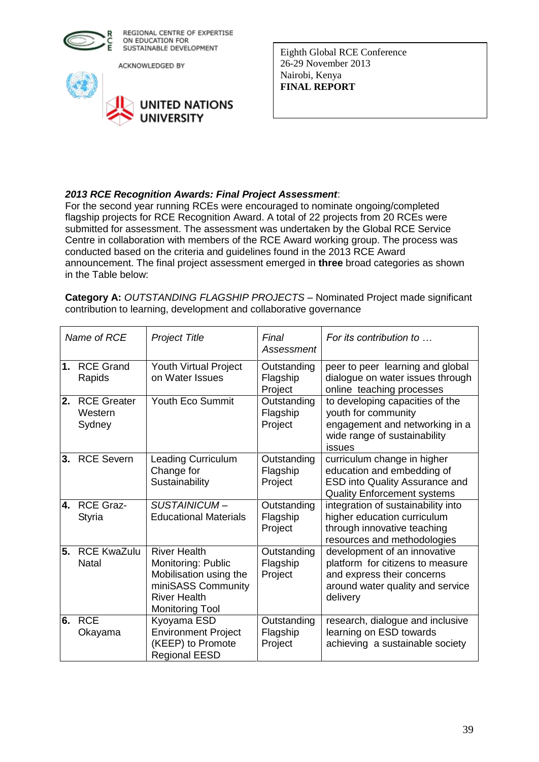REGIONAL CENTRE OF EXPERTISE ON EDUCATION FOR SUSTAINABLE DEVELOPMENT

ACKNOWLEDGED BY

UNITED NATIONS UNIVERSITY

Eighth Global RCE Conference
26-29 November 2013
Nairobi, Kenya
**FINAL REPORT**

***2013 RCE Recognition Awards: Final Project Assessment***:
For the second year running RCEs were encouraged to nominate ongoing/completed flagship projects for RCE Recognition Award. A total of 22 projects from 20 RCEs were submitted for assessment. The assessment was undertaken by the Global RCE Service Centre in collaboration with members of the RCE Award working group. The process was conducted based on the criteria and guidelines found in the 2013 RCE Award announcement. The final project assessment emerged in **three** broad categories as shown in the Table below:

**Category A:** *OUTSTANDING FLAGSHIP PROJECTS* – Nominated Project made significant contribution to learning, development and collaborative governance

| *Name of RCE* | *Project Title* | *Final Assessment* | *For its contribution to …* |
|---|---|---|---|
| **1.** RCE Grand Rapids | Youth Virtual Project on Water Issues | Outstanding Flagship Project | peer to peer learning and global dialogue on water issues through online teaching processes |
| **2.** RCE Greater Western Sydney | Youth Eco Summit | Outstanding Flagship Project | to developing capacities of the youth for community engagement and networking in a wide range of sustainability issues |
| **3.** RCE Severn | Leading Curriculum Change for Sustainability | Outstanding Flagship Project | curriculum change in higher education and embedding of ESD into Quality Assurance and Quality Enforcement systems |
| **4.** RCE Graz-Styria | *SUSTAINICUM* – Educational Materials | Outstanding Flagship Project | integration of sustainability into higher education curriculum through innovative teaching resources and methodologies |
| **5.** RCE KwaZulu Natal | River Health Monitoring: Public Mobilisation using the miniSASS Community River Health Monitoring Tool | Outstanding Flagship Project | development of an innovative platform for citizens to measure and express their concerns around water quality and service delivery |
| **6.** RCE Okayama | Kyoyama ESD Environment Project (KEEP) to Promote Regional EESD | Outstanding Flagship Project | research, dialogue and inclusive learning on ESD towards achieving a sustainable society |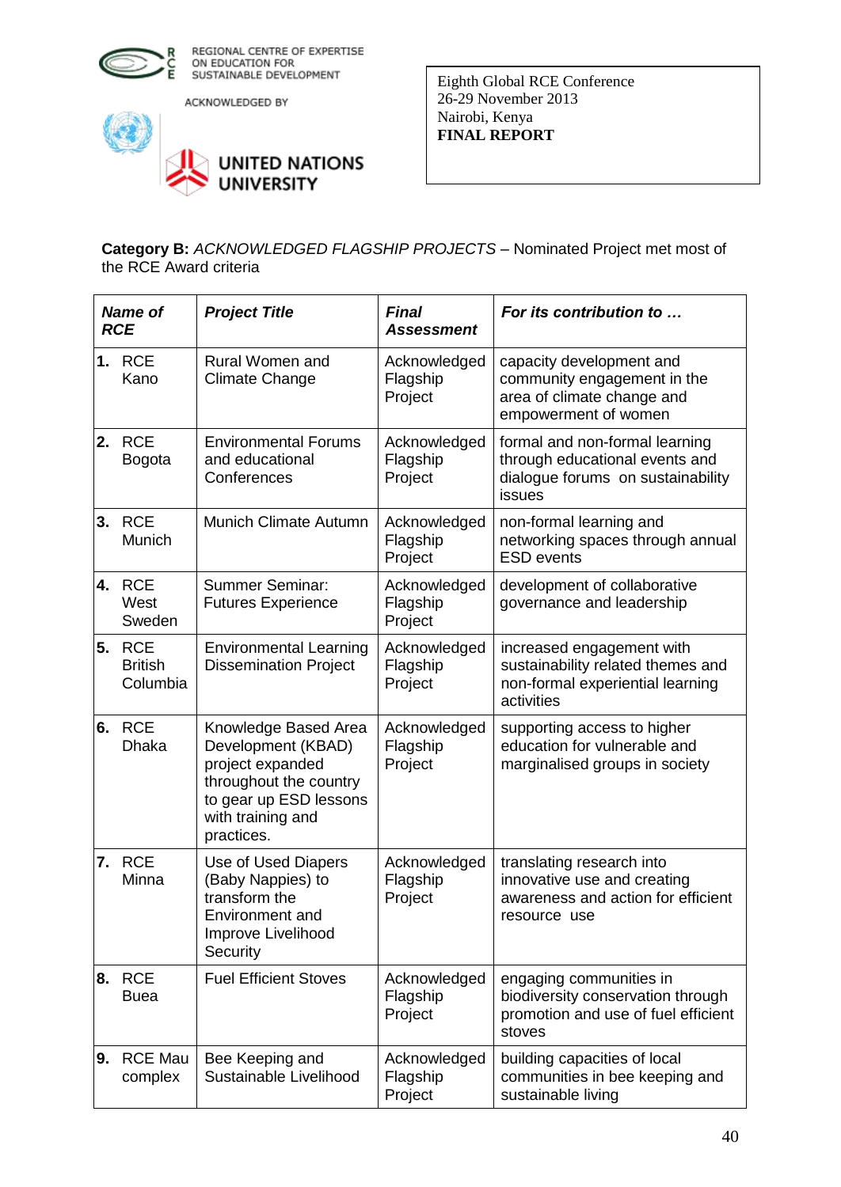**Category B:** *ACKNOWLEDGED FLAGSHIP PROJECTS* – Nominated Project met most of the RCE Award criteria

| *Name of RCE* | *Project Title* | *Final Assessment* | *For its contribution to …* |
|---|---|---|---|
| **1.** RCE Kano | Rural Women and Climate Change | Acknowledged Flagship Project | capacity development and community engagement in the area of climate change and empowerment of women |
| **2.** RCE Bogota | Environmental Forums and educational Conferences | Acknowledged Flagship Project | formal and non-formal learning through educational events and dialogue forums on sustainability issues |
| **3.** RCE Munich | Munich Climate Autumn | Acknowledged Flagship Project | non-formal learning and networking spaces through annual ESD events |
| **4.** RCE West Sweden | Summer Seminar: Futures Experience | Acknowledged Flagship Project | development of collaborative governance and leadership |
| **5.** RCE British Columbia | Environmental Learning Dissemination Project | Acknowledged Flagship Project | increased engagement with sustainability related themes and non-formal experiential learning activities |
| **6.** RCE Dhaka | Knowledge Based Area Development (KBAD) project expanded throughout the country to gear up ESD lessons with training and practices. | Acknowledged Flagship Project | supporting access to higher education for vulnerable and marginalised groups in society |
| **7.** RCE Minna | Use of Used Diapers (Baby Nappies) to transform the Environment and Improve Livelihood Security | Acknowledged Flagship Project | translating research into innovative use and creating awareness and action for efficient resource use |
| **8.** RCE Buea | Fuel Efficient Stoves | Acknowledged Flagship Project | engaging communities in biodiversity conservation through promotion and use of fuel efficient stoves |
| **9.** RCE Mau complex | Bee Keeping and Sustainable Livelihood | Acknowledged Flagship Project | building capacities of local communities in bee keeping and sustainable living |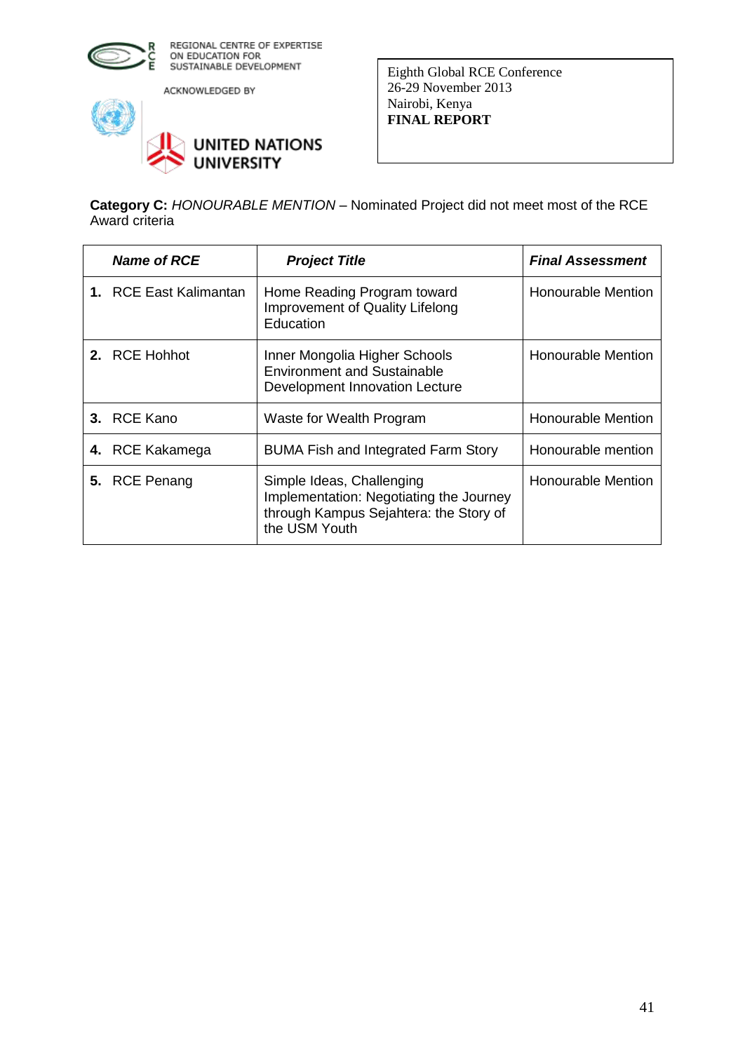**Category C:** *HONOURABLE MENTION* – Nominated Project did not meet most of the RCE Award criteria

| ***Name of RCE*** | ***Project Title*** | ***Final Assessment*** |
|---|---|---|
| **1.** RCE East Kalimantan | Home Reading Program toward Improvement of Quality Lifelong Education | Honourable Mention |
| **2.** RCE Hohhot | Inner Mongolia Higher Schools Environment and Sustainable Development Innovation Lecture | Honourable Mention |
| **3.** RCE Kano | Waste for Wealth Program | Honourable Mention |
| **4.** RCE Kakamega | BUMA Fish and Integrated Farm Story | Honourable mention |
| **5.** RCE Penang | Simple Ideas, Challenging Implementation: Negotiating the Journey through Kampus Sejahtera: the Story of the USM Youth | Honourable Mention |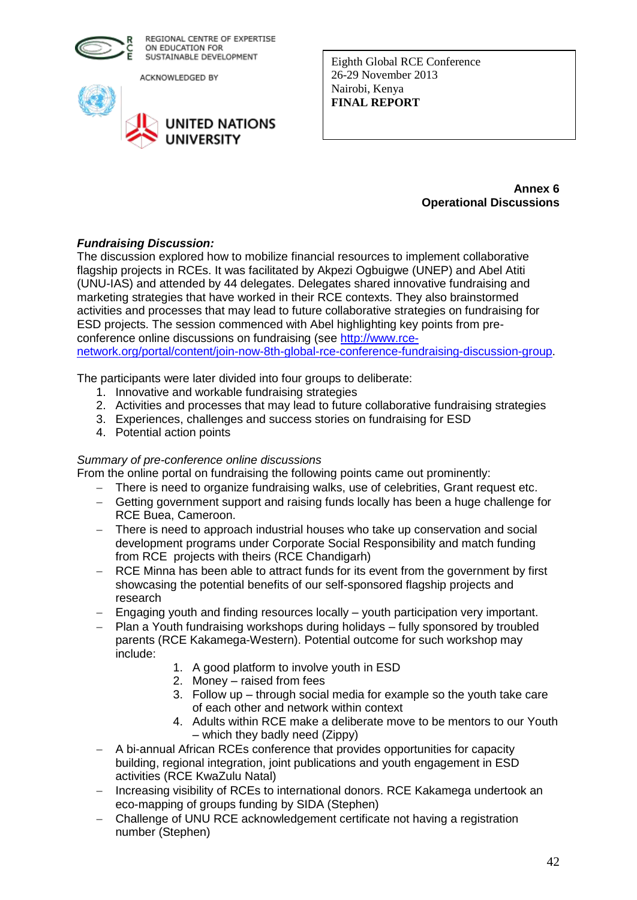**Annex 6**
**Operational Discussions**

***Fundraising Discussion:***
The discussion explored how to mobilize financial resources to implement collaborative flagship projects in RCEs. It was facilitated by Akpezi Ogbuigwe (UNEP) and Abel Atiti (UNU-IAS) and attended by 44 delegates. Delegates shared innovative fundraising and marketing strategies that have worked in their RCE contexts. They also brainstormed activities and processes that may lead to future collaborative strategies on fundraising for ESD projects. The session commenced with Abel highlighting key points from pre-conference online discussions on fundraising (see http://www.rce-network.org/portal/content/join-now-8th-global-rce-conference-fundraising-discussion-group.

The participants were later divided into four groups to deliberate:

1. Innovative and workable fundraising strategies
2. Activities and processes that may lead to future collaborative fundraising strategies
3. Experiences, challenges and success stories on fundraising for ESD
4. Potential action points

*Summary of pre-conference online discussions*
From the online portal on fundraising the following points came out prominently:

- There is need to organize fundraising walks, use of celebrities, Grant request etc.
- Getting government support and raising funds locally has been a huge challenge for RCE Buea, Cameroon.
- There is need to approach industrial houses who take up conservation and social development programs under Corporate Social Responsibility and match funding from RCE projects with theirs (RCE Chandigarh)
- RCE Minna has been able to attract funds for its event from the government by first showcasing the potential benefits of our self-sponsored flagship projects and research
- Engaging youth and finding resources locally – youth participation very important.
- Plan a Youth fundraising workshops during holidays – fully sponsored by troubled parents (RCE Kakamega-Western). Potential outcome for such workshop may include:
    1. A good platform to involve youth in ESD
    2. Money – raised from fees
    3. Follow up – through social media for example so the youth take care of each other and network within context
    4. Adults within RCE make a deliberate move to be mentors to our Youth – which they badly need (Zippy)
- A bi-annual African RCEs conference that provides opportunities for capacity building, regional integration, joint publications and youth engagement in ESD activities (RCE KwaZulu Natal)
- Increasing visibility of RCEs to international donors. RCE Kakamega undertook an eco-mapping of groups funding by SIDA (Stephen)
- Challenge of UNU RCE acknowledgement certificate not having a registration number (Stephen)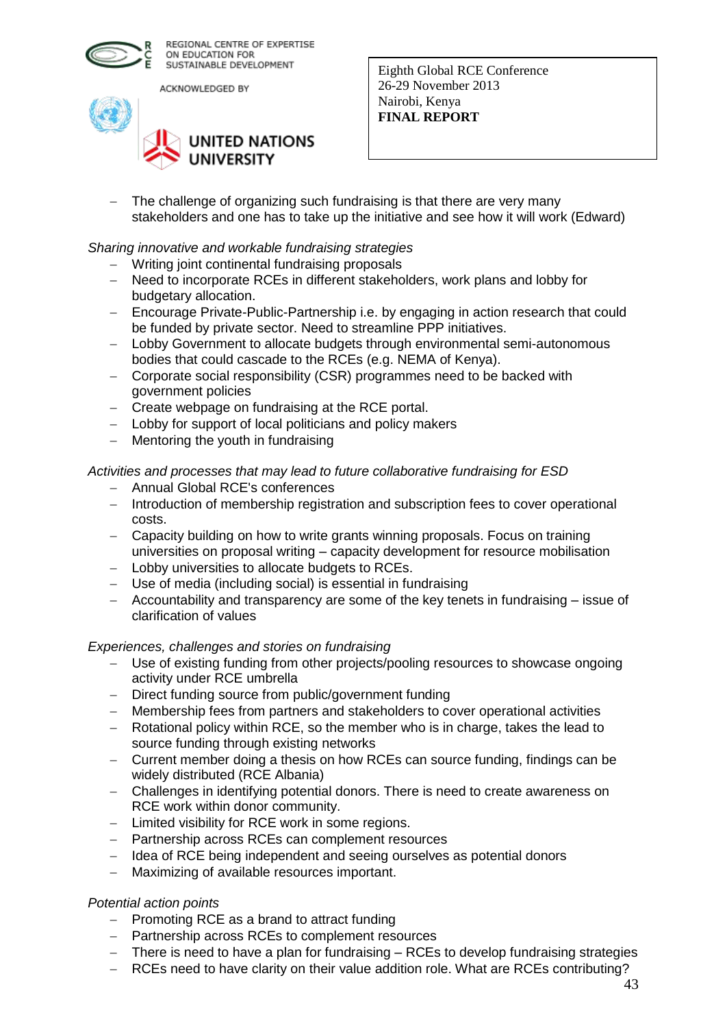- The challenge of organizing such fundraising is that there are very many stakeholders and one has to take up the initiative and see how it will work (Edward)

*Sharing innovative and workable fundraising strategies*

- Writing joint continental fundraising proposals
- Need to incorporate RCEs in different stakeholders, work plans and lobby for budgetary allocation.
- Encourage Private-Public-Partnership i.e. by engaging in action research that could be funded by private sector. Need to streamline PPP initiatives.
- Lobby Government to allocate budgets through environmental semi-autonomous bodies that could cascade to the RCEs (e.g. NEMA of Kenya).
- Corporate social responsibility (CSR) programmes need to be backed with government policies
- Create webpage on fundraising at the RCE portal.
- Lobby for support of local politicians and policy makers
- Mentoring the youth in fundraising

*Activities and processes that may lead to future collaborative fundraising for ESD*

- Annual Global RCE's conferences
- Introduction of membership registration and subscription fees to cover operational costs.
- Capacity building on how to write grants winning proposals. Focus on training universities on proposal writing – capacity development for resource mobilisation
- Lobby universities to allocate budgets to RCEs.
- Use of media (including social) is essential in fundraising
- Accountability and transparency are some of the key tenets in fundraising – issue of clarification of values

*Experiences, challenges and stories on fundraising*

- Use of existing funding from other projects/pooling resources to showcase ongoing activity under RCE umbrella
- Direct funding source from public/government funding
- Membership fees from partners and stakeholders to cover operational activities
- Rotational policy within RCE, so the member who is in charge, takes the lead to source funding through existing networks
- Current member doing a thesis on how RCEs can source funding, findings can be widely distributed (RCE Albania)
- Challenges in identifying potential donors. There is need to create awareness on RCE work within donor community.
- Limited visibility for RCE work in some regions.
- Partnership across RCEs can complement resources
- Idea of RCE being independent and seeing ourselves as potential donors
- Maximizing of available resources important.

*Potential action points*

- Promoting RCE as a brand to attract funding
- Partnership across RCEs to complement resources
- There is need to have a plan for fundraising – RCEs to develop fundraising strategies
- RCEs need to have clarity on their value addition role. What are RCEs contributing?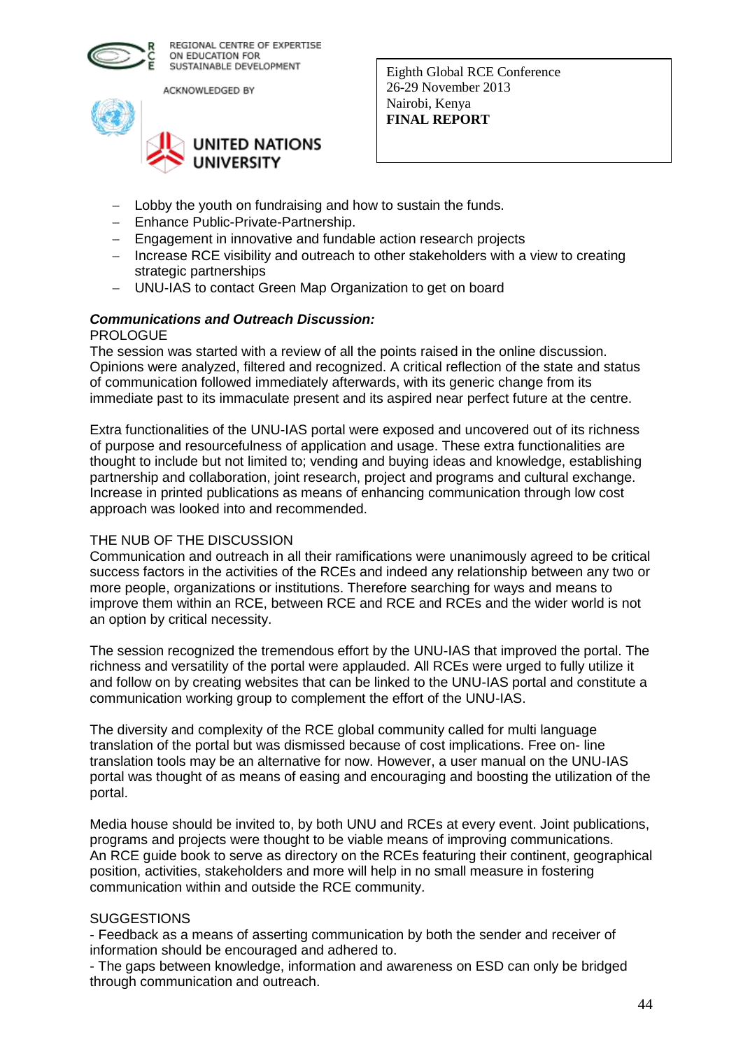- Lobby the youth on fundraising and how to sustain the funds.
- Enhance Public-Private-Partnership.
- Engagement in innovative and fundable action research projects
- Increase RCE visibility and outreach to other stakeholders with a view to creating strategic partnerships
- UNU-IAS to contact Green Map Organization to get on board

***Communications and Outreach Discussion:***

PROLOGUE

The session was started with a review of all the points raised in the online discussion. Opinions were analyzed, filtered and recognized. A critical reflection of the state and status of communication followed immediately afterwards, with its generic change from its immediate past to its immaculate present and its aspired near perfect future at the centre.

Extra functionalities of the UNU-IAS portal were exposed and uncovered out of its richness of purpose and resourcefulness of application and usage. These extra functionalities are thought to include but not limited to; vending and buying ideas and knowledge, establishing partnership and collaboration, joint research, project and programs and cultural exchange. Increase in printed publications as means of enhancing communication through low cost approach was looked into and recommended.

THE NUB OF THE DISCUSSION

Communication and outreach in all their ramifications were unanimously agreed to be critical success factors in the activities of the RCEs and indeed any relationship between any two or more people, organizations or institutions. Therefore searching for ways and means to improve them within an RCE, between RCE and RCE and RCEs and the wider world is not an option by critical necessity.

The session recognized the tremendous effort by the UNU-IAS that improved the portal. The richness and versatility of the portal were applauded. All RCEs were urged to fully utilize it and follow on by creating websites that can be linked to the UNU-IAS portal and constitute a communication working group to complement the effort of the UNU-IAS.

The diversity and complexity of the RCE global community called for multi language translation of the portal but was dismissed because of cost implications. Free on- line translation tools may be an alternative for now. However, a user manual on the UNU-IAS portal was thought of as means of easing and encouraging and boosting the utilization of the portal.

Media house should be invited to, by both UNU and RCEs at every event. Joint publications, programs and projects were thought to be viable means of improving communications. An RCE guide book to serve as directory on the RCEs featuring their continent, geographical position, activities, stakeholders and more will help in no small measure in fostering communication within and outside the RCE community.

SUGGESTIONS

- Feedback as a means of asserting communication by both the sender and receiver of information should be encouraged and adhered to.
- The gaps between knowledge, information and awareness on ESD can only be bridged through communication and outreach.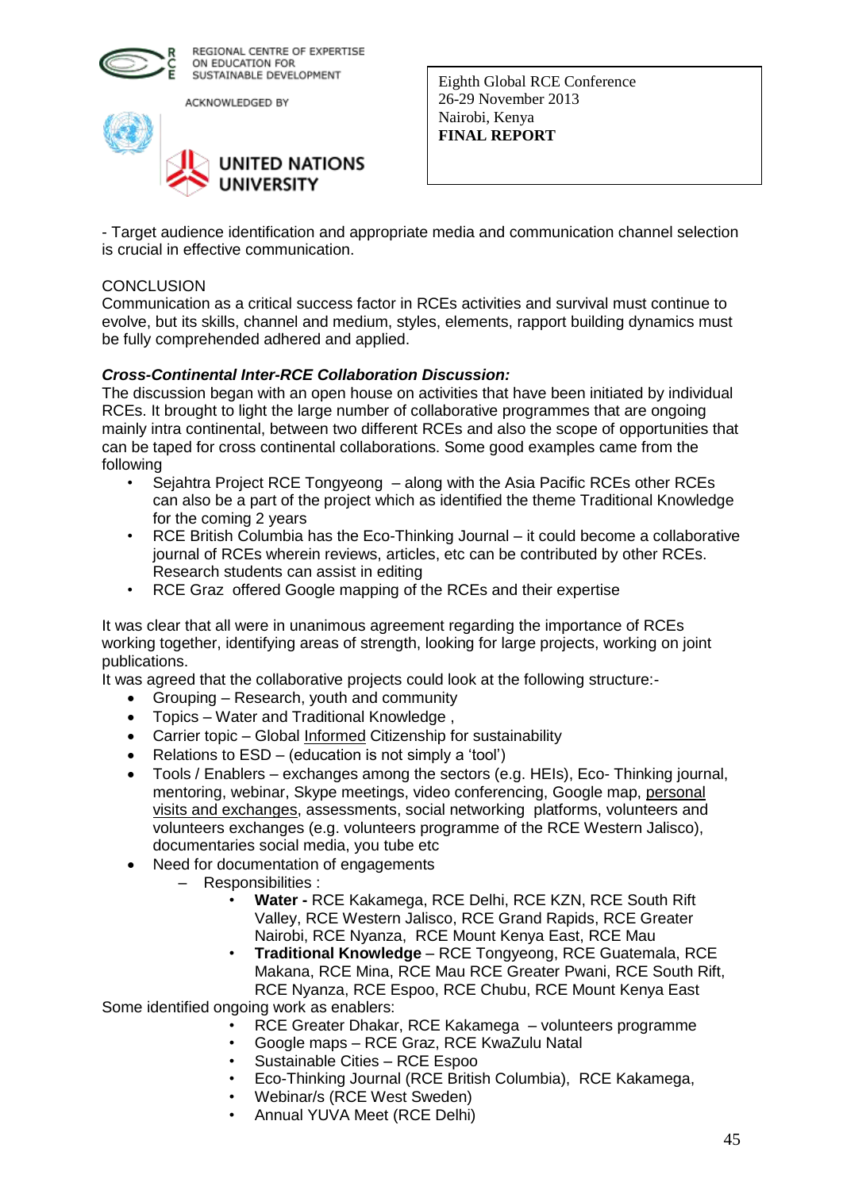- Target audience identification and appropriate media and communication channel selection is crucial in effective communication.

CONCLUSION

Communication as a critical success factor in RCEs activities and survival must continue to evolve, but its skills, channel and medium, styles, elements, rapport building dynamics must be fully comprehended adhered and applied.

***Cross-Continental Inter-RCE Collaboration Discussion:***

The discussion began with an open house on activities that have been initiated by individual RCEs. It brought to light the large number of collaborative programmes that are ongoing mainly intra continental, between two different RCEs and also the scope of opportunities that can be taped for cross continental collaborations. Some good examples came from the following

- Sejahtra Project RCE Tongyeong – along with the Asia Pacific RCEs other RCEs can also be a part of the project which as identified the theme Traditional Knowledge for the coming 2 years
- RCE British Columbia has the Eco-Thinking Journal – it could become a collaborative journal of RCEs wherein reviews, articles, etc can be contributed by other RCEs. Research students can assist in editing
- RCE Graz offered Google mapping of the RCEs and their expertise

It was clear that all were in unanimous agreement regarding the importance of RCEs working together, identifying areas of strength, looking for large projects, working on joint publications.

It was agreed that the collaborative projects could look at the following structure:-

- Grouping – Research, youth and community
- Topics – Water and Traditional Knowledge ,
- Carrier topic – Global <u>Informed</u> Citizenship for sustainability
- Relations to ESD – (education is not simply a 'tool')
- Tools / Enablers – exchanges among the sectors (e.g. HEIs), Eco- Thinking journal, mentoring, webinar, Skype meetings, video conferencing, Google map, <u>personal visits and exchanges</u>, assessments, social networking platforms, volunteers and volunteers exchanges (e.g. volunteers programme of the RCE Western Jalisco), documentaries social media, you tube etc
- Need for documentation of engagements
  - Responsibilities :
    - **Water -** RCE Kakamega, RCE Delhi, RCE KZN, RCE South Rift Valley, RCE Western Jalisco, RCE Grand Rapids, RCE Greater Nairobi, RCE Nyanza, RCE Mount Kenya East, RCE Mau
    - **Traditional Knowledge** – RCE Tongyeong, RCE Guatemala, RCE Makana, RCE Mina, RCE Mau RCE Greater Pwani, RCE South Rift, RCE Nyanza, RCE Espoo, RCE Chubu, RCE Mount Kenya East

Some identified ongoing work as enablers:

- RCE Greater Dhakar, RCE Kakamega – volunteers programme
- Google maps – RCE Graz, RCE KwaZulu Natal
- Sustainable Cities – RCE Espoo
- Eco-Thinking Journal (RCE British Columbia), RCE Kakamega,
- Webinar/s (RCE West Sweden)
- Annual YUVA Meet (RCE Delhi)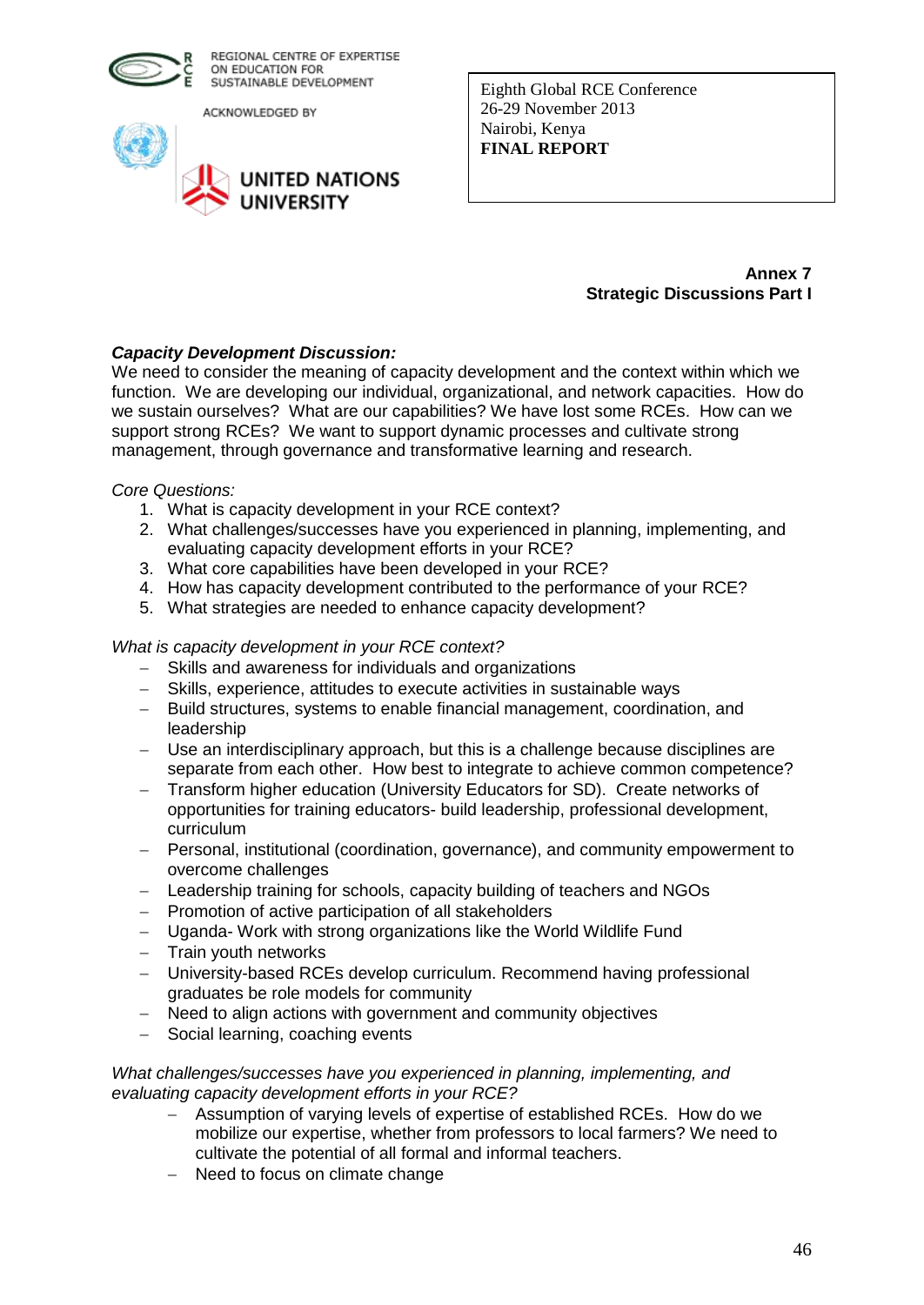## Annex 7
## Strategic Discussions Part I

***Capacity Development Discussion:***
We need to consider the meaning of capacity development and the context within which we function. We are developing our individual, organizational, and network capacities. How do we sustain ourselves? What are our capabilities? We have lost some RCEs. How can we support strong RCEs? We want to support dynamic processes and cultivate strong management, through governance and transformative learning and research.

*Core Questions:*

1. What is capacity development in your RCE context?
2. What challenges/successes have you experienced in planning, implementing, and evaluating capacity development efforts in your RCE?
3. What core capabilities have been developed in your RCE?
4. How has capacity development contributed to the performance of your RCE?
5. What strategies are needed to enhance capacity development?

*What is capacity development in your RCE context?*

- Skills and awareness for individuals and organizations
- Skills, experience, attitudes to execute activities in sustainable ways
- Build structures, systems to enable financial management, coordination, and leadership
- Use an interdisciplinary approach, but this is a challenge because disciplines are separate from each other. How best to integrate to achieve common competence?
- Transform higher education (University Educators for SD). Create networks of opportunities for training educators- build leadership, professional development, curriculum
- Personal, institutional (coordination, governance), and community empowerment to overcome challenges
- Leadership training for schools, capacity building of teachers and NGOs
- Promotion of active participation of all stakeholders
- Uganda- Work with strong organizations like the World Wildlife Fund
- Train youth networks
- University-based RCEs develop curriculum. Recommend having professional graduates be role models for community
- Need to align actions with government and community objectives
- Social learning, coaching events

*What challenges/successes have you experienced in planning, implementing, and evaluating capacity development efforts in your RCE?*

- Assumption of varying levels of expertise of established RCEs. How do we mobilize our expertise, whether from professors to local farmers? We need to cultivate the potential of all formal and informal teachers.
- Need to focus on climate change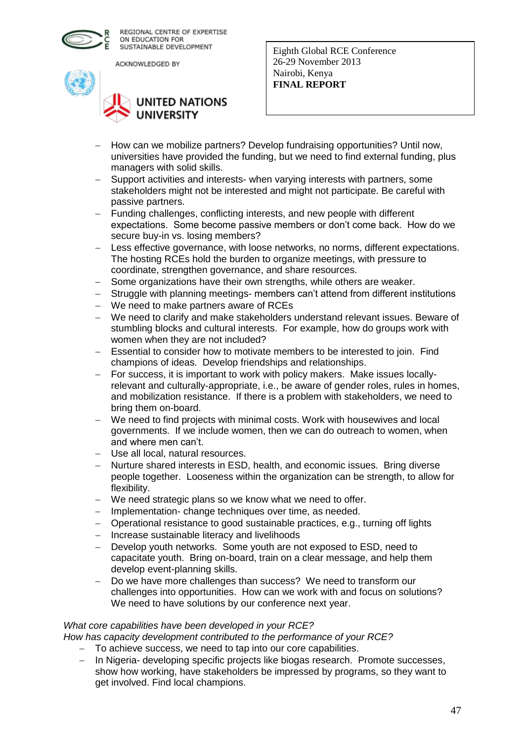- How can we mobilize partners? Develop fundraising opportunities? Until now, universities have provided the funding, but we need to find external funding, plus managers with solid skills.
- Support activities and interests- when varying interests with partners, some stakeholders might not be interested and might not participate. Be careful with passive partners.
- Funding challenges, conflicting interests, and new people with different expectations. Some become passive members or don't come back. How do we secure buy-in vs. losing members?
- Less effective governance, with loose networks, no norms, different expectations. The hosting RCEs hold the burden to organize meetings, with pressure to coordinate, strengthen governance, and share resources.
- Some organizations have their own strengths, while others are weaker.
- Struggle with planning meetings- members can't attend from different institutions
- We need to make partners aware of RCEs
- We need to clarify and make stakeholders understand relevant issues. Beware of stumbling blocks and cultural interests. For example, how do groups work with women when they are not included?
- Essential to consider how to motivate members to be interested to join. Find champions of ideas. Develop friendships and relationships.
- For success, it is important to work with policy makers. Make issues locally-relevant and culturally-appropriate, i.e., be aware of gender roles, rules in homes, and mobilization resistance. If there is a problem with stakeholders, we need to bring them on-board.
- We need to find projects with minimal costs. Work with housewives and local governments. If we include women, then we can do outreach to women, when and where men can't.
- Use all local, natural resources.
- Nurture shared interests in ESD, health, and economic issues. Bring diverse people together. Looseness within the organization can be strength, to allow for flexibility.
- We need strategic plans so we know what we need to offer.
- Implementation- change techniques over time, as needed.
- Operational resistance to good sustainable practices, e.g., turning off lights
- Increase sustainable literacy and livelihoods
- Develop youth networks. Some youth are not exposed to ESD, need to capacitate youth. Bring on-board, train on a clear message, and help them develop event-planning skills.
- Do we have more challenges than success? We need to transform our challenges into opportunities. How can we work with and focus on solutions? We need to have solutions by our conference next year.

*What core capabilities have been developed in your RCE?*
*How has capacity development contributed to the performance of your RCE?*

- To achieve success, we need to tap into our core capabilities.
- In Nigeria- developing specific projects like biogas research. Promote successes, show how working, have stakeholders be impressed by programs, so they want to get involved. Find local champions.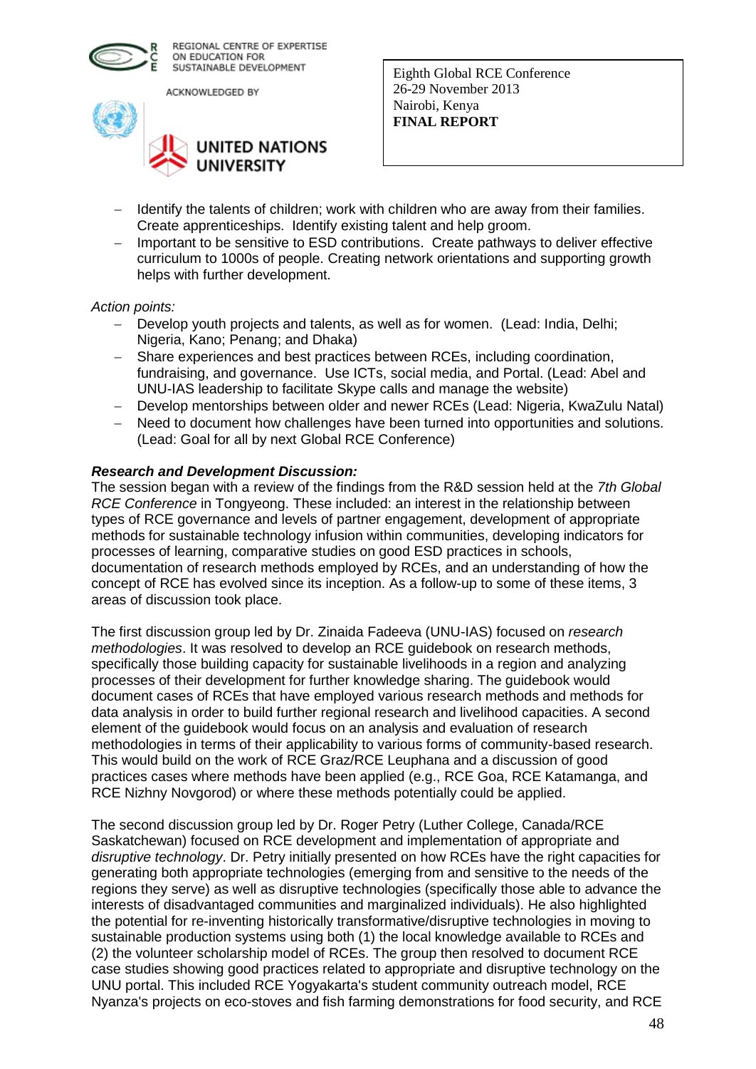- Identify the talents of children; work with children who are away from their families. Create apprenticeships. Identify existing talent and help groom.
- Important to be sensitive to ESD contributions. Create pathways to deliver effective curriculum to 1000s of people. Creating network orientations and supporting growth helps with further development.

*Action points:*

- Develop youth projects and talents, as well as for women. (Lead: India, Delhi; Nigeria, Kano; Penang; and Dhaka)
- Share experiences and best practices between RCEs, including coordination, fundraising, and governance. Use ICTs, social media, and Portal. (Lead: Abel and UNU-IAS leadership to facilitate Skype calls and manage the website)
- Develop mentorships between older and newer RCEs (Lead: Nigeria, KwaZulu Natal)
- Need to document how challenges have been turned into opportunities and solutions. (Lead: Goal for all by next Global RCE Conference)

***Research and Development Discussion:***

The session began with a review of the findings from the R&D session held at the *7th Global RCE Conference* in Tongyeong. These included: an interest in the relationship between types of RCE governance and levels of partner engagement, development of appropriate methods for sustainable technology infusion within communities, developing indicators for processes of learning, comparative studies on good ESD practices in schools, documentation of research methods employed by RCEs, and an understanding of how the concept of RCE has evolved since its inception. As a follow-up to some of these items, 3 areas of discussion took place.

The first discussion group led by Dr. Zinaida Fadeeva (UNU-IAS) focused on *research methodologies*. It was resolved to develop an RCE guidebook on research methods, specifically those building capacity for sustainable livelihoods in a region and analyzing processes of their development for further knowledge sharing. The guidebook would document cases of RCEs that have employed various research methods and methods for data analysis in order to build further regional research and livelihood capacities. A second element of the guidebook would focus on an analysis and evaluation of research methodologies in terms of their applicability to various forms of community-based research. This would build on the work of RCE Graz/RCE Leuphana and a discussion of good practices cases where methods have been applied (e.g., RCE Goa, RCE Katamanga, and RCE Nizhny Novgorod) or where these methods potentially could be applied.

The second discussion group led by Dr. Roger Petry (Luther College, Canada/RCE Saskatchewan) focused on RCE development and implementation of appropriate and *disruptive technology*. Dr. Petry initially presented on how RCEs have the right capacities for generating both appropriate technologies (emerging from and sensitive to the needs of the regions they serve) as well as disruptive technologies (specifically those able to advance the interests of disadvantaged communities and marginalized individuals). He also highlighted the potential for re-inventing historically transformative/disruptive technologies in moving to sustainable production systems using both (1) the local knowledge available to RCEs and (2) the volunteer scholarship model of RCEs. The group then resolved to document RCE case studies showing good practices related to appropriate and disruptive technology on the UNU portal. This included RCE Yogyakarta's student community outreach model, RCE Nyanza's projects on eco-stoves and fish farming demonstrations for food security, and RCE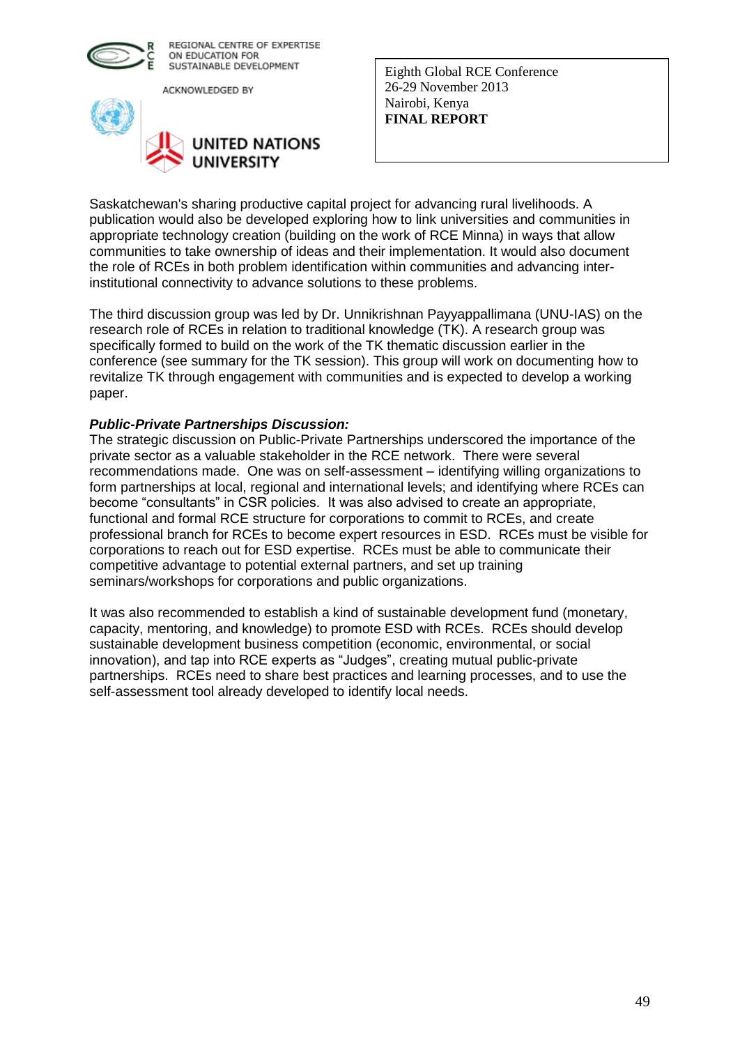Saskatchewan's sharing productive capital project for advancing rural livelihoods. A publication would also be developed exploring how to link universities and communities in appropriate technology creation (building on the work of RCE Minna) in ways that allow communities to take ownership of ideas and their implementation. It would also document the role of RCEs in both problem identification within communities and advancing inter-institutional connectivity to advance solutions to these problems.

The third discussion group was led by Dr. Unnikrishnan Payyappallimana (UNU-IAS) on the research role of RCEs in relation to traditional knowledge (TK). A research group was specifically formed to build on the work of the TK thematic discussion earlier in the conference (see summary for the TK session). This group will work on documenting how to revitalize TK through engagement with communities and is expected to develop a working paper.

***Public-Private Partnerships Discussion:***

The strategic discussion on Public-Private Partnerships underscored the importance of the private sector as a valuable stakeholder in the RCE network. There were several recommendations made. One was on self-assessment – identifying willing organizations to form partnerships at local, regional and international levels; and identifying where RCEs can become "consultants" in CSR policies. It was also advised to create an appropriate, functional and formal RCE structure for corporations to commit to RCEs, and create professional branch for RCEs to become expert resources in ESD. RCEs must be visible for corporations to reach out for ESD expertise. RCEs must be able to communicate their competitive advantage to potential external partners, and set up training seminars/workshops for corporations and public organizations.

It was also recommended to establish a kind of sustainable development fund (monetary, capacity, mentoring, and knowledge) to promote ESD with RCEs. RCEs should develop sustainable development business competition (economic, environmental, or social innovation), and tap into RCE experts as "Judges", creating mutual public-private partnerships. RCEs need to share best practices and learning processes, and to use the self-assessment tool already developed to identify local needs.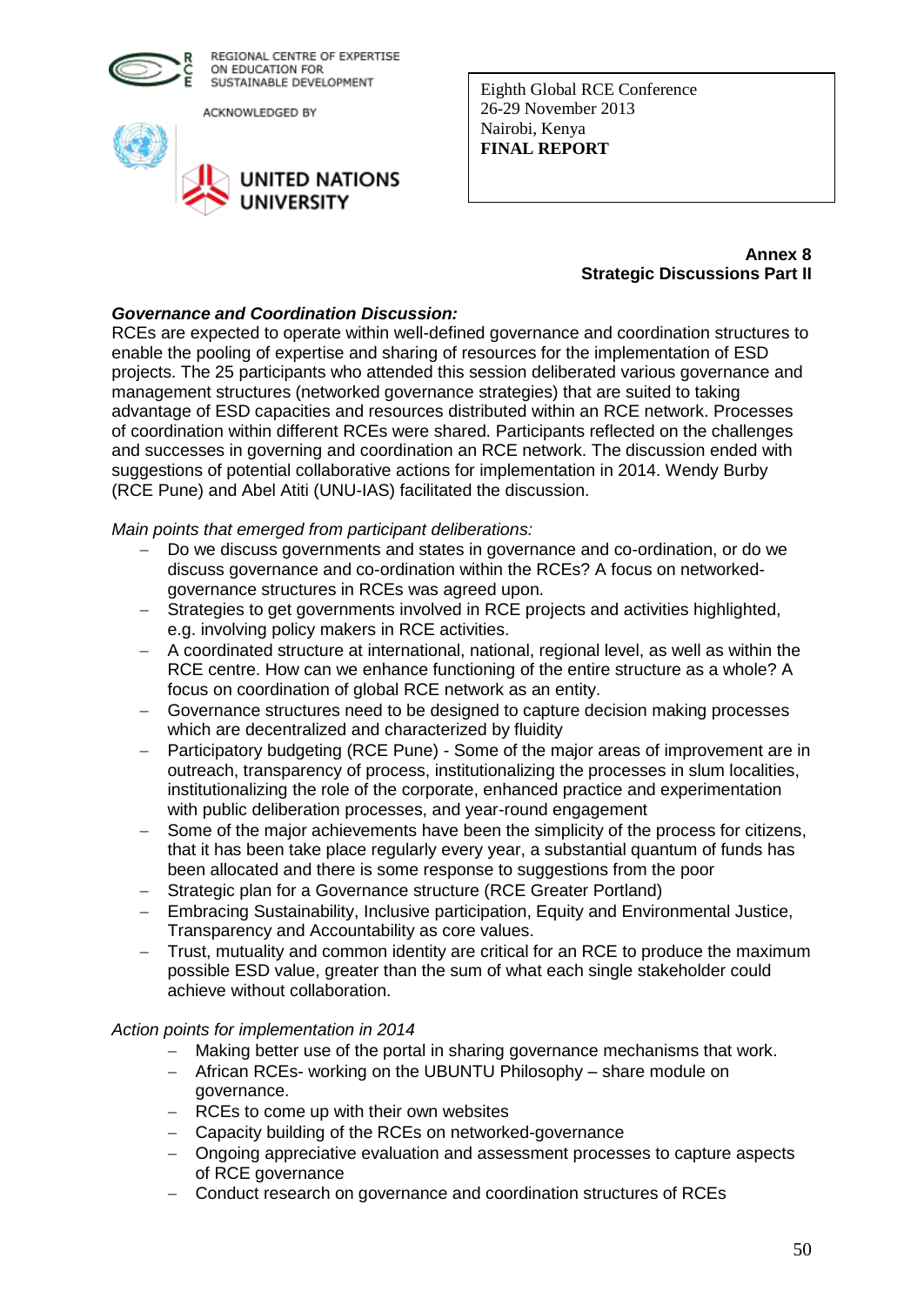REGIONAL CENTRE OF EXPERTISE ON EDUCATION FOR SUSTAINABLE DEVELOPMENT

ACKNOWLEDGED BY

UNITED NATIONS UNIVERSITY

Eighth Global RCE Conference
26-29 November 2013
Nairobi, Kenya
**FINAL REPORT**

**Annex 8**
**Strategic Discussions Part II**

***Governance and Coordination Discussion:***

RCEs are expected to operate within well-defined governance and coordination structures to enable the pooling of expertise and sharing of resources for the implementation of ESD projects. The 25 participants who attended this session deliberated various governance and management structures (networked governance strategies) that are suited to taking advantage of ESD capacities and resources distributed within an RCE network. Processes of coordination within different RCEs were shared. Participants reflected on the challenges and successes in governing and coordination an RCE network. The discussion ended with suggestions of potential collaborative actions for implementation in 2014. Wendy Burby (RCE Pune) and Abel Atiti (UNU-IAS) facilitated the discussion.

*Main points that emerged from participant deliberations:*

- Do we discuss governments and states in governance and co-ordination, or do we discuss governance and co-ordination within the RCEs? A focus on networked-governance structures in RCEs was agreed upon.
- Strategies to get governments involved in RCE projects and activities highlighted, e.g. involving policy makers in RCE activities.
- A coordinated structure at international, national, regional level, as well as within the RCE centre. How can we enhance functioning of the entire structure as a whole? A focus on coordination of global RCE network as an entity.
- Governance structures need to be designed to capture decision making processes which are decentralized and characterized by fluidity
- Participatory budgeting (RCE Pune) - Some of the major areas of improvement are in outreach, transparency of process, institutionalizing the processes in slum localities, institutionalizing the role of the corporate, enhanced practice and experimentation with public deliberation processes, and year-round engagement
- Some of the major achievements have been the simplicity of the process for citizens, that it has been take place regularly every year, a substantial quantum of funds has been allocated and there is some response to suggestions from the poor
- Strategic plan for a Governance structure (RCE Greater Portland)
- Embracing Sustainability, Inclusive participation, Equity and Environmental Justice, Transparency and Accountability as core values.
- Trust, mutuality and common identity are critical for an RCE to produce the maximum possible ESD value, greater than the sum of what each single stakeholder could achieve without collaboration.

*Action points for implementation in 2014*

- Making better use of the portal in sharing governance mechanisms that work.
- African RCEs- working on the UBUNTU Philosophy – share module on governance.
- RCEs to come up with their own websites
- Capacity building of the RCEs on networked-governance
- Ongoing appreciative evaluation and assessment processes to capture aspects of RCE governance
- Conduct research on governance and coordination structures of RCEs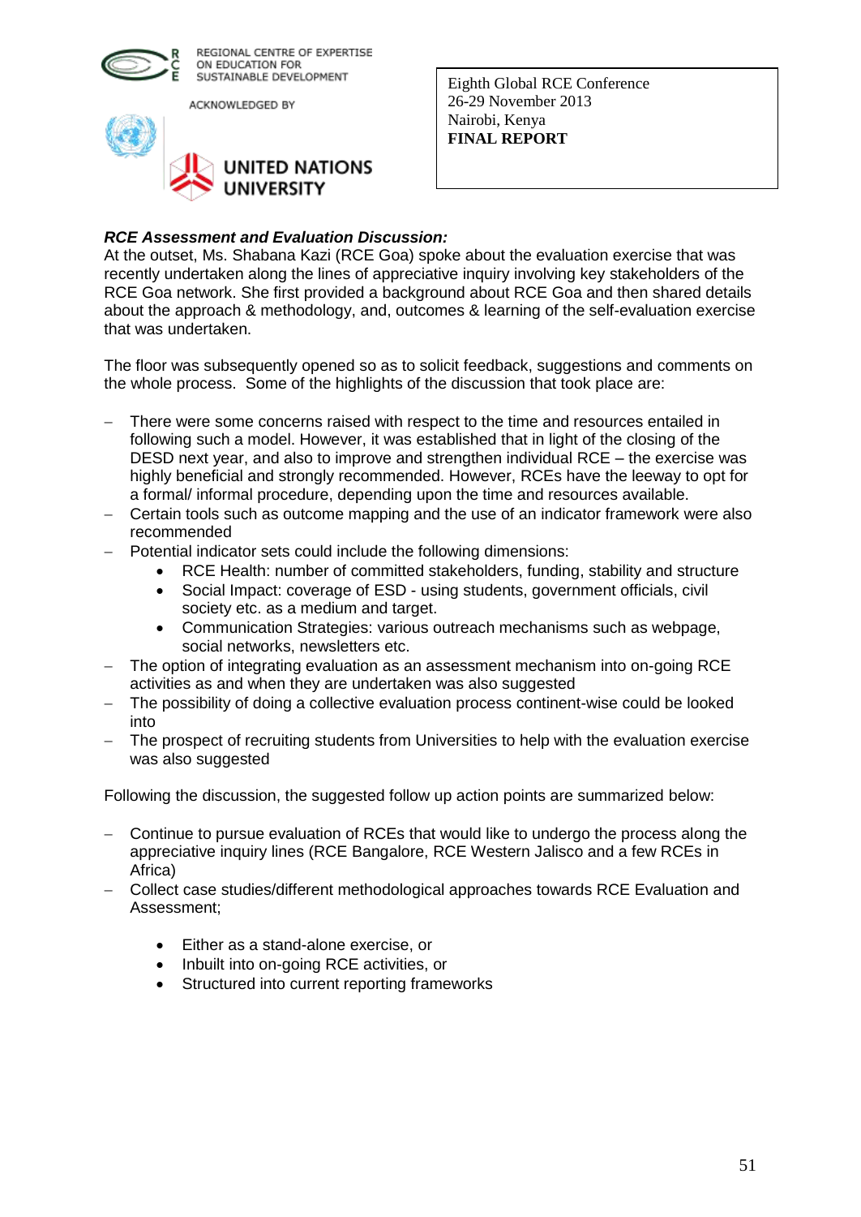**_RCE Assessment and Evaluation Discussion:_**

At the outset, Ms. Shabana Kazi (RCE Goa) spoke about the evaluation exercise that was recently undertaken along the lines of appreciative inquiry involving key stakeholders of the RCE Goa network. She first provided a background about RCE Goa and then shared details about the approach & methodology, and, outcomes & learning of the self-evaluation exercise that was undertaken.

The floor was subsequently opened so as to solicit feedback, suggestions and comments on the whole process. Some of the highlights of the discussion that took place are:

- There were some concerns raised with respect to the time and resources entailed in following such a model. However, it was established that in light of the closing of the DESD next year, and also to improve and strengthen individual RCE – the exercise was highly beneficial and strongly recommended. However, RCEs have the leeway to opt for a formal/ informal procedure, depending upon the time and resources available.
- Certain tools such as outcome mapping and the use of an indicator framework were also recommended
- Potential indicator sets could include the following dimensions:
    - RCE Health: number of committed stakeholders, funding, stability and structure
    - Social Impact: coverage of ESD - using students, government officials, civil society etc. as a medium and target.
    - Communication Strategies: various outreach mechanisms such as webpage, social networks, newsletters etc.
- The option of integrating evaluation as an assessment mechanism into on-going RCE activities as and when they are undertaken was also suggested
- The possibility of doing a collective evaluation process continent-wise could be looked into
- The prospect of recruiting students from Universities to help with the evaluation exercise was also suggested

Following the discussion, the suggested follow up action points are summarized below:

- Continue to pursue evaluation of RCEs that would like to undergo the process along the appreciative inquiry lines (RCE Bangalore, RCE Western Jalisco and a few RCEs in Africa)
- Collect case studies/different methodological approaches towards RCE Evaluation and Assessment;
    - Either as a stand-alone exercise, or
    - Inbuilt into on-going RCE activities, or
    - Structured into current reporting frameworks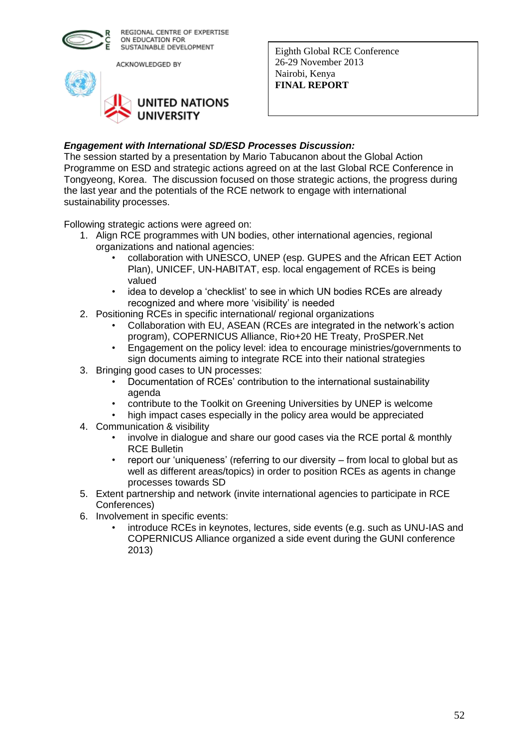***Engagement with International SD/ESD Processes Discussion:***

The session started by a presentation by Mario Tabucanon about the Global Action Programme on ESD and strategic actions agreed on at the last Global RCE Conference in Tongyeong, Korea. The discussion focused on those strategic actions, the progress during the last year and the potentials of the RCE network to engage with international sustainability processes.

Following strategic actions were agreed on:

1. Align RCE programmes with UN bodies, other international agencies, regional organizations and national agencies:
   - collaboration with UNESCO, UNEP (esp. GUPES and the African EET Action Plan), UNICEF, UN-HABITAT, esp. local engagement of RCEs is being valued
   - idea to develop a 'checklist' to see in which UN bodies RCEs are already recognized and where more 'visibility' is needed
2. Positioning RCEs in specific international/ regional organizations
   - Collaboration with EU, ASEAN (RCEs are integrated in the network's action program), COPERNICUS Alliance, Rio+20 HE Treaty, ProSPER.Net
   - Engagement on the policy level: idea to encourage ministries/governments to sign documents aiming to integrate RCE into their national strategies
3. Bringing good cases to UN processes:
   - Documentation of RCEs' contribution to the international sustainability agenda
   - contribute to the Toolkit on Greening Universities by UNEP is welcome
   - high impact cases especially in the policy area would be appreciated
4. Communication & visibility
   - involve in dialogue and share our good cases via the RCE portal & monthly RCE Bulletin
   - report our 'uniqueness' (referring to our diversity – from local to global but as well as different areas/topics) in order to position RCEs as agents in change processes towards SD
5. Extent partnership and network (invite international agencies to participate in RCE Conferences)
6. Involvement in specific events:
   - introduce RCEs in keynotes, lectures, side events (e.g. such as UNU-IAS and COPERNICUS Alliance organized a side event during the GUNI conference 2013)